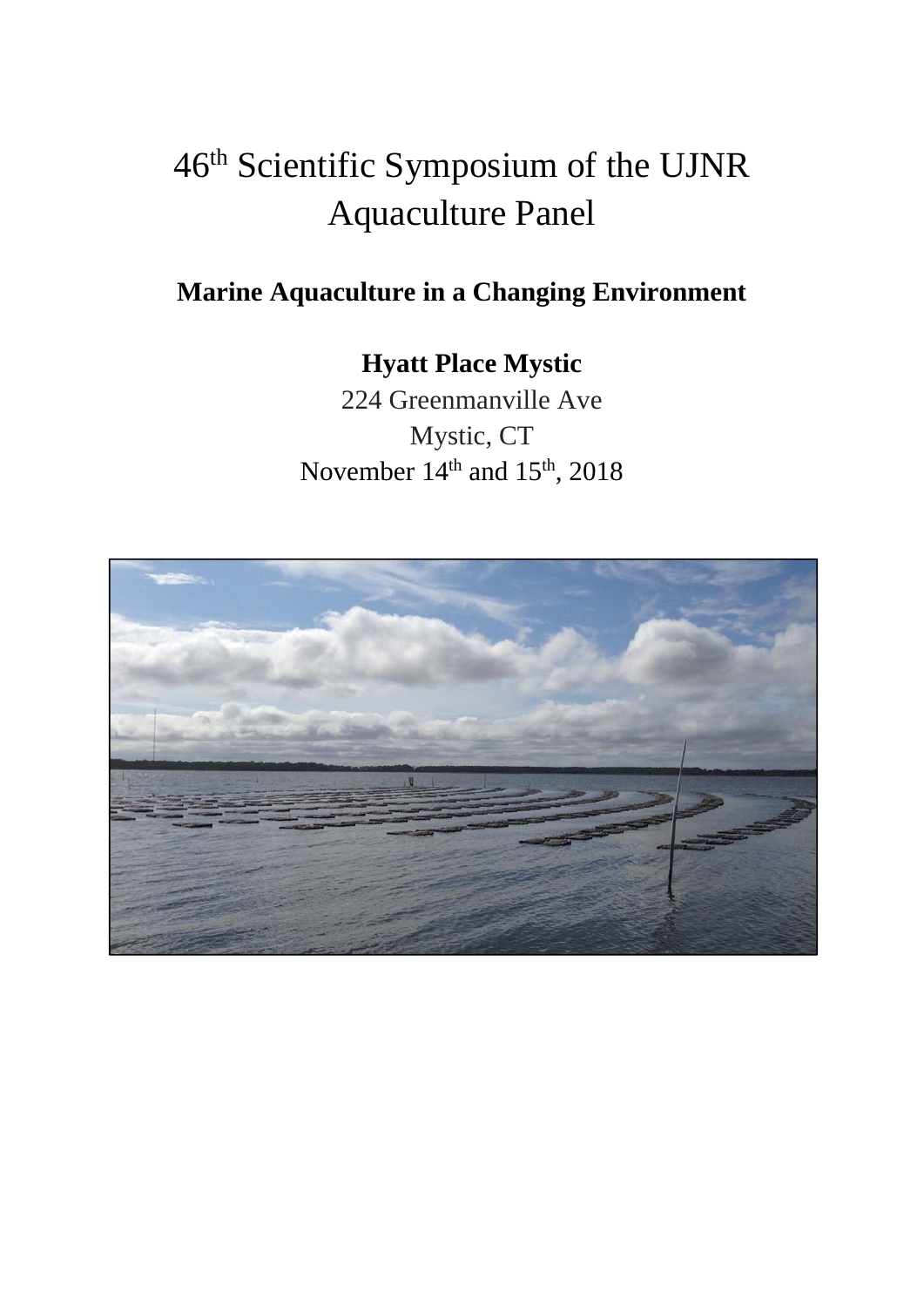# 46th Scientific Symposium of the UJNR Aquaculture Panel

## Marine Aquaculture in a Changing Environment

**Hyatt Place Mystic**

224 Greenmanville Ave

Mystic, CT

November 14th and 15th, 2018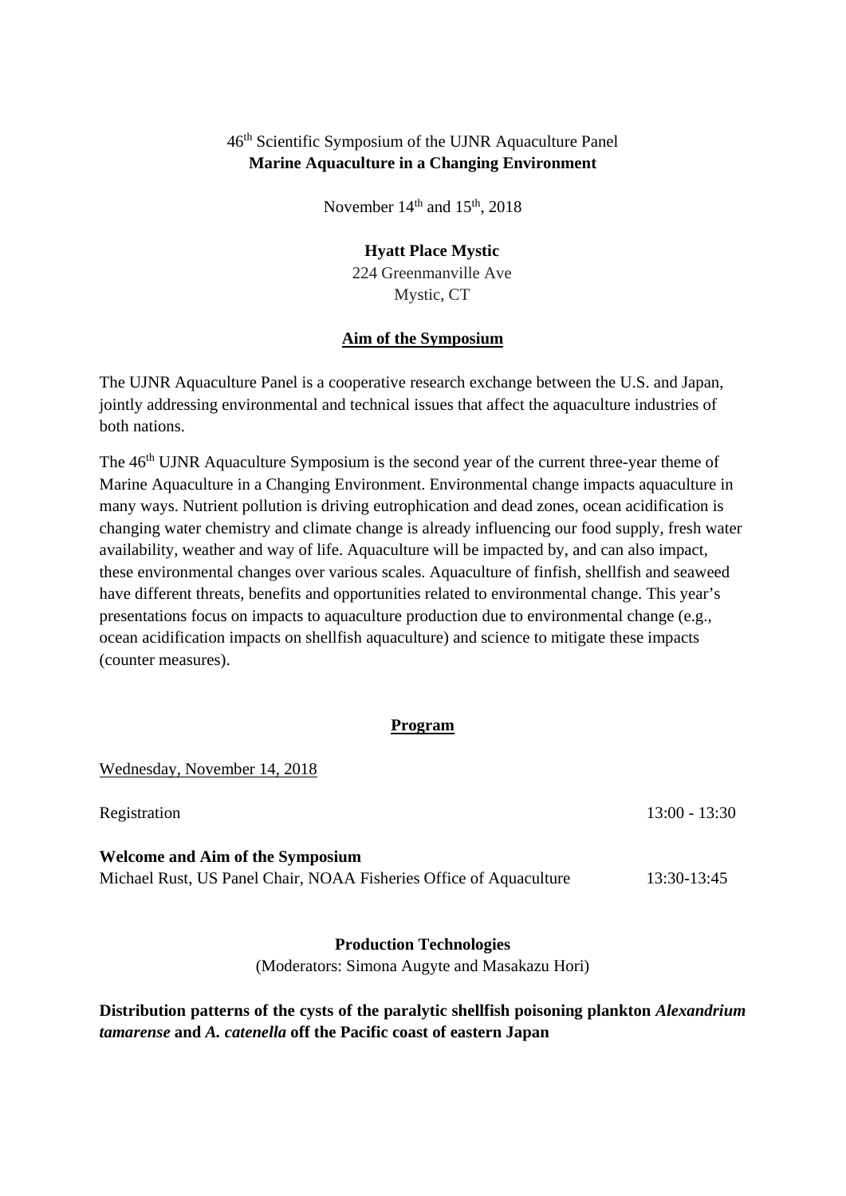46th Scientific Symposium of the UJNR Aquaculture Panel
**Marine Aquaculture in a Changing Environment**

November 14th and 15th, 2018

**Hyatt Place Mystic**
224 Greenmanville Ave
Mystic, CT

## Aim of the Symposium

The UJNR Aquaculture Panel is a cooperative research exchange between the U.S. and Japan, jointly addressing environmental and technical issues that affect the aquaculture industries of both nations.

The 46th UJNR Aquaculture Symposium is the second year of the current three-year theme of Marine Aquaculture in a Changing Environment. Environmental change impacts aquaculture in many ways. Nutrient pollution is driving eutrophication and dead zones, ocean acidification is changing water chemistry and climate change is already influencing our food supply, fresh water availability, weather and way of life. Aquaculture will be impacted by, and can also impact, these environmental changes over various scales. Aquaculture of finfish, shellfish and seaweed have different threats, benefits and opportunities related to environmental change. This year's presentations focus on impacts to aquaculture production due to environmental change (e.g., ocean acidification impacts on shellfish aquaculture) and science to mitigate these impacts (counter measures).

## Program

Wednesday, November 14, 2018

Registration 13:00 - 13:30

**Welcome and Aim of the Symposium**
Michael Rust, US Panel Chair, NOAA Fisheries Office of Aquaculture 13:30-13:45

### Production Technologies

(Moderators: Simona Augyte and Masakazu Hori)

**Distribution patterns of the cysts of the paralytic shellfish poisoning plankton *Alexandrium tamarense* and *A. catenella* off the Pacific coast of eastern Japan**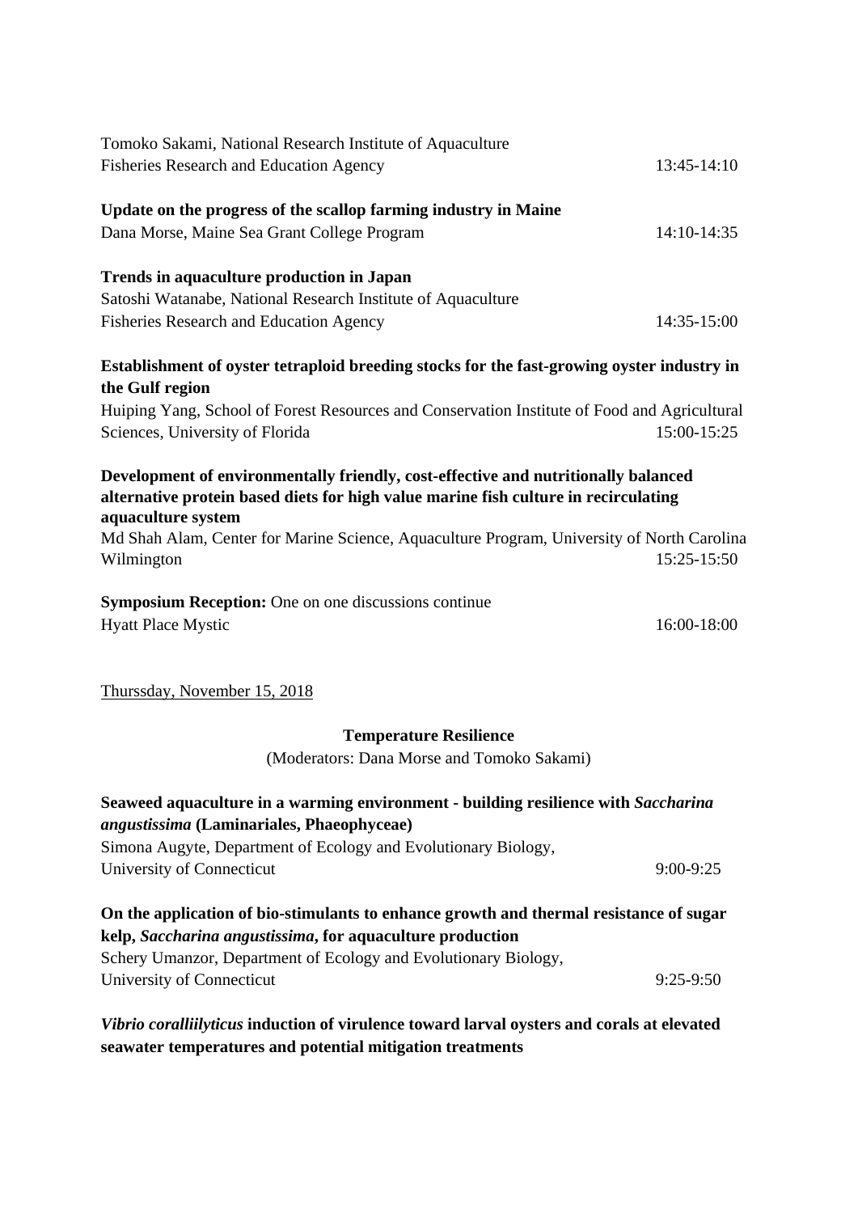Tomoko Sakami, National Research Institute of Aquaculture
Fisheries Research and Education Agency 13:45-14:10

**Update on the progress of the scallop farming industry in Maine**
Dana Morse, Maine Sea Grant College Program 14:10-14:35

**Trends in aquaculture production in Japan**
Satoshi Watanabe, National Research Institute of Aquaculture
Fisheries Research and Education Agency 14:35-15:00

**Establishment of oyster tetraploid breeding stocks for the fast-growing oyster industry in the Gulf region**
Huiping Yang, School of Forest Resources and Conservation Institute of Food and Agricultural Sciences, University of Florida 15:00-15:25

**Development of environmentally friendly, cost-effective and nutritionally balanced alternative protein based diets for high value marine fish culture in recirculating aquaculture system**
Md Shah Alam, Center for Marine Science, Aquaculture Program, University of North Carolina Wilmington 15:25-15:50

**Symposium Reception:** One on one discussions continue
Hyatt Place Mystic 16:00-18:00

Thurssday, November 15, 2018

## Temperature Resilience

(Moderators: Dana Morse and Tomoko Sakami)

**Seaweed aquaculture in a warming environment - building resilience with *Saccharina angustissima* (Laminariales, Phaeophyceae)**
Simona Augyte, Department of Ecology and Evolutionary Biology,
University of Connecticut 9:00-9:25

**On the application of bio-stimulants to enhance growth and thermal resistance of sugar kelp, *Saccharina angustissima*, for aquaculture production**
Schery Umanzor, Department of Ecology and Evolutionary Biology,
University of Connecticut 9:25-9:50

***Vibrio coralliilyticus* induction of virulence toward larval oysters and corals at elevated seawater temperatures and potential mitigation treatments**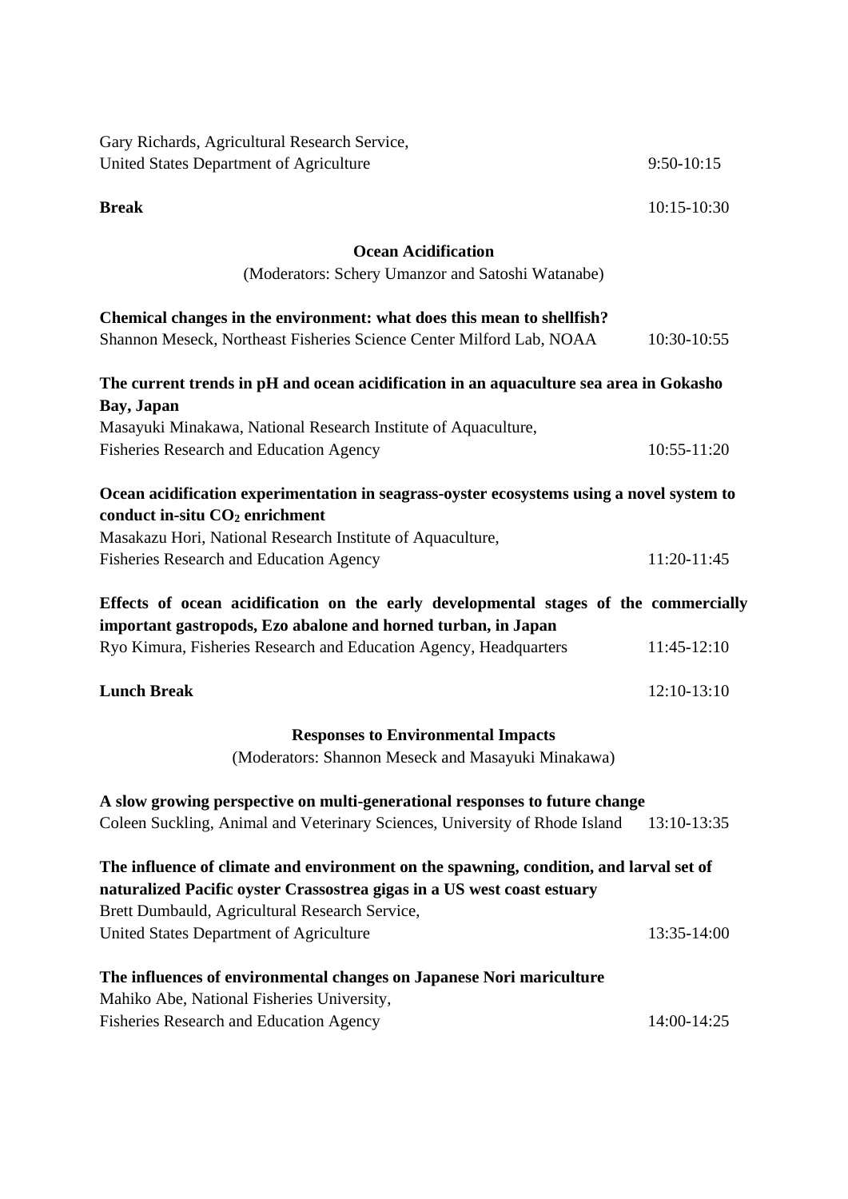Gary Richards, Agricultural Research Service,
United States Department of Agriculture 9:50-10:15

**Break** 10:15-10:30

### Ocean Acidification

(Moderators: Schery Umanzor and Satoshi Watanabe)

**Chemical changes in the environment: what does this mean to shellfish?**
Shannon Meseck, Northeast Fisheries Science Center Milford Lab, NOAA 10:30-10:55

**The current trends in pH and ocean acidification in an aquaculture sea area in Gokasho Bay, Japan**
Masayuki Minakawa, National Research Institute of Aquaculture,
Fisheries Research and Education Agency 10:55-11:20

**Ocean acidification experimentation in seagrass-oyster ecosystems using a novel system to conduct in-situ $CO_2$ enrichment**
Masakazu Hori, National Research Institute of Aquaculture,
Fisheries Research and Education Agency 11:20-11:45

**Effects of ocean acidification on the early developmental stages of the commercially important gastropods, Ezo abalone and horned turban, in Japan**
Ryo Kimura, Fisheries Research and Education Agency, Headquarters 11:45-12:10

**Lunch Break** 12:10-13:10

### Responses to Environmental Impacts

(Moderators: Shannon Meseck and Masayuki Minakawa)

**A slow growing perspective on multi-generational responses to future change**
Coleen Suckling, Animal and Veterinary Sciences, University of Rhode Island 13:10-13:35

**The influence of climate and environment on the spawning, condition, and larval set of naturalized Pacific oyster Crassostrea gigas in a US west coast estuary**
Brett Dumbauld, Agricultural Research Service,
United States Department of Agriculture 13:35-14:00

**The influences of environmental changes on Japanese Nori mariculture**
Mahiko Abe, National Fisheries University,
Fisheries Research and Education Agency 14:00-14:25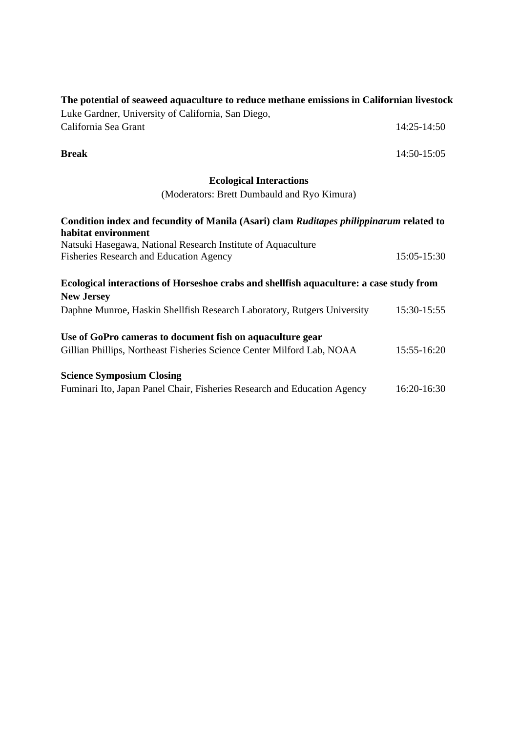**The potential of seaweed aquaculture to reduce methane emissions in Californian livestock**
Luke Gardner, University of California, San Diego,
California Sea Grant 14:25-14:50

**Break** 14:50-15:05

**Ecological Interactions**

(Moderators: Brett Dumbauld and Ryo Kimura)

**Condition index and fecundity of Manila (Asari) clam *Ruditapes philippinarum* related to habitat environment**
Natsuki Hasegawa, National Research Institute of Aquaculture
Fisheries Research and Education Agency 15:05-15:30

**Ecological interactions of Horseshoe crabs and shellfish aquaculture: a case study from New Jersey**
Daphne Munroe, Haskin Shellfish Research Laboratory, Rutgers University 15:30-15:55

**Use of GoPro cameras to document fish on aquaculture gear**
Gillian Phillips, Northeast Fisheries Science Center Milford Lab, NOAA 15:55-16:20

**Science Symposium Closing**
Fuminari Ito, Japan Panel Chair, Fisheries Research and Education Agency 16:20-16:30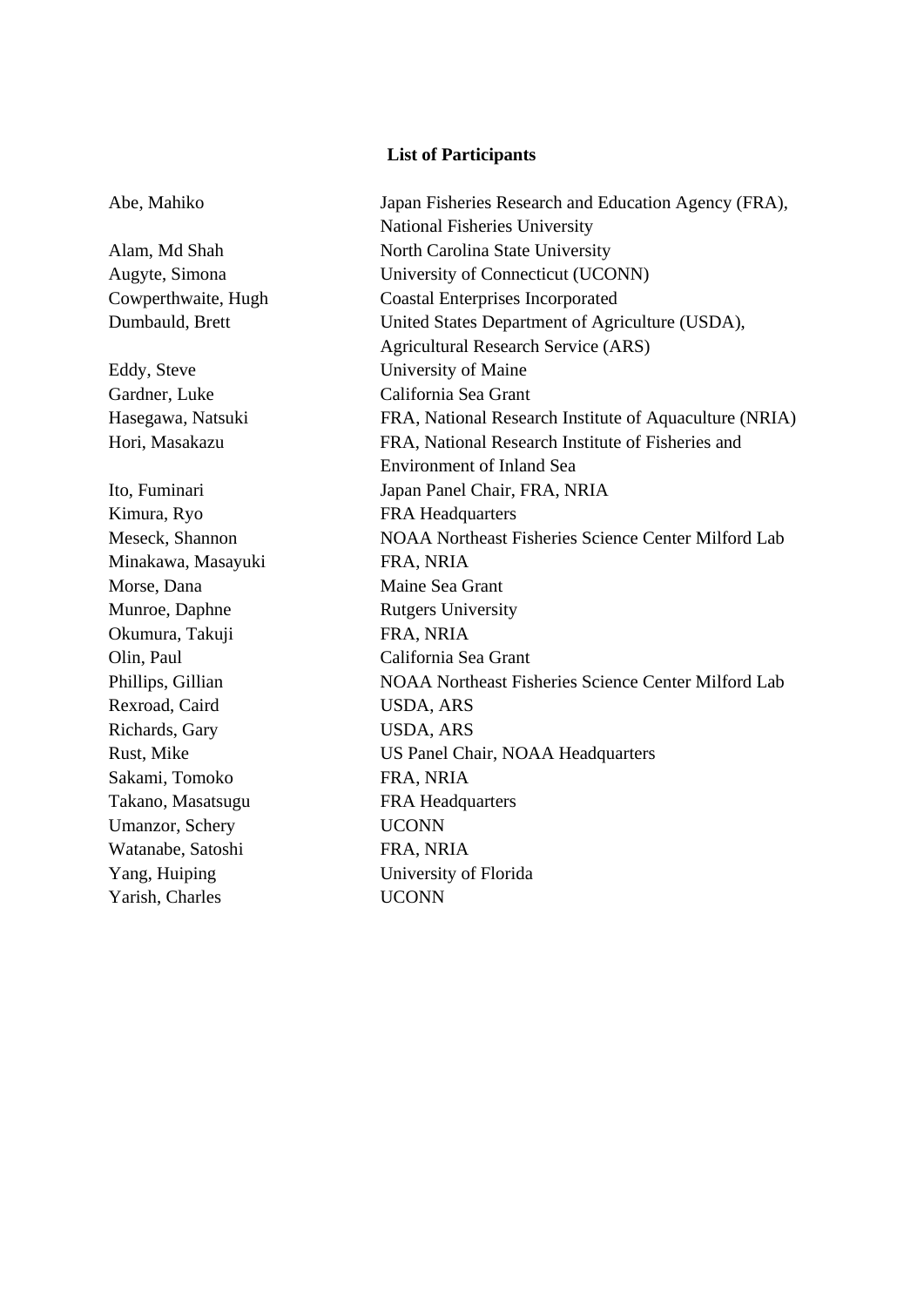## List of Participants

| | |
|---|---|
| Abe, Mahiko | Japan Fisheries Research and Education Agency (FRA), National Fisheries University |
| Alam, Md Shah | North Carolina State University |
| Augyte, Simona | University of Connecticut (UCONN) |
| Cowperthwaite, Hugh | Coastal Enterprises Incorporated |
| Dumbauld, Brett | United States Department of Agriculture (USDA), Agricultural Research Service (ARS) |
| Eddy, Steve | University of Maine |
| Gardner, Luke | California Sea Grant |
| Hasegawa, Natsuki | FRA, National Research Institute of Aquaculture (NRIA) |
| Hori, Masakazu | FRA, National Research Institute of Fisheries and Environment of Inland Sea |
| Ito, Fuminari | Japan Panel Chair, FRA, NRIA |
| Kimura, Ryo | FRA Headquarters |
| Meseck, Shannon | NOAA Northeast Fisheries Science Center Milford Lab |
| Minakawa, Masayuki | FRA, NRIA |
| Morse, Dana | Maine Sea Grant |
| Munroe, Daphne | Rutgers University |
| Okumura, Takuji | FRA, NRIA |
| Olin, Paul | California Sea Grant |
| Phillips, Gillian | NOAA Northeast Fisheries Science Center Milford Lab |
| Rexroad, Caird | USDA, ARS |
| Richards, Gary | USDA, ARS |
| Rust, Mike | US Panel Chair, NOAA Headquarters |
| Sakami, Tomoko | FRA, NRIA |
| Takano, Masatsugu | FRA Headquarters |
| Umanzor, Schery | UCONN |
| Watanabe, Satoshi | FRA, NRIA |
| Yang, Huiping | University of Florida |
| Yarish, Charles | UCONN |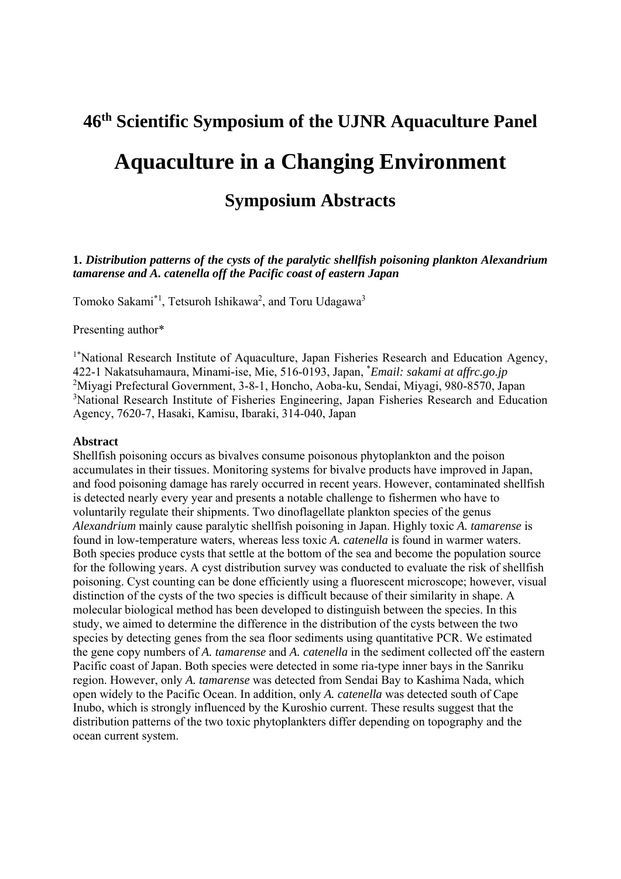# 46th Scientific Symposium of the UJNR Aquaculture Panel

# Aquaculture in a Changing Environment

## Symposium Abstracts

**1. *Distribution patterns of the cysts of the paralytic shellfish poisoning plankton Alexandrium tamarense and A. catenella off the Pacific coast of eastern Japan***

Tomoko Sakami*[1], Tetsuroh Ishikawa[2], and Toru Udagawa[3]

Presenting author*

[1*]National Research Institute of Aquaculture, Japan Fisheries Research and Education Agency, 422-1 Nakatsuhamaura, Minami-ise, Mie, 516-0193, Japan, **Email: sakami at affrc.go.jp*
[2]Miyagi Prefectural Government, 3-8-1, Honcho, Aoba-ku, Sendai, Miyagi, 980-8570, Japan
[3]National Research Institute of Fisheries Engineering, Japan Fisheries Research and Education Agency, 7620-7, Hasaki, Kamisu, Ibaraki, 314-040, Japan

**Abstract**

Shellfish poisoning occurs as bivalves consume poisonous phytoplankton and the poison accumulates in their tissues. Monitoring systems for bivalve products have improved in Japan, and food poisoning damage has rarely occurred in recent years. However, contaminated shellfish is detected nearly every year and presents a notable challenge to fishermen who have to voluntarily regulate their shipments. Two dinoflagellate plankton species of the genus *Alexandrium* mainly cause paralytic shellfish poisoning in Japan. Highly toxic *A. tamarense* is found in low-temperature waters, whereas less toxic *A. catenella* is found in warmer waters. Both species produce cysts that settle at the bottom of the sea and become the population source for the following years. A cyst distribution survey was conducted to evaluate the risk of shellfish poisoning. Cyst counting can be done efficiently using a fluorescent microscope; however, visual distinction of the cysts of the two species is difficult because of their similarity in shape. A molecular biological method has been developed to distinguish between the species. In this study, we aimed to determine the difference in the distribution of the cysts between the two species by detecting genes from the sea floor sediments using quantitative PCR. We estimated the gene copy numbers of *A. tamarense* and *A. catenella* in the sediment collected off the eastern Pacific coast of Japan. Both species were detected in some ria-type inner bays in the Sanriku region. However, only *A. tamarense* was detected from Sendai Bay to Kashima Nada, which open widely to the Pacific Ocean. In addition, only *A. catenella* was detected south of Cape Inubo, which is strongly influenced by the Kuroshio current. These results suggest that the distribution patterns of the two toxic phytoplankters differ depending on topography and the ocean current system.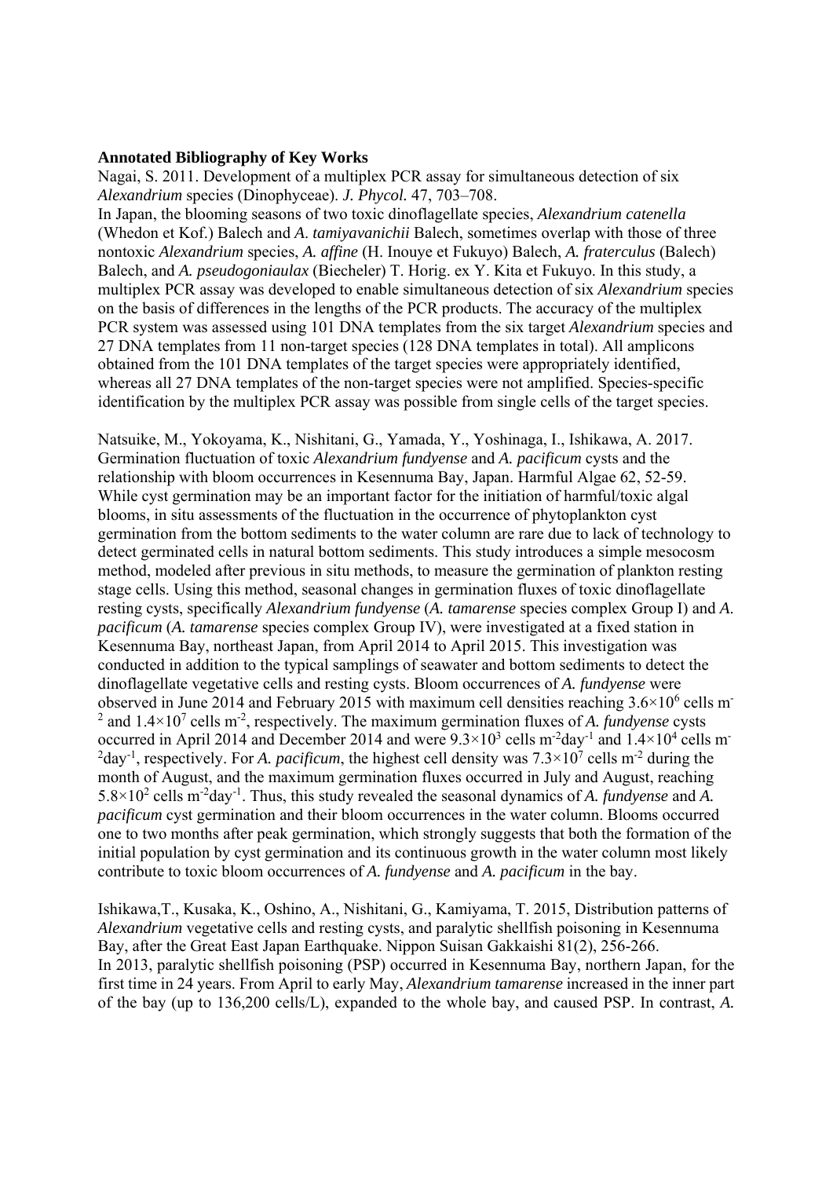**Annotated Bibliography of Key Works**

Nagai, S. 2011. Development of a multiplex PCR assay for simultaneous detection of six *Alexandrium* species (Dinophyceae). *J. Phycol.* 47, 703–708.

In Japan, the blooming seasons of two toxic dinoflagellate species, *Alexandrium catenella* (Whedon et Kof.) Balech and *A. tamiyavanichii* Balech, sometimes overlap with those of three nontoxic *Alexandrium* species, *A. affine* (H. Inouye et Fukuyo) Balech, *A. fraterculus* (Balech) Balech, and *A. pseudogoniaulax* (Biecheler) T. Horig. ex Y. Kita et Fukuyo. In this study, a multiplex PCR assay was developed to enable simultaneous detection of six *Alexandrium* species on the basis of differences in the lengths of the PCR products. The accuracy of the multiplex PCR system was assessed using 101 DNA templates from the six target *Alexandrium* species and 27 DNA templates from 11 non-target species (128 DNA templates in total). All amplicons obtained from the 101 DNA templates of the target species were appropriately identified, whereas all 27 DNA templates of the non-target species were not amplified. Species-specific identification by the multiplex PCR assay was possible from single cells of the target species.

Natsuike, M., Yokoyama, K., Nishitani, G., Yamada, Y., Yoshinaga, I., Ishikawa, A. 2017. Germination fluctuation of toxic *Alexandrium fundyense* and *A. pacificum* cysts and the relationship with bloom occurrences in Kesennuma Bay, Japan. Harmful Algae 62, 52-59.

While cyst germination may be an important factor for the initiation of harmful/toxic algal blooms, in situ assessments of the fluctuation in the occurrence of phytoplankton cyst germination from the bottom sediments to the water column are rare due to lack of technology to detect germinated cells in natural bottom sediments. This study introduces a simple mesocosm method, modeled after previous in situ methods, to measure the germination of plankton resting stage cells. Using this method, seasonal changes in germination fluxes of toxic dinoflagellate resting cysts, specifically *Alexandrium fundyense* (*A. tamarense* species complex Group I) and *A. pacificum* (*A. tamarense* species complex Group IV), were investigated at a fixed station in Kesennuma Bay, northeast Japan, from April 2014 to April 2015. This investigation was conducted in addition to the typical samplings of seawater and bottom sediments to detect the dinoflagellate vegetative cells and resting cysts. Bloom occurrences of *A. fundyense* were observed in June 2014 and February 2015 with maximum cell densities reaching $3.6\times10^{6}$ cells m$^{-2}$ and $1.4\times10^{7}$ cells m$^{-2}$, respectively. The maximum germination fluxes of *A. fundyense* cysts occurred in April 2014 and December 2014 and were $9.3\times10^{3}$ cells m$^{-2}$day$^{-1}$ and $1.4\times10^{4}$ cells m$^{-2}$day$^{-1}$, respectively. For *A. pacificum*, the highest cell density was $7.3\times10^{7}$ cells m$^{-2}$ during the month of August, and the maximum germination fluxes occurred in July and August, reaching $5.8\times10^{2}$ cells m$^{-2}$day$^{-1}$. Thus, this study revealed the seasonal dynamics of *A. fundyense* and *A. pacificum* cyst germination and their bloom occurrences in the water column. Blooms occurred one to two months after peak germination, which strongly suggests that both the formation of the initial population by cyst germination and its continuous growth in the water column most likely contribute to toxic bloom occurrences of *A. fundyense* and *A. pacificum* in the bay.

Ishikawa,T., Kusaka, K., Oshino, A., Nishitani, G., Kamiyama, T. 2015, Distribution patterns of *Alexandrium* vegetative cells and resting cysts, and paralytic shellfish poisoning in Kesennuma Bay, after the Great East Japan Earthquake. Nippon Suisan Gakkaishi 81(2), 256-266.

In 2013, paralytic shellfish poisoning (PSP) occurred in Kesennuma Bay, northern Japan, for the first time in 24 years. From April to early May, *Alexandrium tamarense* increased in the inner part of the bay (up to 136,200 cells/L), expanded to the whole bay, and caused PSP. In contrast, *A.*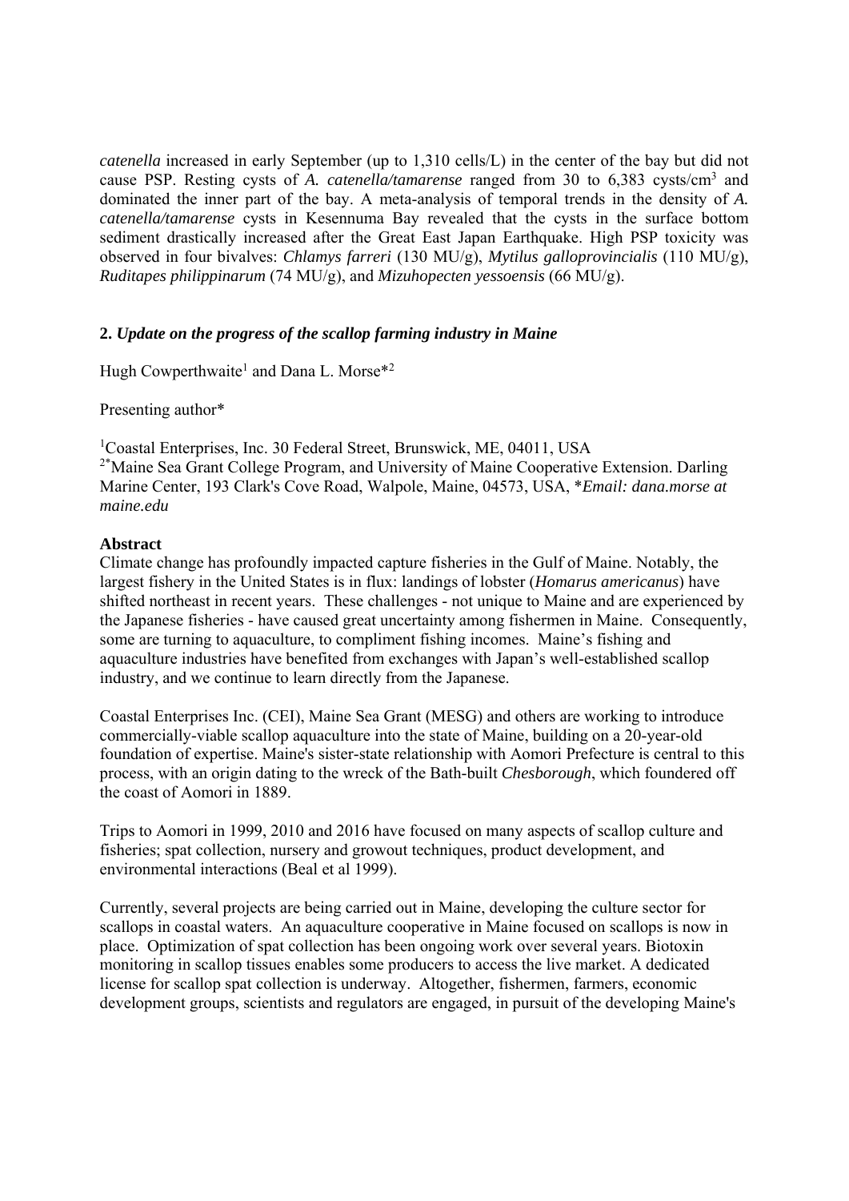*catenella* increased in early September (up to 1,310 cells/L) in the center of the bay but did not cause PSP. Resting cysts of *A. catenella/tamarense* ranged from 30 to 6,383 cysts/cm$^3$ and dominated the inner part of the bay. A meta-analysis of temporal trends in the density of *A. catenella/tamarense* cysts in Kesennuma Bay revealed that the cysts in the surface bottom sediment drastically increased after the Great East Japan Earthquake. High PSP toxicity was observed in four bivalves: *Chlamys farreri* (130 MU/g), *Mytilus galloprovincialis* (110 MU/g), *Ruditapes philippinarum* (74 MU/g), and *Mizuhopecten yessoensis* (66 MU/g).

## 2. *Update on the progress of the scallop farming industry in Maine*

Hugh Cowperthwaite[1] and Dana L. Morse*[2]

Presenting author*

[1]Coastal Enterprises, Inc. 30 Federal Street, Brunswick, ME, 04011, USA
[2*]Maine Sea Grant College Program, and University of Maine Cooperative Extension. Darling Marine Center, 193 Clark's Cove Road, Walpole, Maine, 04573, USA, **Email: dana.morse at maine.edu*

### Abstract

Climate change has profoundly impacted capture fisheries in the Gulf of Maine. Notably, the largest fishery in the United States is in flux: landings of lobster (*Homarus americanus*) have shifted northeast in recent years. These challenges - not unique to Maine and are experienced by the Japanese fisheries - have caused great uncertainty among fishermen in Maine. Consequently, some are turning to aquaculture, to compliment fishing incomes. Maine's fishing and aquaculture industries have benefited from exchanges with Japan's well-established scallop industry, and we continue to learn directly from the Japanese.

Coastal Enterprises Inc. (CEI), Maine Sea Grant (MESG) and others are working to introduce commercially-viable scallop aquaculture into the state of Maine, building on a 20-year-old foundation of expertise. Maine's sister-state relationship with Aomori Prefecture is central to this process, with an origin dating to the wreck of the Bath-built *Chesborough*, which foundered off the coast of Aomori in 1889.

Trips to Aomori in 1999, 2010 and 2016 have focused on many aspects of scallop culture and fisheries; spat collection, nursery and growout techniques, product development, and environmental interactions (Beal et al 1999).

Currently, several projects are being carried out in Maine, developing the culture sector for scallops in coastal waters. An aquaculture cooperative in Maine focused on scallops is now in place. Optimization of spat collection has been ongoing work over several years. Biotoxin monitoring in scallop tissues enables some producers to access the live market. A dedicated license for scallop spat collection is underway. Altogether, fishermen, farmers, economic development groups, scientists and regulators are engaged, in pursuit of the developing Maine's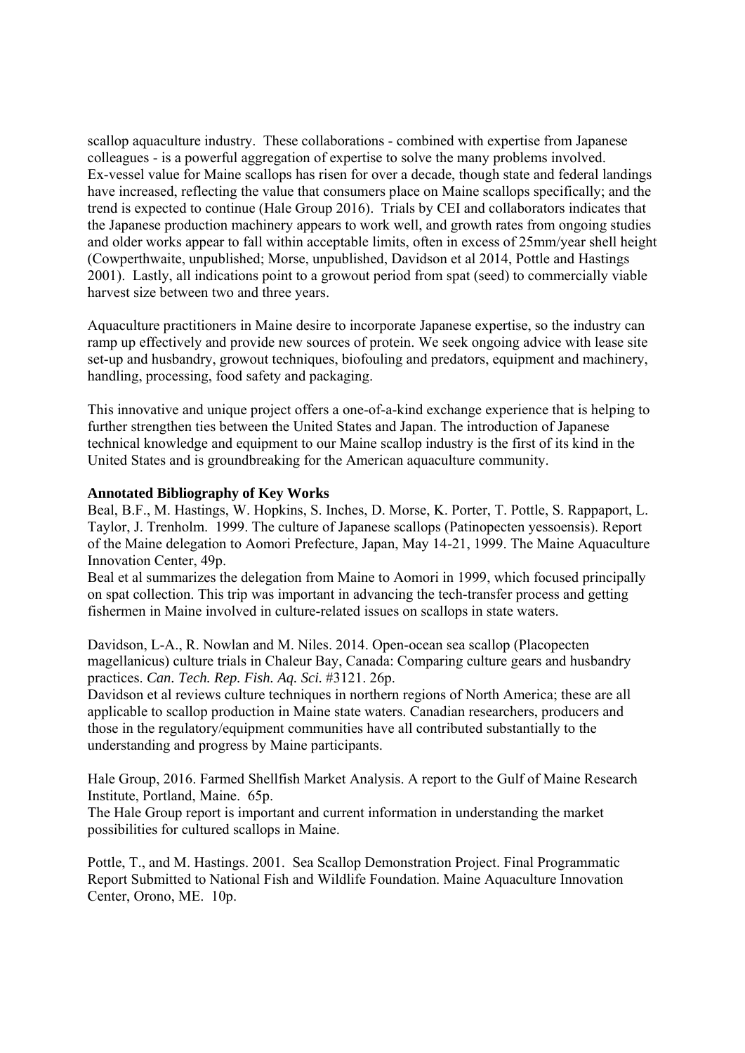scallop aquaculture industry. These collaborations - combined with expertise from Japanese colleagues - is a powerful aggregation of expertise to solve the many problems involved. Ex-vessel value for Maine scallops has risen for over a decade, though state and federal landings have increased, reflecting the value that consumers place on Maine scallops specifically; and the trend is expected to continue (Hale Group 2016). Trials by CEI and collaborators indicates that the Japanese production machinery appears to work well, and growth rates from ongoing studies and older works appear to fall within acceptable limits, often in excess of 25mm/year shell height (Cowperthwaite, unpublished; Morse, unpublished, Davidson et al 2014, Pottle and Hastings 2001). Lastly, all indications point to a growout period from spat (seed) to commercially viable harvest size between two and three years.

Aquaculture practitioners in Maine desire to incorporate Japanese expertise, so the industry can ramp up effectively and provide new sources of protein. We seek ongoing advice with lease site set-up and husbandry, growout techniques, biofouling and predators, equipment and machinery, handling, processing, food safety and packaging.

This innovative and unique project offers a one-of-a-kind exchange experience that is helping to further strengthen ties between the United States and Japan. The introduction of Japanese technical knowledge and equipment to our Maine scallop industry is the first of its kind in the United States and is groundbreaking for the American aquaculture community.

**Annotated Bibliography of Key Works**

Beal, B.F., M. Hastings, W. Hopkins, S. Inches, D. Morse, K. Porter, T. Pottle, S. Rappaport, L. Taylor, J. Trenholm. 1999. The culture of Japanese scallops (Patinopecten yessoensis). Report of the Maine delegation to Aomori Prefecture, Japan, May 14-21, 1999. The Maine Aquaculture Innovation Center, 49p.

Beal et al summarizes the delegation from Maine to Aomori in 1999, which focused principally on spat collection. This trip was important in advancing the tech-transfer process and getting fishermen in Maine involved in culture-related issues on scallops in state waters.

Davidson, L-A., R. Nowlan and M. Niles. 2014. Open-ocean sea scallop (Placopecten magellanicus) culture trials in Chaleur Bay, Canada: Comparing culture gears and husbandry practices. *Can. Tech. Rep. Fish. Aq. Sci.* #3121. 26p.

Davidson et al reviews culture techniques in northern regions of North America; these are all applicable to scallop production in Maine state waters. Canadian researchers, producers and those in the regulatory/equipment communities have all contributed substantially to the understanding and progress by Maine participants.

Hale Group, 2016. Farmed Shellfish Market Analysis. A report to the Gulf of Maine Research Institute, Portland, Maine. 65p.

The Hale Group report is important and current information in understanding the market possibilities for cultured scallops in Maine.

Pottle, T., and M. Hastings. 2001. Sea Scallop Demonstration Project. Final Programmatic Report Submitted to National Fish and Wildlife Foundation. Maine Aquaculture Innovation Center, Orono, ME. 10p.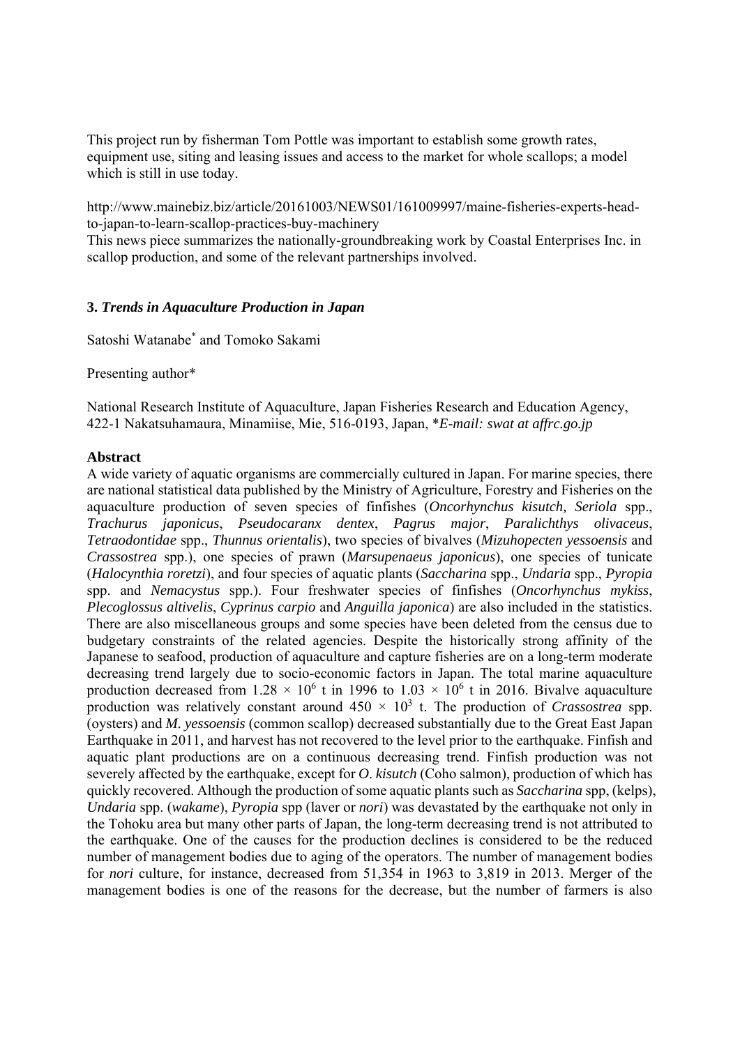This project run by fisherman Tom Pottle was important to establish some growth rates, equipment use, siting and leasing issues and access to the market for whole scallops; a model which is still in use today.

http://www.mainebiz.biz/article/20161003/NEWS01/161009997/maine-fisheries-experts-head-to-japan-to-learn-scallop-practices-buy-machinery
This news piece summarizes the nationally-groundbreaking work by Coastal Enterprises Inc. in scallop production, and some of the relevant partnerships involved.

### 3. *Trends in Aquaculture Production in Japan*

Satoshi Watanabe* and Tomoko Sakami

Presenting author*

National Research Institute of Aquaculture, Japan Fisheries Research and Education Agency, 422-1 Nakatsuhamaura, Minamiise, Mie, 516-0193, Japan, **E-mail: swat at affrc.go.jp*

#### Abstract

A wide variety of aquatic organisms are commercially cultured in Japan. For marine species, there are national statistical data published by the Ministry of Agriculture, Forestry and Fisheries on the aquaculture production of seven species of finfishes (*Oncorhynchus kisutch, Seriola* spp., *Trachurus japonicus*, *Pseudocaranx dentex*, *Pagrus major*, *Paralichthys olivaceus*, *Tetraodontidae* spp., *Thunnus orientalis*), two species of bivalves (*Mizuhopecten yessoensis* and *Crassostrea* spp.), one species of prawn (*Marsupenaeus japonicus*), one species of tunicate (*Halocynthia roretzi*), and four species of aquatic plants (*Saccharina* spp., *Undaria* spp., *Pyropia* spp. and *Nemacystus* spp.). Four freshwater species of finfishes (*Oncorhynchus mykiss*, *Plecoglossus altivelis*, *Cyprinus carpio* and *Anguilla japonica*) are also included in the statistics. There are also miscellaneous groups and some species have been deleted from the census due to budgetary constraints of the related agencies. Despite the historically strong affinity of the Japanese to seafood, production of aquaculture and capture fisheries are on a long-term moderate decreasing trend largely due to socio-economic factors in Japan. The total marine aquaculture production decreased from $1.28 \times 10^6$ t in 1996 to $1.03 \times 10^6$ t in 2016. Bivalve aquaculture production was relatively constant around $450 \times 10^3$ t. The production of *Crassostrea* spp. (oysters) and *M. yessoensis* (common scallop) decreased substantially due to the Great East Japan Earthquake in 2011, and harvest has not recovered to the level prior to the earthquake. Finfish and aquatic plant productions are on a continuous decreasing trend. Finfish production was not severely affected by the earthquake, except for *O. kisutch* (Coho salmon), production of which has quickly recovered. Although the production of some aquatic plants such as *Saccharina* spp, (kelps), *Undaria* spp. (*wakame*), *Pyropia* spp (laver or *nori*) was devastated by the earthquake not only in the Tohoku area but many other parts of Japan, the long-term decreasing trend is not attributed to the earthquake. One of the causes for the production declines is considered to be the reduced number of management bodies due to aging of the operators. The number of management bodies for *nori* culture, for instance, decreased from 51,354 in 1963 to 3,819 in 2013. Merger of the management bodies is one of the reasons for the decrease, but the number of farmers is also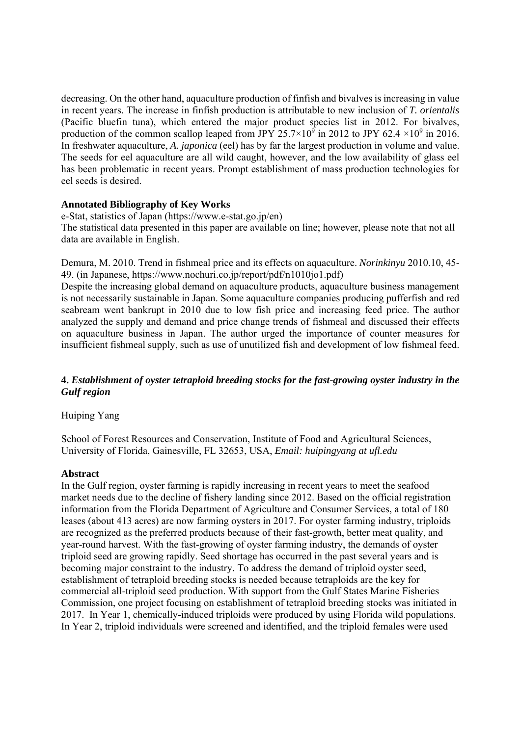decreasing. On the other hand, aquaculture production of finfish and bivalves is increasing in value in recent years. The increase in finfish production is attributable to new inclusion of *T. orientalis* (Pacific bluefin tuna), which entered the major product species list in 2012. For bivalves, production of the common scallop leaped from JPY $25.7 \times 10^9$ in 2012 to JPY $62.4 \times 10^9$ in 2016. In freshwater aquaculture, *A. japonica* (eel) has by far the largest production in volume and value. The seeds for eel aquaculture are all wild caught, however, and the low availability of glass eel has been problematic in recent years. Prompt establishment of mass production technologies for eel seeds is desired.

**Annotated Bibliography of Key Works**

e-Stat, statistics of Japan (https://www.e-stat.go.jp/en)
The statistical data presented in this paper are available on line; however, please note that not all data are available in English.

Demura, M. 2010. Trend in fishmeal price and its effects on aquaculture. *Norinkinyu* 2010.10, 45-49. (in Japanese, https://www.nochuri.co.jp/report/pdf/n1010jo1.pdf)
Despite the increasing global demand on aquaculture products, aquaculture business management is not necessarily sustainable in Japan. Some aquaculture companies producing pufferfish and red seabream went bankrupt in 2010 due to low fish price and increasing feed price. The author analyzed the supply and demand and price change trends of fishmeal and discussed their effects on aquaculture business in Japan. The author urged the importance of counter measures for insufficient fishmeal supply, such as use of unutilized fish and development of low fishmeal feed.

## 4. *Establishment of oyster tetraploid breeding stocks for the fast-growing oyster industry in the Gulf region*

Huiping Yang

School of Forest Resources and Conservation, Institute of Food and Agricultural Sciences, University of Florida, Gainesville, FL 32653, USA, *Email: huipingyang at ufl.edu*

**Abstract**

In the Gulf region, oyster farming is rapidly increasing in recent years to meet the seafood market needs due to the decline of fishery landing since 2012. Based on the official registration information from the Florida Department of Agriculture and Consumer Services, a total of 180 leases (about 413 acres) are now farming oysters in 2017. For oyster farming industry, triploids are recognized as the preferred products because of their fast-growth, better meat quality, and year-round harvest. With the fast-growing of oyster farming industry, the demands of oyster triploid seed are growing rapidly. Seed shortage has occurred in the past several years and is becoming major constraint to the industry. To address the demand of triploid oyster seed, establishment of tetraploid breeding stocks is needed because tetraploids are the key for commercial all-triploid seed production. With support from the Gulf States Marine Fisheries Commission, one project focusing on establishment of tetraploid breeding stocks was initiated in 2017. In Year 1, chemically-induced triploids were produced by using Florida wild populations. In Year 2, triploid individuals were screened and identified, and the triploid females were used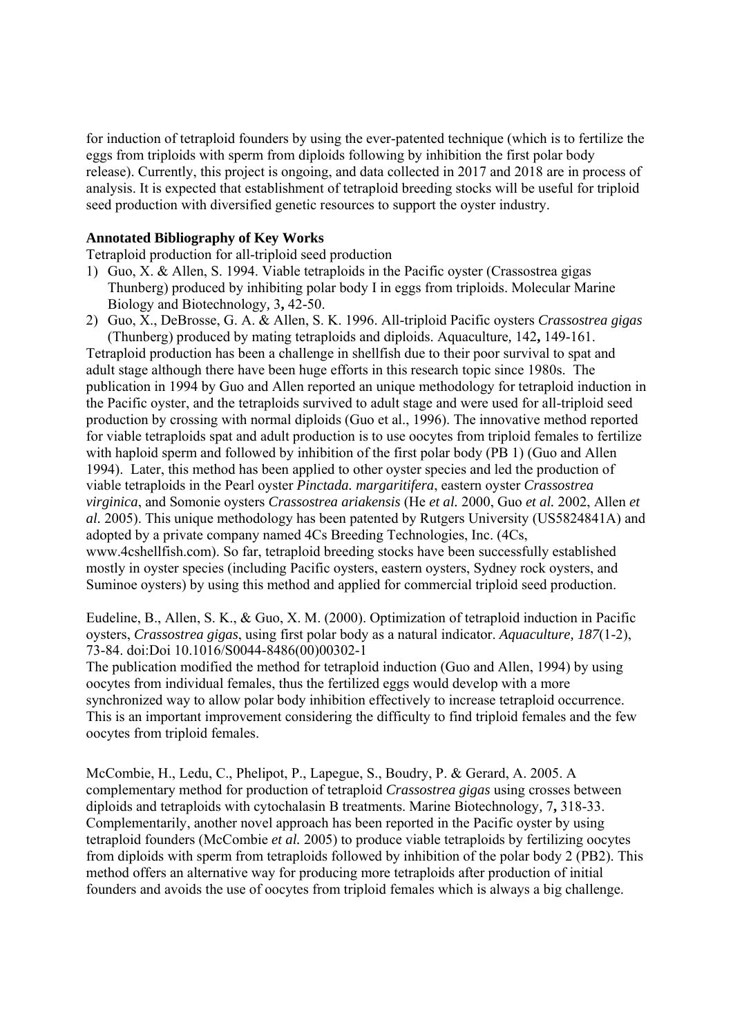for induction of tetraploid founders by using the ever-patented technique (which is to fertilize the eggs from triploids with sperm from diploids following by inhibition the first polar body release). Currently, this project is ongoing, and data collected in 2017 and 2018 are in process of analysis. It is expected that establishment of tetraploid breeding stocks will be useful for triploid seed production with diversified genetic resources to support the oyster industry.

**Annotated Bibliography of Key Works**

Tetraploid production for all-triploid seed production

1) Guo, X. & Allen, S. 1994. Viable tetraploids in the Pacific oyster (Crassostrea gigas Thunberg) produced by inhibiting polar body I in eggs from triploids. Molecular Marine Biology and Biotechnology*,* 3**,** 42-50.
2) Guo, X., DeBrosse, G. A. & Allen, S. K. 1996. All-triploid Pacific oysters *Crassostrea gigas* (Thunberg) produced by mating tetraploids and diploids. Aquaculture*,* 142**,** 149-161.

Tetraploid production has been a challenge in shellfish due to their poor survival to spat and adult stage although there have been huge efforts in this research topic since 1980s. The publication in 1994 by Guo and Allen reported an unique methodology for tetraploid induction in the Pacific oyster, and the tetraploids survived to adult stage and were used for all-triploid seed production by crossing with normal diploids (Guo et al., 1996). The innovative method reported for viable tetraploids spat and adult production is to use oocytes from triploid females to fertilize with haploid sperm and followed by inhibition of the first polar body (PB 1) (Guo and Allen 1994). Later, this method has been applied to other oyster species and led the production of viable tetraploids in the Pearl oyster *Pinctada. margaritifera*, eastern oyster *Crassostrea virginica*, and Somonie oysters *Crassostrea ariakensis* (He *et al.* 2000, Guo *et al.* 2002, Allen *et al.* 2005). This unique methodology has been patented by Rutgers University (US5824841A) and adopted by a private company named 4Cs Breeding Technologies, Inc. (4Cs, www.4cshellfish.com). So far, tetraploid breeding stocks have been successfully established mostly in oyster species (including Pacific oysters, eastern oysters, Sydney rock oysters, and Suminoe oysters) by using this method and applied for commercial triploid seed production.

Eudeline, B., Allen, S. K., & Guo, X. M. (2000). Optimization of tetraploid induction in Pacific oysters, *Crassostrea gigas*, using first polar body as a natural indicator. *Aquaculture, 187*(1-2), 73-84. doi:Doi 10.1016/S0044-8486(00)00302-1

The publication modified the method for tetraploid induction (Guo and Allen, 1994) by using oocytes from individual females, thus the fertilized eggs would develop with a more synchronized way to allow polar body inhibition effectively to increase tetraploid occurrence. This is an important improvement considering the difficulty to find triploid females and the few oocytes from triploid females.

McCombie, H., Ledu, C., Phelipot, P., Lapegue, S., Boudry, P. & Gerard, A. 2005. A complementary method for production of tetraploid *Crassostrea gigas* using crosses between diploids and tetraploids with cytochalasin B treatments. Marine Biotechnology*,* 7**,** 318-33.

Complementarily, another novel approach has been reported in the Pacific oyster by using tetraploid founders (McCombie *et al.* 2005) to produce viable tetraploids by fertilizing oocytes from diploids with sperm from tetraploids followed by inhibition of the polar body 2 (PB2). This method offers an alternative way for producing more tetraploids after production of initial founders and avoids the use of oocytes from triploid females which is always a big challenge.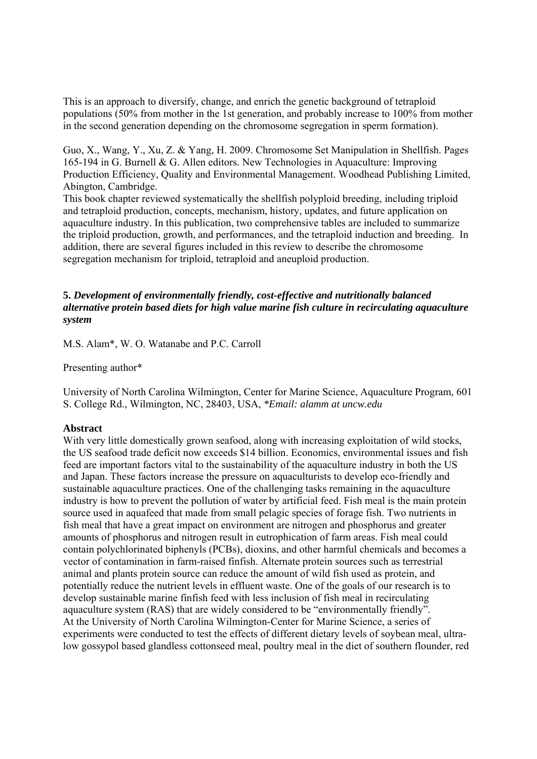This is an approach to diversify, change, and enrich the genetic background of tetraploid populations (50% from mother in the 1st generation, and probably increase to 100% from mother in the second generation depending on the chromosome segregation in sperm formation).

Guo, X., Wang, Y., Xu, Z. & Yang, H. 2009. Chromosome Set Manipulation in Shellfish. Pages 165-194 in G. Burnell & G. Allen editors. New Technologies in Aquaculture: Improving Production Efficiency, Quality and Environmental Management. Woodhead Publishing Limited, Abington, Cambridge.
This book chapter reviewed systematically the shellfish polyploid breeding, including triploid and tetraploid production, concepts, mechanism, history, updates, and future application on aquaculture industry. In this publication, two comprehensive tables are included to summarize the triploid production, growth, and performances, and the tetraploid induction and breeding. In addition, there are several figures included in this review to describe the chromosome segregation mechanism for triploid, tetraploid and aneuploid production.

### 5. *Development of environmentally friendly, cost-effective and nutritionally balanced alternative protein based diets for high value marine fish culture in recirculating aquaculture system*

M.S. Alam*, W. O. Watanabe and P.C. Carroll

Presenting author*

University of North Carolina Wilmington, Center for Marine Science, Aquaculture Program, 601 S. College Rd., Wilmington, NC, 28403, USA, *\*Email: alamm at uncw.edu*

**Abstract**

With very little domestically grown seafood, along with increasing exploitation of wild stocks, the US seafood trade deficit now exceeds $14 billion. Economics, environmental issues and fish feed are important factors vital to the sustainability of the aquaculture industry in both the US and Japan. These factors increase the pressure on aquaculturists to develop eco-friendly and sustainable aquaculture practices. One of the challenging tasks remaining in the aquaculture industry is how to prevent the pollution of water by artificial feed. Fish meal is the main protein source used in aquafeed that made from small pelagic species of forage fish. Two nutrients in fish meal that have a great impact on environment are nitrogen and phosphorus and greater amounts of phosphorus and nitrogen result in eutrophication of farm areas. Fish meal could contain polychlorinated biphenyls (PCBs), dioxins, and other harmful chemicals and becomes a vector of contamination in farm-raised finfish. Alternate protein sources such as terrestrial animal and plants protein source can reduce the amount of wild fish used as protein, and potentially reduce the nutrient levels in effluent waste. One of the goals of our research is to develop sustainable marine finfish feed with less inclusion of fish meal in recirculating aquaculture system (RAS) that are widely considered to be "environmentally friendly".
At the University of North Carolina Wilmington-Center for Marine Science, a series of experiments were conducted to test the effects of different dietary levels of soybean meal, ultra-low gossypol based glandless cottonseed meal, poultry meal in the diet of southern flounder, red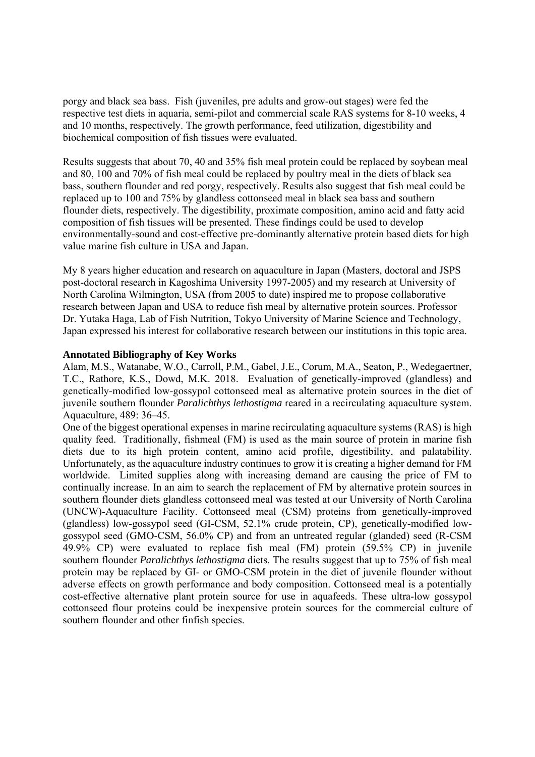porgy and black sea bass. Fish (juveniles, pre adults and grow-out stages) were fed the respective test diets in aquaria, semi-pilot and commercial scale RAS systems for 8-10 weeks, 4 and 10 months, respectively. The growth performance, feed utilization, digestibility and biochemical composition of fish tissues were evaluated.

Results suggests that about 70, 40 and 35% fish meal protein could be replaced by soybean meal and 80, 100 and 70% of fish meal could be replaced by poultry meal in the diets of black sea bass, southern flounder and red porgy, respectively. Results also suggest that fish meal could be replaced up to 100 and 75% by glandless cottonseed meal in black sea bass and southern flounder diets, respectively. The digestibility, proximate composition, amino acid and fatty acid composition of fish tissues will be presented. These findings could be used to develop environmentally-sound and cost-effective pre-dominantly alternative protein based diets for high value marine fish culture in USA and Japan.

My 8 years higher education and research on aquaculture in Japan (Masters, doctoral and JSPS post-doctoral research in Kagoshima University 1997-2005) and my research at University of North Carolina Wilmington, USA (from 2005 to date) inspired me to propose collaborative research between Japan and USA to reduce fish meal by alternative protein sources. Professor Dr. Yutaka Haga, Lab of Fish Nutrition, Tokyo University of Marine Science and Technology, Japan expressed his interest for collaborative research between our institutions in this topic area.

**Annotated Bibliography of Key Works**

Alam, M.S., Watanabe, W.O., Carroll, P.M., Gabel, J.E., Corum, M.A., Seaton, P., Wedegaertner, T.C., Rathore, K.S., Dowd, M.K. 2018. Evaluation of genetically-improved (glandless) and genetically-modified low-gossypol cottonseed meal as alternative protein sources in the diet of juvenile southern flounder *Paralichthys lethostigma* reared in a recirculating aquaculture system. Aquaculture, 489: 36–45.

One of the biggest operational expenses in marine recirculating aquaculture systems (RAS) is high quality feed. Traditionally, fishmeal (FM) is used as the main source of protein in marine fish diets due to its high protein content, amino acid profile, digestibility, and palatability. Unfortunately, as the aquaculture industry continues to grow it is creating a higher demand for FM worldwide. Limited supplies along with increasing demand are causing the price of FM to continually increase. In an aim to search the replacement of FM by alternative protein sources in southern flounder diets glandless cottonseed meal was tested at our University of North Carolina (UNCW)-Aquaculture Facility. Cottonseed meal (CSM) proteins from genetically-improved (glandless) low-gossypol seed (GI-CSM, 52.1% crude protein, CP), genetically-modified low-gossypol seed (GMO-CSM, 56.0% CP) and from an untreated regular (glanded) seed (R-CSM 49.9% CP) were evaluated to replace fish meal (FM) protein (59.5% CP) in juvenile southern flounder *Paralichthys lethostigma* diets. The results suggest that up to 75% of fish meal protein may be replaced by GI- or GMO-CSM protein in the diet of juvenile flounder without adverse effects on growth performance and body composition. Cottonseed meal is a potentially cost-effective alternative plant protein source for use in aquafeeds. These ultra-low gossypol cottonseed flour proteins could be inexpensive protein sources for the commercial culture of southern flounder and other finfish species.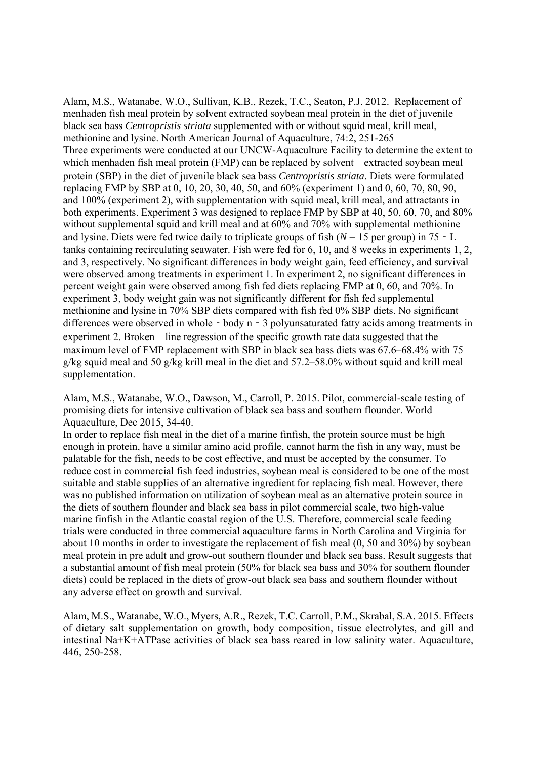Alam, M.S., Watanabe, W.O., Sullivan, K.B., Rezek, T.C., Seaton, P.J. 2012. Replacement of menhaden fish meal protein by solvent extracted soybean meal protein in the diet of juvenile black sea bass *Centropristis striata* supplemented with or without squid meal, krill meal, methionine and lysine. North American Journal of Aquaculture, 74:2, 251-265

Three experiments were conducted at our UNCW-Aquaculture Facility to determine the extent to which menhaden fish meal protein (FMP) can be replaced by solvent‐extracted soybean meal protein (SBP) in the diet of juvenile black sea bass *Centropristis striata*. Diets were formulated replacing FMP by SBP at 0, 10, 20, 30, 40, 50, and 60% (experiment 1) and 0, 60, 70, 80, 90, and 100% (experiment 2), with supplementation with squid meal, krill meal, and attractants in both experiments. Experiment 3 was designed to replace FMP by SBP at 40, 50, 60, 70, and 80% without supplemental squid and krill meal and at 60% and 70% with supplemental methionine and lysine. Diets were fed twice daily to triplicate groups of fish ($N = 15$ per group) in 75‐L tanks containing recirculating seawater. Fish were fed for 6, 10, and 8 weeks in experiments 1, 2, and 3, respectively. No significant differences in body weight gain, feed efficiency, and survival were observed among treatments in experiment 1. In experiment 2, no significant differences in percent weight gain were observed among fish fed diets replacing FMP at 0, 60, and 70%. In experiment 3, body weight gain was not significantly different for fish fed supplemental methionine and lysine in 70% SBP diets compared with fish fed 0% SBP diets. No significant differences were observed in whole‐body n‐3 polyunsaturated fatty acids among treatments in experiment 2. Broken‐line regression of the specific growth rate data suggested that the maximum level of FMP replacement with SBP in black sea bass diets was 67.6–68.4% with 75 g/kg squid meal and 50 g/kg krill meal in the diet and 57.2–58.0% without squid and krill meal supplementation.

Alam, M.S., Watanabe, W.O., Dawson, M., Carroll, P. 2015. Pilot, commercial-scale testing of promising diets for intensive cultivation of black sea bass and southern flounder. World Aquaculture, Dec 2015, 34-40.

In order to replace fish meal in the diet of a marine finfish, the protein source must be high enough in protein, have a similar amino acid profile, cannot harm the fish in any way, must be palatable for the fish, needs to be cost effective, and must be accepted by the consumer. To reduce cost in commercial fish feed industries, soybean meal is considered to be one of the most suitable and stable supplies of an alternative ingredient for replacing fish meal. However, there was no published information on utilization of soybean meal as an alternative protein source in the diets of southern flounder and black sea bass in pilot commercial scale, two high-value marine finfish in the Atlantic coastal region of the U.S. Therefore, commercial scale feeding trials were conducted in three commercial aquaculture farms in North Carolina and Virginia for about 10 months in order to investigate the replacement of fish meal (0, 50 and 30%) by soybean meal protein in pre adult and grow-out southern flounder and black sea bass. Result suggests that a substantial amount of fish meal protein (50% for black sea bass and 30% for southern flounder diets) could be replaced in the diets of grow-out black sea bass and southern flounder without any adverse effect on growth and survival.

Alam, M.S., Watanabe, W.O., Myers, A.R., Rezek, T.C. Carroll, P.M., Skrabal, S.A. 2015. Effects of dietary salt supplementation on growth, body composition, tissue electrolytes, and gill and intestinal Na+K+ATPase activities of black sea bass reared in low salinity water. Aquaculture, 446, 250-258.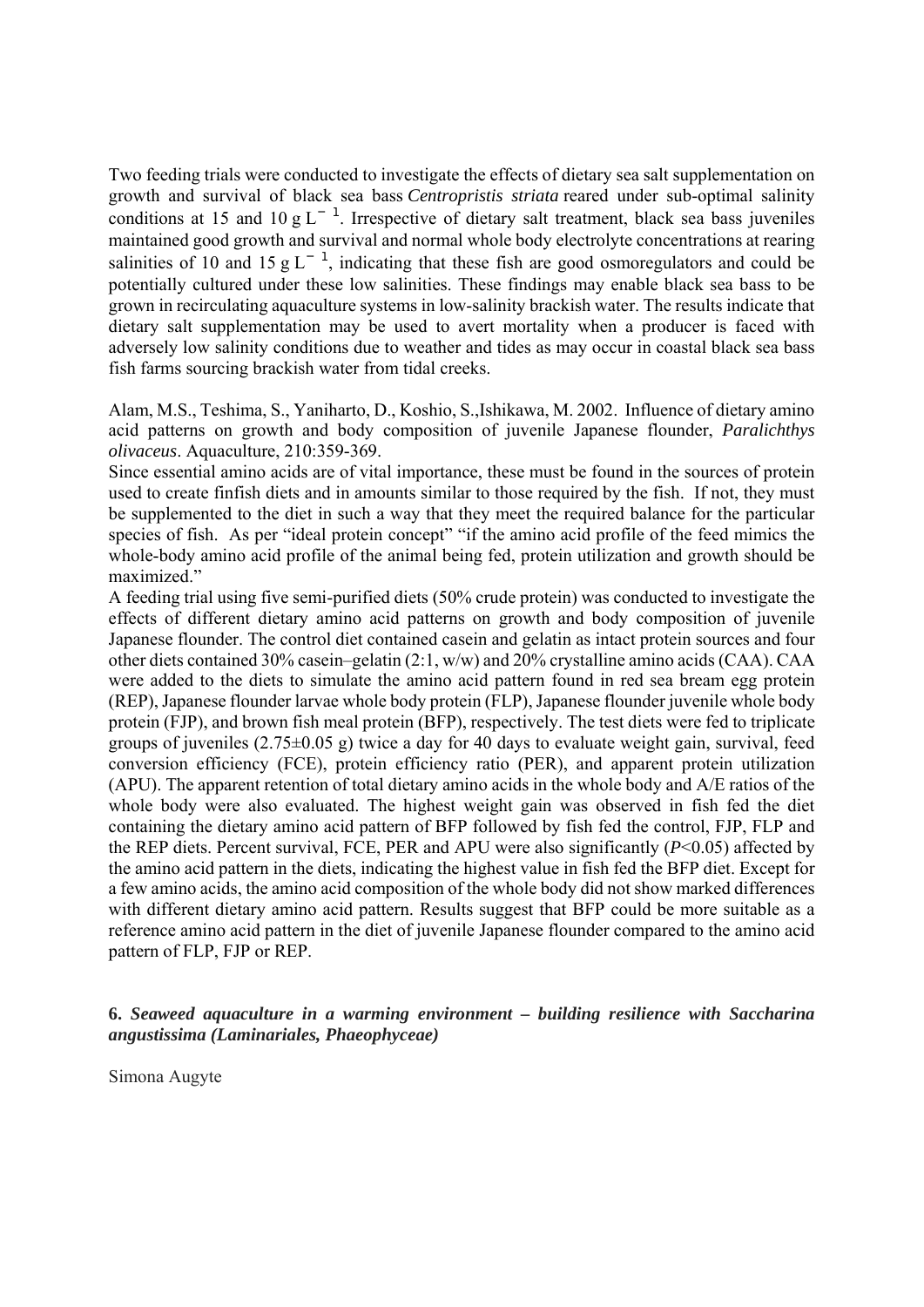Two feeding trials were conducted to investigate the effects of dietary sea salt supplementation on growth and survival of black sea bass *Centropristis striata* reared under sub-optimal salinity conditions at 15 and 10 g $L^{-1}$. Irrespective of dietary salt treatment, black sea bass juveniles maintained good growth and survival and normal whole body electrolyte concentrations at rearing salinities of 10 and 15 g $L^{-1}$, indicating that these fish are good osmoregulators and could be potentially cultured under these low salinities. These findings may enable black sea bass to be grown in recirculating aquaculture systems in low-salinity brackish water. The results indicate that dietary salt supplementation may be used to avert mortality when a producer is faced with adversely low salinity conditions due to weather and tides as may occur in coastal black sea bass fish farms sourcing brackish water from tidal creeks.

Alam, M.S., Teshima, S., Yaniharto, D., Koshio, S.,Ishikawa, M. 2002. Influence of dietary amino acid patterns on growth and body composition of juvenile Japanese flounder, *Paralichthys olivaceus*. Aquaculture, 210:359-369.

Since essential amino acids are of vital importance, these must be found in the sources of protein used to create finfish diets and in amounts similar to those required by the fish. If not, they must be supplemented to the diet in such a way that they meet the required balance for the particular species of fish. As per "ideal protein concept" "if the amino acid profile of the feed mimics the whole-body amino acid profile of the animal being fed, protein utilization and growth should be maximized."

A feeding trial using five semi-purified diets (50% crude protein) was conducted to investigate the effects of different dietary amino acid patterns on growth and body composition of juvenile Japanese flounder. The control diet contained casein and gelatin as intact protein sources and four other diets contained 30% casein–gelatin (2:1, w/w) and 20% crystalline amino acids (CAA). CAA were added to the diets to simulate the amino acid pattern found in red sea bream egg protein (REP), Japanese flounder larvae whole body protein (FLP), Japanese flounder juvenile whole body protein (FJP), and brown fish meal protein (BFP), respectively. The test diets were fed to triplicate groups of juveniles (2.75±0.05 g) twice a day for 40 days to evaluate weight gain, survival, feed conversion efficiency (FCE), protein efficiency ratio (PER), and apparent protein utilization (APU). The apparent retention of total dietary amino acids in the whole body and A/E ratios of the whole body were also evaluated. The highest weight gain was observed in fish fed the diet containing the dietary amino acid pattern of BFP followed by fish fed the control, FJP, FLP and the REP diets. Percent survival, FCE, PER and APU were also significantly ($P<0.05$) affected by the amino acid pattern in the diets, indicating the highest value in fish fed the BFP diet. Except for a few amino acids, the amino acid composition of the whole body did not show marked differences with different dietary amino acid pattern. Results suggest that BFP could be more suitable as a reference amino acid pattern in the diet of juvenile Japanese flounder compared to the amino acid pattern of FLP, FJP or REP.

### 6. *Seaweed aquaculture in a warming environment – building resilience with Saccharina angustissima (Laminariales, Phaeophyceae)*

Simona Augyte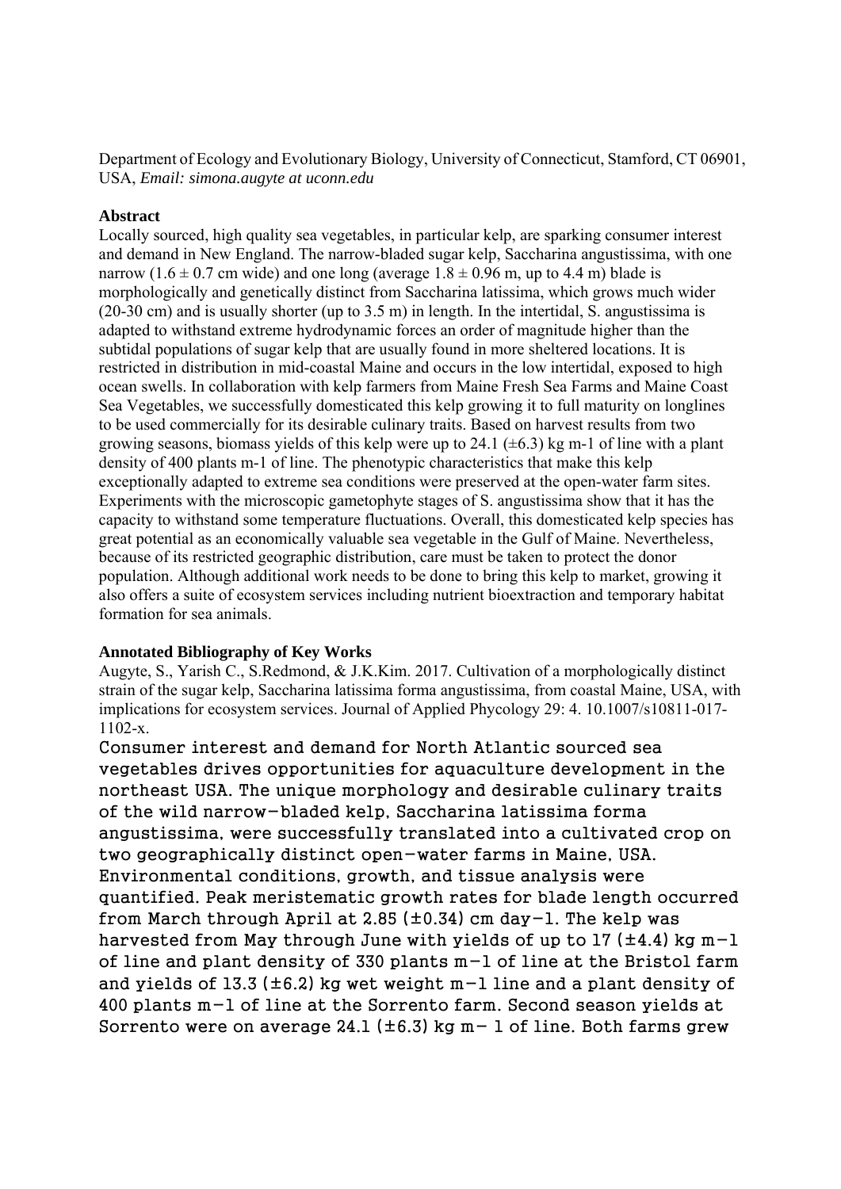Department of Ecology and Evolutionary Biology, University of Connecticut, Stamford, CT 06901, USA, *Email: simona.augyte at uconn.edu*

**Abstract**

Locally sourced, high quality sea vegetables, in particular kelp, are sparking consumer interest and demand in New England. The narrow-bladed sugar kelp, Saccharina angustissima, with one narrow (1.6 ± 0.7 cm wide) and one long (average 1.8 ± 0.96 m, up to 4.4 m) blade is morphologically and genetically distinct from Saccharina latissima, which grows much wider (20-30 cm) and is usually shorter (up to 3.5 m) in length. In the intertidal, S. angustissima is adapted to withstand extreme hydrodynamic forces an order of magnitude higher than the subtidal populations of sugar kelp that are usually found in more sheltered locations. It is restricted in distribution in mid-coastal Maine and occurs in the low intertidal, exposed to high ocean swells. In collaboration with kelp farmers from Maine Fresh Sea Farms and Maine Coast Sea Vegetables, we successfully domesticated this kelp growing it to full maturity on longlines to be used commercially for its desirable culinary traits. Based on harvest results from two growing seasons, biomass yields of this kelp were up to 24.1 (±6.3) kg m-1 of line with a plant density of 400 plants m-1 of line. The phenotypic characteristics that make this kelp exceptionally adapted to extreme sea conditions were preserved at the open-water farm sites. Experiments with the microscopic gametophyte stages of S. angustissima show that it has the capacity to withstand some temperature fluctuations. Overall, this domesticated kelp species has great potential as an economically valuable sea vegetable in the Gulf of Maine. Nevertheless, because of its restricted geographic distribution, care must be taken to protect the donor population. Although additional work needs to be done to bring this kelp to market, growing it also offers a suite of ecosystem services including nutrient bioextraction and temporary habitat formation for sea animals.

**Annotated Bibliography of Key Works**

Augyte, S., Yarish C., S.Redmond, & J.K.Kim. 2017. Cultivation of a morphologically distinct strain of the sugar kelp, Saccharina latissima forma angustissima, from coastal Maine, USA, with implications for ecosystem services. Journal of Applied Phycology 29: 4. 10.1007/s10811-017-1102-x.

Consumer interest and demand for North Atlantic sourced sea vegetables drives opportunities for aquaculture development in the northeast USA. The unique morphology and desirable culinary traits of the wild narrow-bladed kelp, Saccharina latissima forma angustissima, were successfully translated into a cultivated crop on two geographically distinct open-water farms in Maine, USA. Environmental conditions, growth, and tissue analysis were quantified. Peak meristematic growth rates for blade length occurred from March through April at 2.85 (±0.34) cm day−1. The kelp was harvested from May through June with yields of up to 17 (±4.4) kg m−1 of line and plant density of 330 plants m−1 of line at the Bristol farm and yields of 13.3 (±6.2) kg wet weight m−1 line and a plant density of 400 plants m−1 of line at the Sorrento farm. Second season yields at Sorrento were on average 24.1 (±6.3) kg m− 1 of line. Both farms grew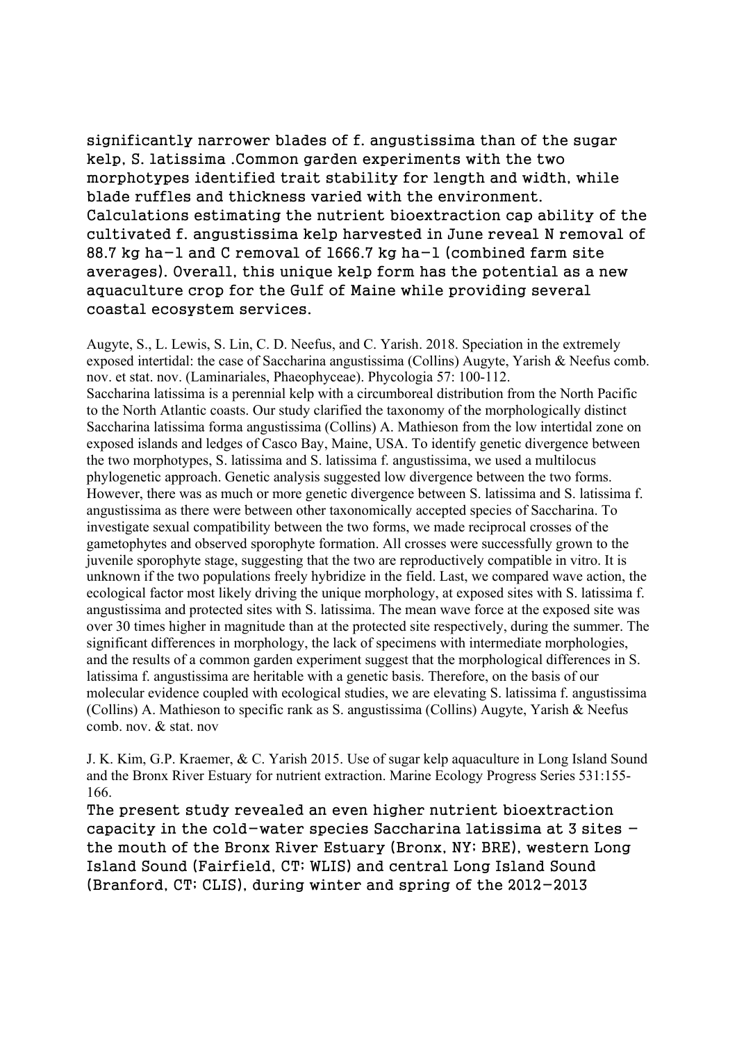significantly narrower blades of f. angustissima than of the sugar kelp, S. latissima .Common garden experiments with the two morphotypes identified trait stability for length and width, while blade ruffles and thickness varied with the environment. Calculations estimating the nutrient bioextraction cap ability of the cultivated f. angustissima kelp harvested in June reveal N removal of 88.7 kg ha−1 and C removal of 1666.7 kg ha−1 (combined farm site averages). Overall, this unique kelp form has the potential as a new aquaculture crop for the Gulf of Maine while providing several coastal ecosystem services.

Augyte, S., L. Lewis, S. Lin, C. D. Neefus, and C. Yarish. 2018. Speciation in the extremely exposed intertidal: the case of Saccharina angustissima (Collins) Augyte, Yarish & Neefus comb. nov. et stat. nov. (Laminariales, Phaeophyceae). Phycologia 57: 100-112.
Saccharina latissima is a perennial kelp with a circumboreal distribution from the North Pacific to the North Atlantic coasts. Our study clarified the taxonomy of the morphologically distinct Saccharina latissima forma angustissima (Collins) A. Mathieson from the low intertidal zone on exposed islands and ledges of Casco Bay, Maine, USA. To identify genetic divergence between the two morphotypes, S. latissima and S. latissima f. angustissima, we used a multilocus phylogenetic approach. Genetic analysis suggested low divergence between the two forms. However, there was as much or more genetic divergence between S. latissima and S. latissima f. angustissima as there were between other taxonomically accepted species of Saccharina. To investigate sexual compatibility between the two forms, we made reciprocal crosses of the gametophytes and observed sporophyte formation. All crosses were successfully grown to the juvenile sporophyte stage, suggesting that the two are reproductively compatible in vitro. It is unknown if the two populations freely hybridize in the field. Last, we compared wave action, the ecological factor most likely driving the unique morphology, at exposed sites with S. latissima f. angustissima and protected sites with S. latissima. The mean wave force at the exposed site was over 30 times higher in magnitude than at the protected site respectively, during the summer. The significant differences in morphology, the lack of specimens with intermediate morphologies, and the results of a common garden experiment suggest that the morphological differences in S. latissima f. angustissima are heritable with a genetic basis. Therefore, on the basis of our molecular evidence coupled with ecological studies, we are elevating S. latissima f. angustissima (Collins) A. Mathieson to specific rank as S. angustissima (Collins) Augyte, Yarish & Neefus comb. nov. & stat. nov

J. K. Kim, G.P. Kraemer, & C. Yarish 2015. Use of sugar kelp aquaculture in Long Island Sound and the Bronx River Estuary for nutrient extraction. Marine Ecology Progress Series 531:155-166.
The present study revealed an even higher nutrient bioextraction capacity in the cold-water species Saccharina latissima at 3 sites — the mouth of the Bronx River Estuary (Bronx, NY; BRE), western Long Island Sound (Fairfield, CT; WLIS) and central Long Island Sound (Branford, CT; CLIS), during winter and spring of the 2012–2013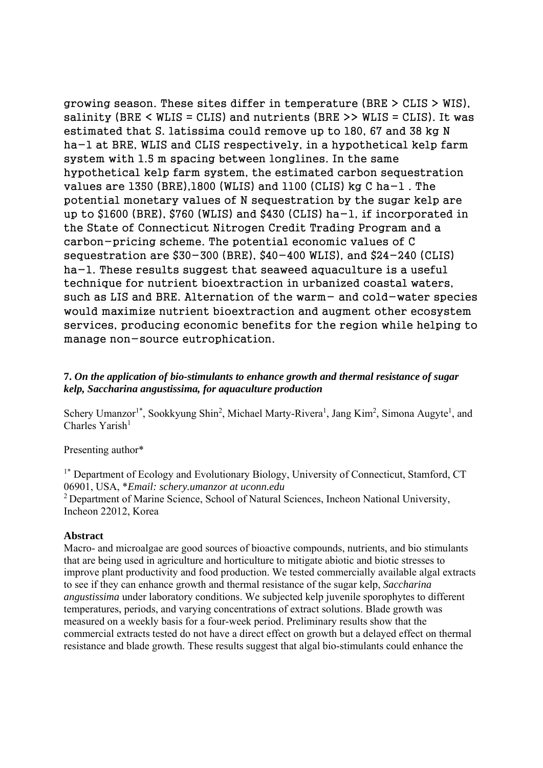growing season. These sites differ in temperature (BRE > CLIS > WIS), salinity (BRE < WLIS = CLIS) and nutrients (BRE >> WLIS = CLIS). It was estimated that S. latissima could remove up to 180, 67 and 38 kg N ha−1 at BRE, WLIS and CLIS respectively, in a hypothetical kelp farm system with 1.5 m spacing between longlines. In the same hypothetical kelp farm system, the estimated carbon sequestration values are 1350 (BRE),1800 (WLIS) and 1100 (CLIS) kg C ha−1 . The potential monetary values of N sequestration by the sugar kelp are up to $1600 (BRE), $760 (WLIS) and $430 (CLIS) ha−1, if incorporated in the State of Connecticut Nitrogen Credit Trading Program and a carbon-pricing scheme. The potential economic values of C sequestration are $30–300 (BRE), $40–400 WLIS), and $24–240 (CLIS) ha−1. These results suggest that seaweed aquaculture is a useful technique for nutrient bioextraction in urbanized coastal waters, such as LIS and BRE. Alternation of the warm- and cold-water species would maximize nutrient bioextraction and augment other ecosystem services, producing economic benefits for the region while helping to manage non-source eutrophication.

### 7. *On the application of bio-stimulants to enhance growth and thermal resistance of sugar kelp, Saccharina angustissima, for aquaculture production*

Schery Umanzor[1*], Sookkyung Shin[2], Michael Marty-Rivera[1], Jang Kim[2], Simona Augyte[1], and Charles Yarish[1]

Presenting author*

[1*] Department of Ecology and Evolutionary Biology, University of Connecticut, Stamford, CT 06901, USA, **Email: schery.umanzor at uconn.edu*

[2] Department of Marine Science, School of Natural Sciences, Incheon National University, Incheon 22012, Korea

**Abstract**

Macro- and microalgae are good sources of bioactive compounds, nutrients, and bio stimulants that are being used in agriculture and horticulture to mitigate abiotic and biotic stresses to improve plant productivity and food production. We tested commercially available algal extracts to see if they can enhance growth and thermal resistance of the sugar kelp, *Saccharina angustissima* under laboratory conditions. We subjected kelp juvenile sporophytes to different temperatures, periods, and varying concentrations of extract solutions. Blade growth was measured on a weekly basis for a four-week period. Preliminary results show that the commercial extracts tested do not have a direct effect on growth but a delayed effect on thermal resistance and blade growth. These results suggest that algal bio-stimulants could enhance the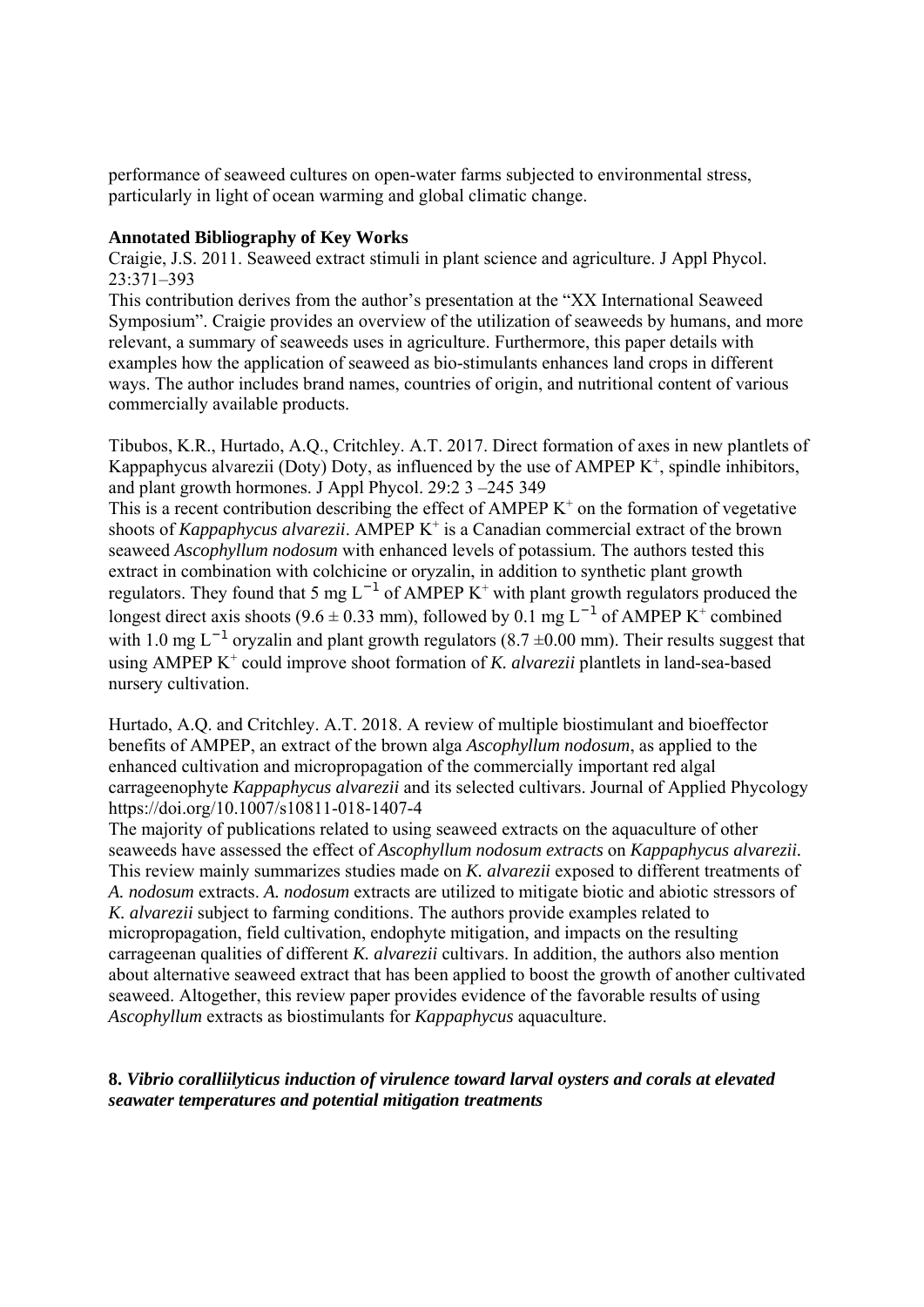performance of seaweed cultures on open-water farms subjected to environmental stress, particularly in light of ocean warming and global climatic change.

**Annotated Bibliography of Key Works**

Craigie, J.S. 2011. Seaweed extract stimuli in plant science and agriculture. J Appl Phycol. 23:371–393

This contribution derives from the author's presentation at the "XX International Seaweed Symposium". Craigie provides an overview of the utilization of seaweeds by humans, and more relevant, a summary of seaweeds uses in agriculture. Furthermore, this paper details with examples how the application of seaweed as bio-stimulants enhances land crops in different ways. The author includes brand names, countries of origin, and nutritional content of various commercially available products.

Tibubos, K.R., Hurtado, A.Q., Critchley. A.T. 2017. Direct formation of axes in new plantlets of Kappaphycus alvarezii (Doty) Doty, as influenced by the use of AMPEP $K^+$, spindle inhibitors, and plant growth hormones. J Appl Phycol. 29:2 3 –245 349

This is a recent contribution describing the effect of AMPEP $K^+$ on the formation of vegetative shoots of *Kappaphycus alvarezii*. AMPEP $K^+$ is a Canadian commercial extract of the brown seaweed *Ascophyllum nodosum* with enhanced levels of potassium. The authors tested this extract in combination with colchicine or oryzalin, in addition to synthetic plant growth regulators. They found that 5 mg $L^{-1}$ of AMPEP $K^+$ with plant growth regulators produced the longest direct axis shoots (9.6 ± 0.33 mm), followed by 0.1 mg $L^{-1}$ of AMPEP $K^+$ combined with 1.0 mg $L^{-1}$ oryzalin and plant growth regulators (8.7 ±0.00 mm). Their results suggest that using AMPEP $K^+$ could improve shoot formation of *K. alvarezii* plantlets in land-sea-based nursery cultivation.

Hurtado, A.Q. and Critchley. A.T. 2018. A review of multiple biostimulant and bioeffector benefits of AMPEP, an extract of the brown alga *Ascophyllum nodosum*, as applied to the enhanced cultivation and micropropagation of the commercially important red algal carrageenophyte *Kappaphycus alvarezii* and its selected cultivars. Journal of Applied Phycology https://doi.org/10.1007/s10811-018-1407-4

The majority of publications related to using seaweed extracts on the aquaculture of other seaweeds have assessed the effect of *Ascophyllum nodosum extracts* on *Kappaphycus alvarezii*. This review mainly summarizes studies made on *K. alvarezii* exposed to different treatments of *A. nodosum* extracts. *A. nodosum* extracts are utilized to mitigate biotic and abiotic stressors of *K. alvarezii* subject to farming conditions. The authors provide examples related to micropropagation, field cultivation, endophyte mitigation, and impacts on the resulting carrageenan qualities of different *K. alvarezii* cultivars. In addition, the authors also mention about alternative seaweed extract that has been applied to boost the growth of another cultivated seaweed. Altogether, this review paper provides evidence of the favorable results of using *Ascophyllum* extracts as biostimulants for *Kappaphycus* aquaculture.

## 8. *Vibrio coralliilyticus induction of virulence toward larval oysters and corals at elevated seawater temperatures and potential mitigation treatments*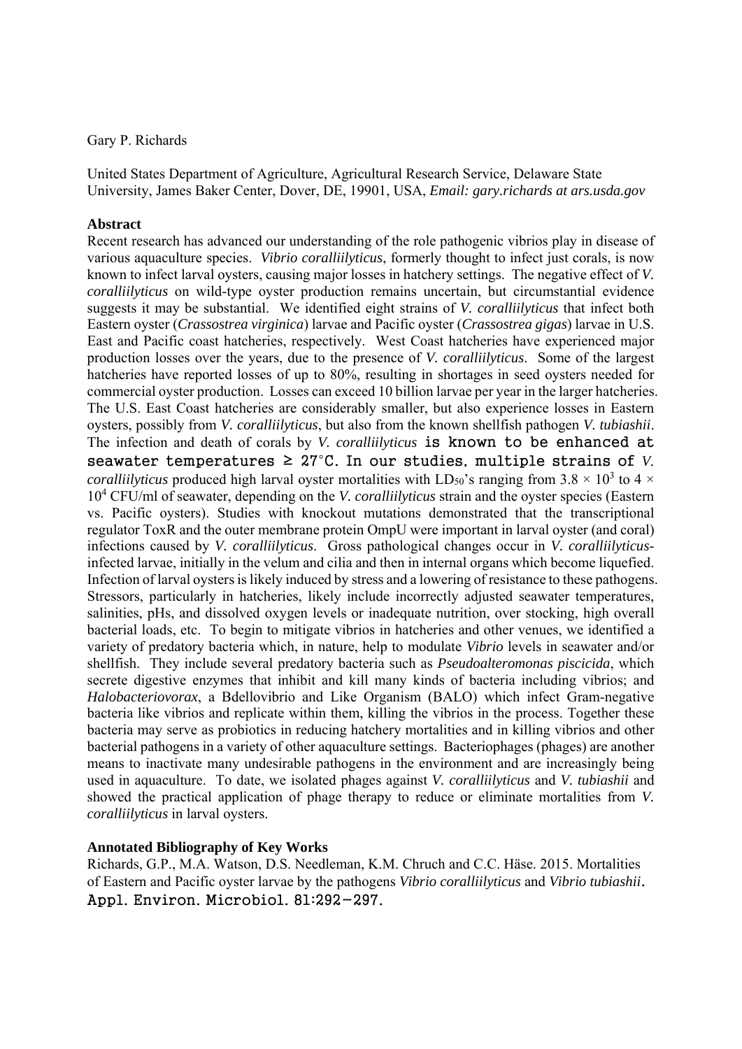Gary P. Richards

United States Department of Agriculture, Agricultural Research Service, Delaware State University, James Baker Center, Dover, DE, 19901, USA, *Email: gary.richards at ars.usda.gov*

**Abstract**

Recent research has advanced our understanding of the role pathogenic vibrios play in disease of various aquaculture species. *Vibrio coralliilyticus*, formerly thought to infect just corals, is now known to infect larval oysters, causing major losses in hatchery settings. The negative effect of *V. coralliilyticus* on wild-type oyster production remains uncertain, but circumstantial evidence suggests it may be substantial. We identified eight strains of *V. coralliilyticus* that infect both Eastern oyster (*Crassostrea virginica*) larvae and Pacific oyster (*Crassostrea gigas*) larvae in U.S. East and Pacific coast hatcheries, respectively. West Coast hatcheries have experienced major production losses over the years, due to the presence of *V. coralliilyticus*. Some of the largest hatcheries have reported losses of up to 80%, resulting in shortages in seed oysters needed for commercial oyster production. Losses can exceed 10 billion larvae per year in the larger hatcheries. The U.S. East Coast hatcheries are considerably smaller, but also experience losses in Eastern oysters, possibly from *V. coralliilyticus*, but also from the known shellfish pathogen *V. tubiashii*. The infection and death of corals by *V. coralliilyticus* is known to be enhanced at seawater temperatures ≥ 27°C. In our studies, multiple strains of *V. coralliilyticus* produced high larval oyster mortalities with $LD_{50}$'s ranging from $3.8 \times 10^3$ to $4 \times 10^4$ CFU/ml of seawater, depending on the *V. coralliilyticus* strain and the oyster species (Eastern vs. Pacific oysters). Studies with knockout mutations demonstrated that the transcriptional regulator ToxR and the outer membrane protein OmpU were important in larval oyster (and coral) infections caused by *V. coralliilyticus*. Gross pathological changes occur in *V. coralliilyticus*-infected larvae, initially in the velum and cilia and then in internal organs which become liquefied. Infection of larval oysters is likely induced by stress and a lowering of resistance to these pathogens. Stressors, particularly in hatcheries, likely include incorrectly adjusted seawater temperatures, salinities, pHs, and dissolved oxygen levels or inadequate nutrition, over stocking, high overall bacterial loads, etc. To begin to mitigate vibrios in hatcheries and other venues, we identified a variety of predatory bacteria which, in nature, help to modulate *Vibrio* levels in seawater and/or shellfish. They include several predatory bacteria such as *Pseudoalteromonas piscicida*, which secrete digestive enzymes that inhibit and kill many kinds of bacteria including vibrios; and *Halobacteriovorax*, a Bdellovibrio and Like Organism (BALO) which infect Gram-negative bacteria like vibrios and replicate within them, killing the vibrios in the process. Together these bacteria may serve as probiotics in reducing hatchery mortalities and in killing vibrios and other bacterial pathogens in a variety of other aquaculture settings. Bacteriophages (phages) are another means to inactivate many undesirable pathogens in the environment and are increasingly being used in aquaculture. To date, we isolated phages against *V. coralliilyticus* and *V. tubiashii* and showed the practical application of phage therapy to reduce or eliminate mortalities from *V. coralliilyticus* in larval oysters.

**Annotated Bibliography of Key Works**

Richards, G.P., M.A. Watson, D.S. Needleman, K.M. Chruch and C.C. Häse. 2015. Mortalities of Eastern and Pacific oyster larvae by the pathogens *Vibrio coralliilyticus* and *Vibrio tubiashii*. Appl. Environ. Microbiol. 81:292–297.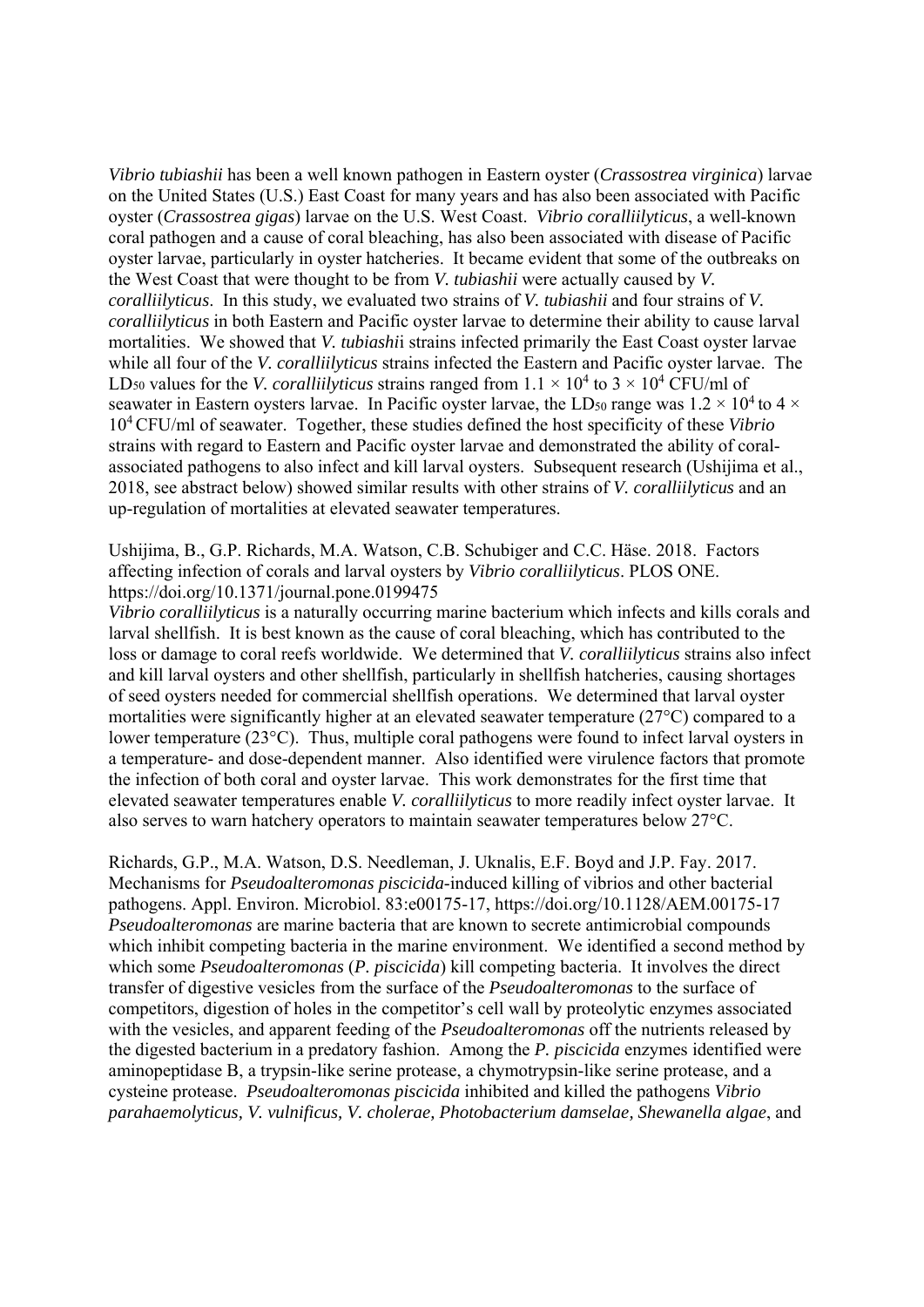*Vibrio tubiashii* has been a well known pathogen in Eastern oyster (*Crassostrea virginica*) larvae on the United States (U.S.) East Coast for many years and has also been associated with Pacific oyster (*Crassostrea gigas*) larvae on the U.S. West Coast. *Vibrio coralliilyticus*, a well-known coral pathogen and a cause of coral bleaching, has also been associated with disease of Pacific oyster larvae, particularly in oyster hatcheries. It became evident that some of the outbreaks on the West Coast that were thought to be from *V. tubiashii* were actually caused by *V. coralliilyticus*. In this study, we evaluated two strains of *V. tubiashii* and four strains of *V. coralliilyticus* in both Eastern and Pacific oyster larvae to determine their ability to cause larval mortalities. We showed that *V. tubiashii* strains infected primarily the East Coast oyster larvae while all four of the *V. coralliilyticus* strains infected the Eastern and Pacific oyster larvae. The $LD_{50}$ values for the *V. coralliilyticus* strains ranged from $1.1 \times 10^4$ to $3 \times 10^4$ CFU/ml of seawater in Eastern oysters larvae. In Pacific oyster larvae, the $LD_{50}$ range was $1.2 \times 10^4$ to $4 \times 10^4$ CFU/ml of seawater. Together, these studies defined the host specificity of these *Vibrio* strains with regard to Eastern and Pacific oyster larvae and demonstrated the ability of coral-associated pathogens to also infect and kill larval oysters. Subsequent research (Ushijima et al., 2018, see abstract below) showed similar results with other strains of *V. coralliilyticus* and an up-regulation of mortalities at elevated seawater temperatures.

Ushijima, B., G.P. Richards, M.A. Watson, C.B. Schubiger and C.C. Häse. 2018. Factors affecting infection of corals and larval oysters by *Vibrio coralliilyticus*. PLOS ONE. https://doi.org/10.1371/journal.pone.0199475
*Vibrio coralliilyticus* is a naturally occurring marine bacterium which infects and kills corals and larval shellfish. It is best known as the cause of coral bleaching, which has contributed to the loss or damage to coral reefs worldwide. We determined that *V. coralliilyticus* strains also infect and kill larval oysters and other shellfish, particularly in shellfish hatcheries, causing shortages of seed oysters needed for commercial shellfish operations. We determined that larval oyster mortalities were significantly higher at an elevated seawater temperature (27°C) compared to a lower temperature (23°C). Thus, multiple coral pathogens were found to infect larval oysters in a temperature- and dose-dependent manner. Also identified were virulence factors that promote the infection of both coral and oyster larvae. This work demonstrates for the first time that elevated seawater temperatures enable *V. coralliilyticus* to more readily infect oyster larvae. It also serves to warn hatchery operators to maintain seawater temperatures below 27°C.

Richards, G.P., M.A. Watson, D.S. Needleman, J. Uknalis, E.F. Boyd and J.P. Fay. 2017. Mechanisms for *Pseudoalteromonas piscicida*-induced killing of vibrios and other bacterial pathogens. Appl. Environ. Microbiol. 83:e00175-17, https://doi.org/10.1128/AEM.00175-17
*Pseudoalteromonas* are marine bacteria that are known to secrete antimicrobial compounds which inhibit competing bacteria in the marine environment. We identified a second method by which some *Pseudoalteromonas* (*P. piscicida*) kill competing bacteria. It involves the direct transfer of digestive vesicles from the surface of the *Pseudoalteromonas* to the surface of competitors, digestion of holes in the competitor's cell wall by proteolytic enzymes associated with the vesicles, and apparent feeding of the *Pseudoalteromonas* off the nutrients released by the digested bacterium in a predatory fashion. Among the *P. piscicida* enzymes identified were aminopeptidase B, a trypsin-like serine protease, a chymotrypsin-like serine protease, and a cysteine protease. *Pseudoalteromonas piscicida* inhibited and killed the pathogens *Vibrio parahaemolyticus, V. vulnificus, V. cholerae, Photobacterium damselae, Shewanella algae*, and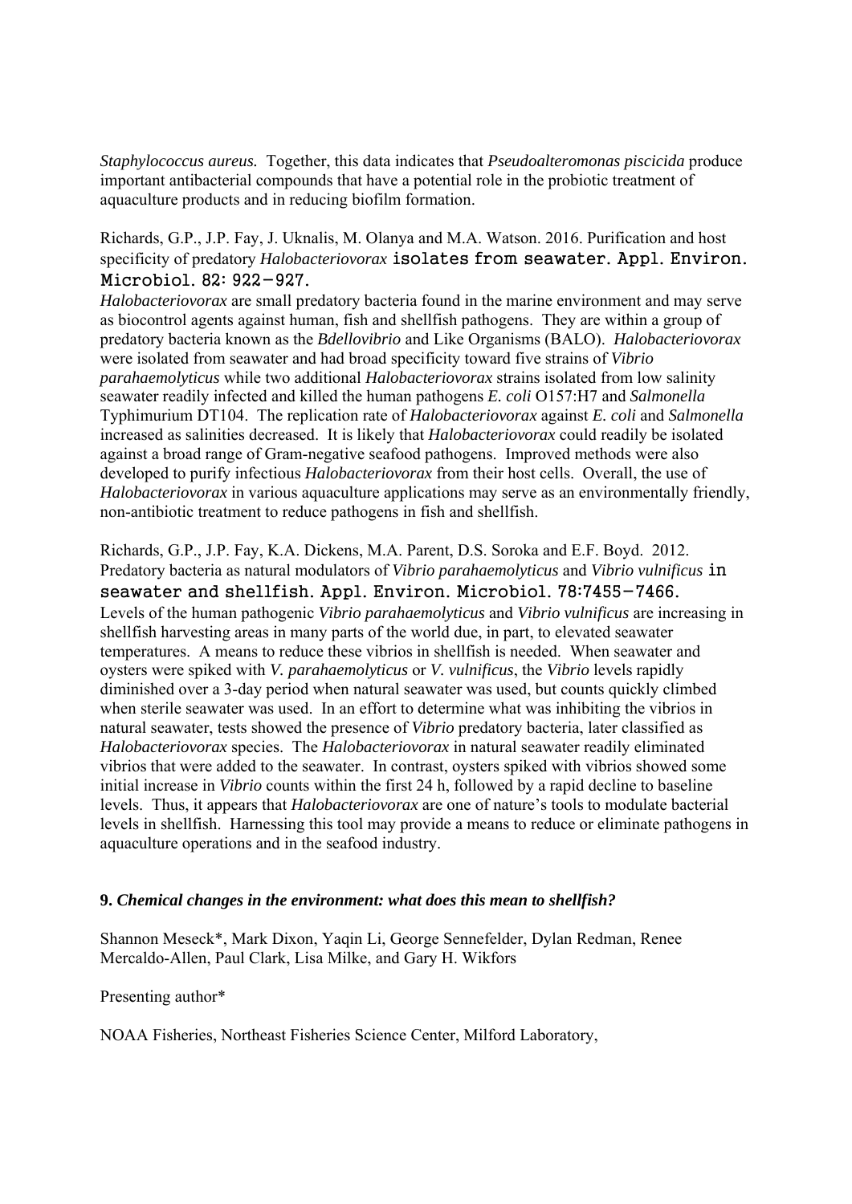*Staphylococcus aureus.* Together, this data indicates that *Pseudoalteromonas piscicida* produce important antibacterial compounds that have a potential role in the probiotic treatment of aquaculture products and in reducing biofilm formation.

Richards, G.P., J.P. Fay, J. Uknalis, M. Olanya and M.A. Watson. 2016. Purification and host specificity of predatory *Halobacteriovorax* isolates from seawater. Appl. Environ. Microbiol. 82: 922−927.
*Halobacteriovorax* are small predatory bacteria found in the marine environment and may serve as biocontrol agents against human, fish and shellfish pathogens. They are within a group of predatory bacteria known as the *Bdellovibrio* and Like Organisms (BALO). *Halobacteriovorax* were isolated from seawater and had broad specificity toward five strains of *Vibrio parahaemolyticus* while two additional *Halobacteriovorax* strains isolated from low salinity seawater readily infected and killed the human pathogens *E. coli* O157:H7 and *Salmonella* Typhimurium DT104. The replication rate of *Halobacteriovorax* against *E. coli* and *Salmonella* increased as salinities decreased. It is likely that *Halobacteriovorax* could readily be isolated against a broad range of Gram-negative seafood pathogens. Improved methods were also developed to purify infectious *Halobacteriovorax* from their host cells. Overall, the use of *Halobacteriovorax* in various aquaculture applications may serve as an environmentally friendly, non-antibiotic treatment to reduce pathogens in fish and shellfish.

Richards, G.P., J.P. Fay, K.A. Dickens, M.A. Parent, D.S. Soroka and E.F. Boyd. 2012. Predatory bacteria as natural modulators of *Vibrio parahaemolyticus* and *Vibrio vulnificus* in seawater and shellfish. Appl. Environ. Microbiol. 78:7455−7466.
Levels of the human pathogenic *Vibrio parahaemolyticus* and *Vibrio vulnificus* are increasing in shellfish harvesting areas in many parts of the world due, in part, to elevated seawater temperatures. A means to reduce these vibrios in shellfish is needed. When seawater and oysters were spiked with *V. parahaemolyticus* or *V. vulnificus*, the *Vibrio* levels rapidly diminished over a 3-day period when natural seawater was used, but counts quickly climbed when sterile seawater was used. In an effort to determine what was inhibiting the vibrios in natural seawater, tests showed the presence of *Vibrio* predatory bacteria, later classified as *Halobacteriovorax* species. The *Halobacteriovorax* in natural seawater readily eliminated vibrios that were added to the seawater. In contrast, oysters spiked with vibrios showed some initial increase in *Vibrio* counts within the first 24 h, followed by a rapid decline to baseline levels. Thus, it appears that *Halobacteriovorax* are one of nature's tools to modulate bacterial levels in shellfish. Harnessing this tool may provide a means to reduce or eliminate pathogens in aquaculture operations and in the seafood industry.

**9.** ***Chemical changes in the environment: what does this mean to shellfish?***

Shannon Meseck*, Mark Dixon, Yaqin Li, George Sennefelder, Dylan Redman, Renee Mercaldo-Allen, Paul Clark, Lisa Milke, and Gary H. Wikfors

Presenting author*

NOAA Fisheries, Northeast Fisheries Science Center, Milford Laboratory,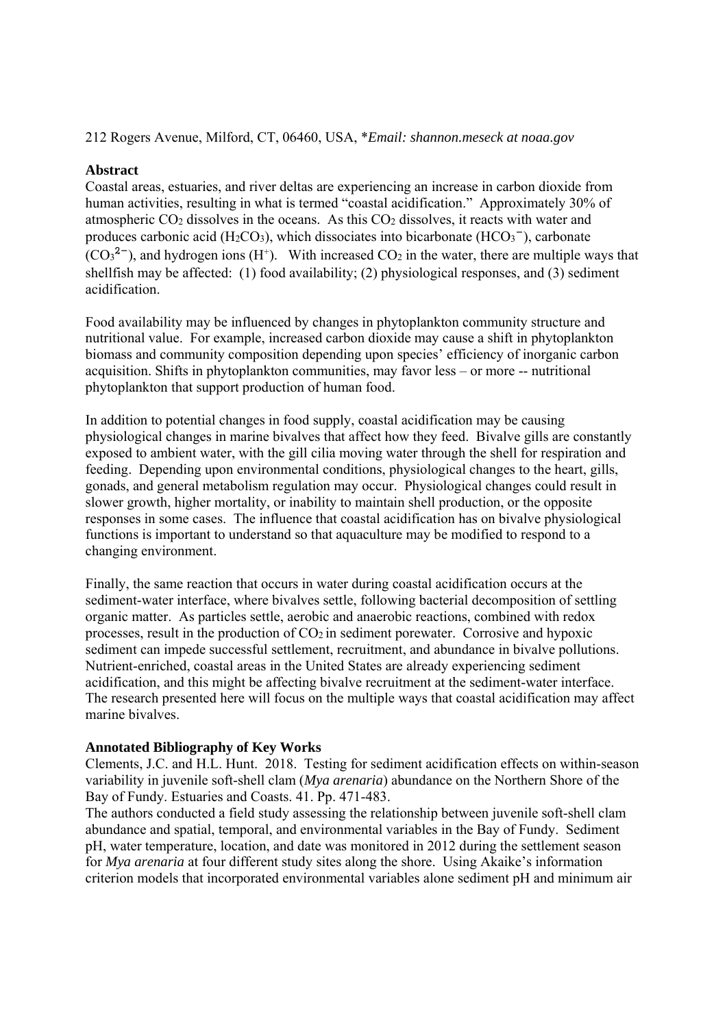212 Rogers Avenue, Milford, CT, 06460, USA, \**Email: shannon.meseck at noaa.gov*

**Abstract**

Coastal areas, estuaries, and river deltas are experiencing an increase in carbon dioxide from human activities, resulting in what is termed "coastal acidification." Approximately 30% of atmospheric $CO_2$ dissolves in the oceans. As this $CO_2$ dissolves, it reacts with water and produces carbonic acid ($H_2CO_3$), which dissociates into bicarbonate ($HCO_3^-$), carbonate ($CO_3^{2-}$), and hydrogen ions ($H^+$). With increased $CO_2$ in the water, there are multiple ways that shellfish may be affected: (1) food availability; (2) physiological responses, and (3) sediment acidification.

Food availability may be influenced by changes in phytoplankton community structure and nutritional value. For example, increased carbon dioxide may cause a shift in phytoplankton biomass and community composition depending upon species' efficiency of inorganic carbon acquisition. Shifts in phytoplankton communities, may favor less – or more -- nutritional phytoplankton that support production of human food.

In addition to potential changes in food supply, coastal acidification may be causing physiological changes in marine bivalves that affect how they feed. Bivalve gills are constantly exposed to ambient water, with the gill cilia moving water through the shell for respiration and feeding. Depending upon environmental conditions, physiological changes to the heart, gills, gonads, and general metabolism regulation may occur. Physiological changes could result in slower growth, higher mortality, or inability to maintain shell production, or the opposite responses in some cases. The influence that coastal acidification has on bivalve physiological functions is important to understand so that aquaculture may be modified to respond to a changing environment.

Finally, the same reaction that occurs in water during coastal acidification occurs at the sediment-water interface, where bivalves settle, following bacterial decomposition of settling organic matter. As particles settle, aerobic and anaerobic reactions, combined with redox processes, result in the production of $CO_2$ in sediment porewater. Corrosive and hypoxic sediment can impede successful settlement, recruitment, and abundance in bivalve pollutions. Nutrient-enriched, coastal areas in the United States are already experiencing sediment acidification, and this might be affecting bivalve recruitment at the sediment-water interface. The research presented here will focus on the multiple ways that coastal acidification may affect marine bivalves.

**Annotated Bibliography of Key Works**

Clements, J.C. and H.L. Hunt. 2018. Testing for sediment acidification effects on within-season variability in juvenile soft-shell clam (*Mya arenaria*) abundance on the Northern Shore of the Bay of Fundy. Estuaries and Coasts. 41. Pp. 471-483.
The authors conducted a field study assessing the relationship between juvenile soft-shell clam abundance and spatial, temporal, and environmental variables in the Bay of Fundy. Sediment pH, water temperature, location, and date was monitored in 2012 during the settlement season for *Mya arenaria* at four different study sites along the shore. Using Akaike's information criterion models that incorporated environmental variables alone sediment pH and minimum air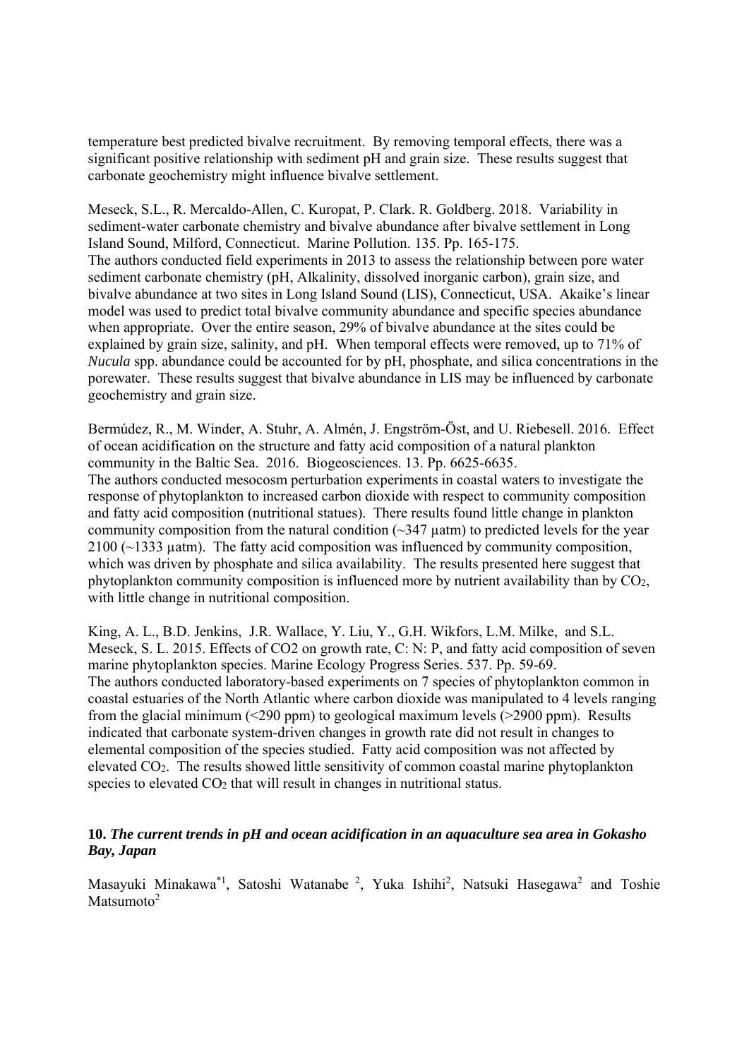temperature best predicted bivalve recruitment. By removing temporal effects, there was a significant positive relationship with sediment pH and grain size. These results suggest that carbonate geochemistry might influence bivalve settlement.

Meseck, S.L., R. Mercaldo-Allen, C. Kuropat, P. Clark. R. Goldberg. 2018. Variability in sediment-water carbonate chemistry and bivalve abundance after bivalve settlement in Long Island Sound, Milford, Connecticut. Marine Pollution. 135. Pp. 165-175.
The authors conducted field experiments in 2013 to assess the relationship between pore water sediment carbonate chemistry (pH, Alkalinity, dissolved inorganic carbon), grain size, and bivalve abundance at two sites in Long Island Sound (LIS), Connecticut, USA. Akaike's linear model was used to predict total bivalve community abundance and specific species abundance when appropriate. Over the entire season, 29% of bivalve abundance at the sites could be explained by grain size, salinity, and pH. When temporal effects were removed, up to 71% of *Nucula* spp. abundance could be accounted for by pH, phosphate, and silica concentrations in the porewater. These results suggest that bivalve abundance in LIS may be influenced by carbonate geochemistry and grain size.

Bermúdez, R., M. Winder, A. Stuhr, A. Almén, J. Engström-Öst, and U. Riebesell. 2016. Effect of ocean acidification on the structure and fatty acid composition of a natural plankton community in the Baltic Sea. 2016. Biogeosciences. 13. Pp. 6625-6635.
The authors conducted mesocosm perturbation experiments in coastal waters to investigate the response of phytoplankton to increased carbon dioxide with respect to community composition and fatty acid composition (nutritional statues). There results found little change in plankton community composition from the natural condition (~347 µatm) to predicted levels for the year 2100 (~1333 µatm). The fatty acid composition was influenced by community composition, which was driven by phosphate and silica availability. The results presented here suggest that phytoplankton community composition is influenced more by nutrient availability than by $CO_2$, with little change in nutritional composition.

King, A. L., B.D. Jenkins, J.R. Wallace, Y. Liu, Y., G.H. Wikfors, L.M. Milke, and S.L. Meseck, S. L. 2015. Effects of CO2 on growth rate, C: N: P, and fatty acid composition of seven marine phytoplankton species. Marine Ecology Progress Series. 537. Pp. 59-69.
The authors conducted laboratory-based experiments on 7 species of phytoplankton common in coastal estuaries of the North Atlantic where carbon dioxide was manipulated to 4 levels ranging from the glacial minimum (<290 ppm) to geological maximum levels (>2900 ppm). Results indicated that carbonate system-driven changes in growth rate did not result in changes to elemental composition of the species studied. Fatty acid composition was not affected by elevated $CO_2$. The results showed little sensitivity of common coastal marine phytoplankton species to elevated $CO_2$ that will result in changes in nutritional status.

### 10. *The current trends in pH and ocean acidification in an aquaculture sea area in Gokasho Bay, Japan*

Masayuki Minakawa[*1], Satoshi Watanabe [2], Yuka Ishihi[2], Natsuki Hasegawa[2] and Toshie Matsumoto[2]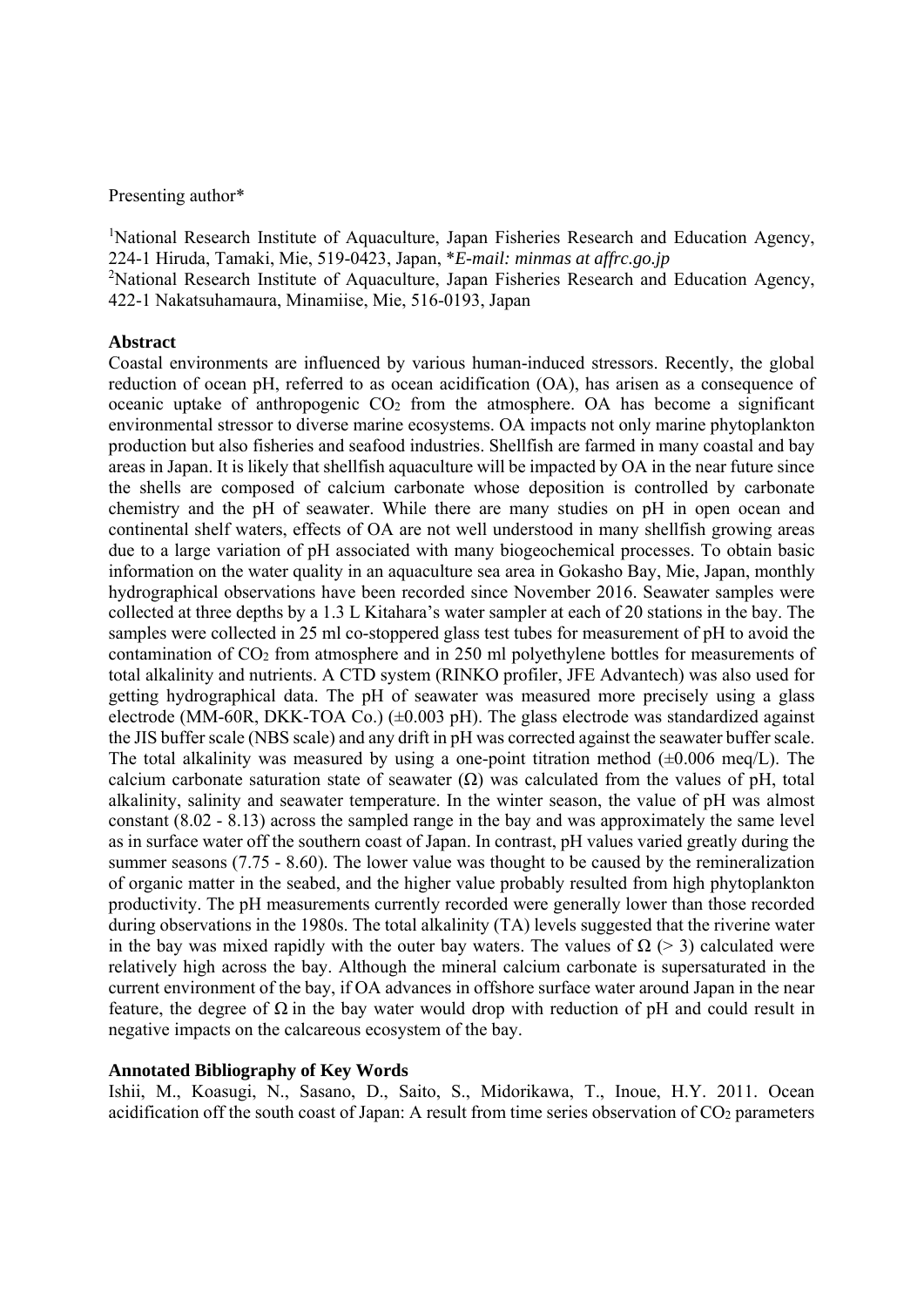Presenting author*

[1]National Research Institute of Aquaculture, Japan Fisheries Research and Education Agency, 224-1 Hiruda, Tamaki, Mie, 519-0423, Japan, **E-mail: minmas at affrc.go.jp*
[2]National Research Institute of Aquaculture, Japan Fisheries Research and Education Agency, 422-1 Nakatsuhamaura, Minamiise, Mie, 516-0193, Japan

### Abstract

Coastal environments are influenced by various human-induced stressors. Recently, the global reduction of ocean pH, referred to as ocean acidification (OA), has arisen as a consequence of oceanic uptake of anthropogenic $CO_2$ from the atmosphere. OA has become a significant environmental stressor to diverse marine ecosystems. OA impacts not only marine phytoplankton production but also fisheries and seafood industries. Shellfish are farmed in many coastal and bay areas in Japan. It is likely that shellfish aquaculture will be impacted by OA in the near future since the shells are composed of calcium carbonate whose deposition is controlled by carbonate chemistry and the pH of seawater. While there are many studies on pH in open ocean and continental shelf waters, effects of OA are not well understood in many shellfish growing areas due to a large variation of pH associated with many biogeochemical processes. To obtain basic information on the water quality in an aquaculture sea area in Gokasho Bay, Mie, Japan, monthly hydrographical observations have been recorded since November 2016. Seawater samples were collected at three depths by a 1.3 L Kitahara's water sampler at each of 20 stations in the bay. The samples were collected in 25 ml co-stoppered glass test tubes for measurement of pH to avoid the contamination of $CO_2$ from atmosphere and in 250 ml polyethylene bottles for measurements of total alkalinity and nutrients. A CTD system (RINKO profiler, JFE Advantech) was also used for getting hydrographical data. The pH of seawater was measured more precisely using a glass electrode (MM-60R, DKK-TOA Co.) (±0.003 pH). The glass electrode was standardized against the JIS buffer scale (NBS scale) and any drift in pH was corrected against the seawater buffer scale. The total alkalinity was measured by using a one-point titration method (±0.006 meq/L). The calcium carbonate saturation state of seawater ($\Omega$) was calculated from the values of pH, total alkalinity, salinity and seawater temperature. In the winter season, the value of pH was almost constant (8.02 - 8.13) across the sampled range in the bay and was approximately the same level as in surface water off the southern coast of Japan. In contrast, pH values varied greatly during the summer seasons (7.75 - 8.60). The lower value was thought to be caused by the remineralization of organic matter in the seabed, and the higher value probably resulted from high phytoplankton productivity. The pH measurements currently recorded were generally lower than those recorded during observations in the 1980s. The total alkalinity (TA) levels suggested that the riverine water in the bay was mixed rapidly with the outer bay waters. The values of $\Omega$ (> 3) calculated were relatively high across the bay. Although the mineral calcium carbonate is supersaturated in the current environment of the bay, if OA advances in offshore surface water around Japan in the near feature, the degree of $\Omega$ in the bay water would drop with reduction of pH and could result in negative impacts on the calcareous ecosystem of the bay.

### Annotated Bibliography of Key Words

Ishii, M., Koasugi, N., Sasano, D., Saito, S., Midorikawa, T., Inoue, H.Y. 2011. Ocean acidification off the south coast of Japan: A result from time series observation of $CO_2$ parameters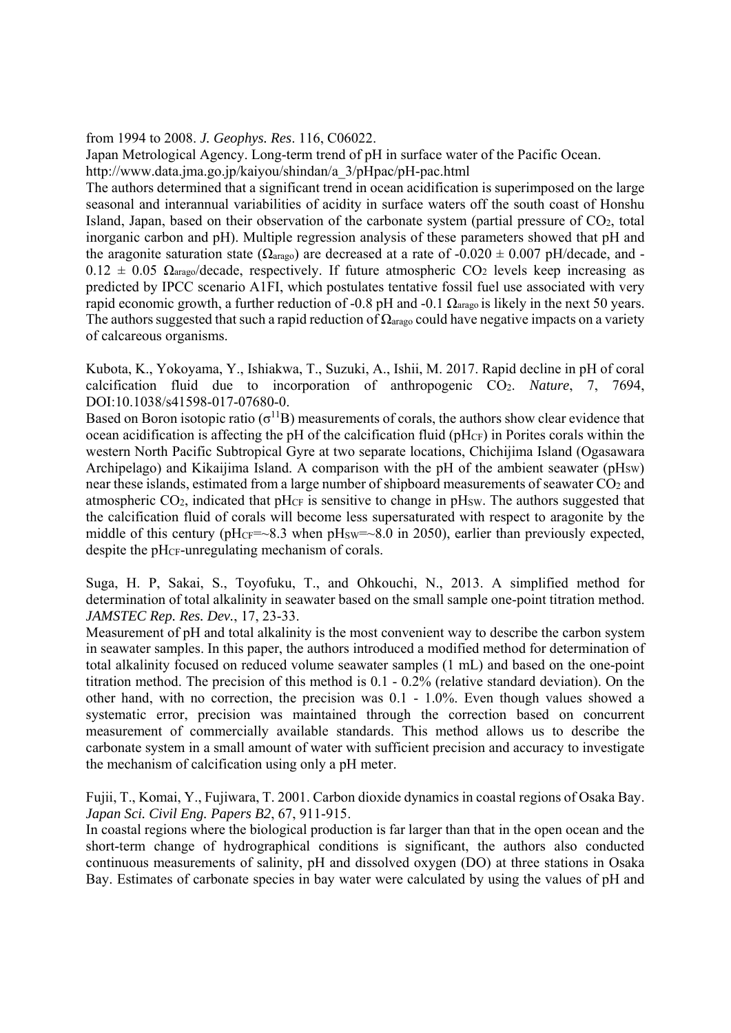from 1994 to 2008. *J. Geophys. Res*. 116, C06022.

Japan Metrological Agency. Long-term trend of pH in surface water of the Pacific Ocean. http://www.data.jma.go.jp/kaiyou/shindan/a_3/pHpac/pH-pac.html

The authors determined that a significant trend in ocean acidification is superimposed on the large seasonal and interannual variabilities of acidity in surface waters off the south coast of Honshu Island, Japan, based on their observation of the carbonate system (partial pressure of $CO_2$, total inorganic carbon and pH). Multiple regression analysis of these parameters showed that pH and the aragonite saturation state ($\Omega_{arago}$) are decreased at a rate of -0.020 ± 0.007 pH/decade, and -0.12 ± 0.05 $\Omega_{arago}$/decade, respectively. If future atmospheric $CO_2$ levels keep increasing as predicted by IPCC scenario A1FI, which postulates tentative fossil fuel use associated with very rapid economic growth, a further reduction of -0.8 pH and -0.1 $\Omega_{arago}$ is likely in the next 50 years. The authors suggested that such a rapid reduction of $\Omega_{arago}$ could have negative impacts on a variety of calcareous organisms.

Kubota, K., Yokoyama, Y., Ishiakwa, T., Suzuki, A., Ishii, M. 2017. Rapid decline in pH of coral calcification fluid due to incorporation of anthropogenic $CO_2$. *Nature*, 7, 7694, DOI:10.1038/s41598-017-07680-0.

Based on Boron isotopic ratio ($\sigma^{11}B$) measurements of corals, the authors show clear evidence that ocean acidification is affecting the pH of the calcification fluid ($pH_{CF}$) in Porites corals within the western North Pacific Subtropical Gyre at two separate locations, Chichijima Island (Ogasawara Archipelago) and Kikaijima Island. A comparison with the pH of the ambient seawater ($pH_{SW}$) near these islands, estimated from a large number of shipboard measurements of seawater $CO_2$ and atmospheric $CO_2$, indicated that $pH_{CF}$ is sensitive to change in $pH_{SW}$. The authors suggested that the calcification fluid of corals will become less supersaturated with respect to aragonite by the middle of this century ($pH_{CF}$=~8.3 when $pH_{SW}$=~8.0 in 2050), earlier than previously expected, despite the $pH_{CF}$-unregulating mechanism of corals.

Suga, H. P, Sakai, S., Toyofuku, T., and Ohkouchi, N., 2013. A simplified method for determination of total alkalinity in seawater based on the small sample one-point titration method. *JAMSTEC Rep. Res. Dev.*, 17, 23-33.

Measurement of pH and total alkalinity is the most convenient way to describe the carbon system in seawater samples. In this paper, the authors introduced a modified method for determination of total alkalinity focused on reduced volume seawater samples (1 mL) and based on the one-point titration method. The precision of this method is 0.1 - 0.2% (relative standard deviation). On the other hand, with no correction, the precision was 0.1 - 1.0%. Even though values showed a systematic error, precision was maintained through the correction based on concurrent measurement of commercially available standards. This method allows us to describe the carbonate system in a small amount of water with sufficient precision and accuracy to investigate the mechanism of calcification using only a pH meter.

Fujii, T., Komai, Y., Fujiwara, T. 2001. Carbon dioxide dynamics in coastal regions of Osaka Bay. *Japan Sci. Civil Eng. Papers B2*, 67, 911-915.

In coastal regions where the biological production is far larger than that in the open ocean and the short-term change of hydrographical conditions is significant, the authors also conducted continuous measurements of salinity, pH and dissolved oxygen (DO) at three stations in Osaka Bay. Estimates of carbonate species in bay water were calculated by using the values of pH and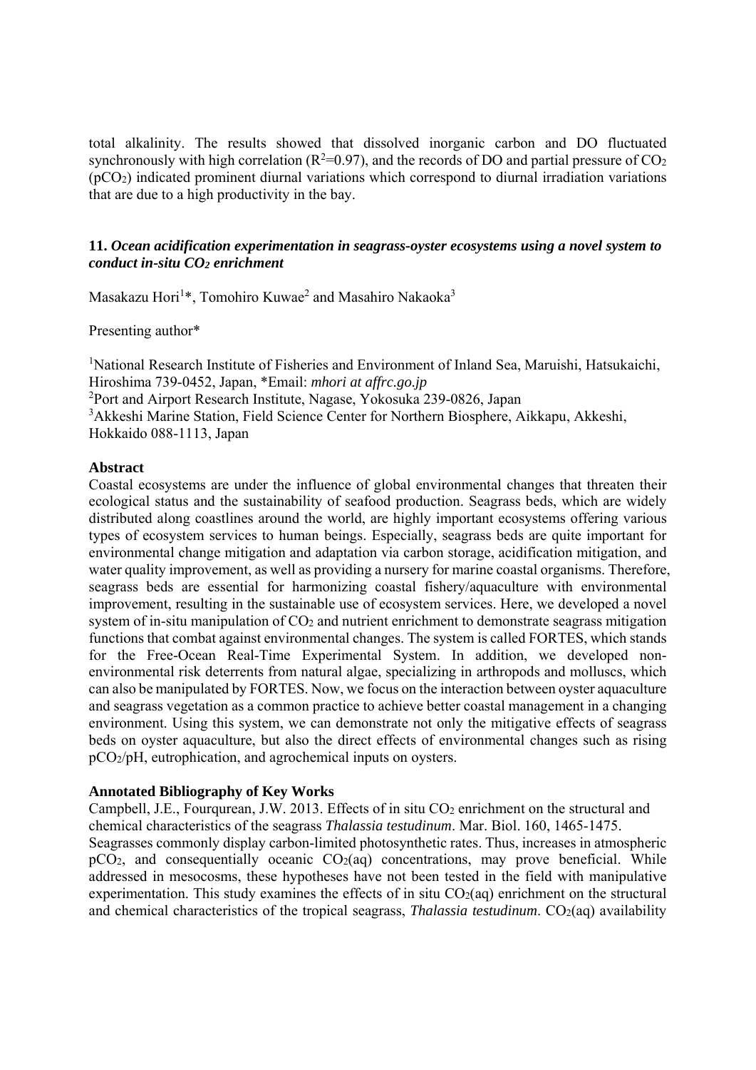total alkalinity. The results showed that dissolved inorganic carbon and DO fluctuated synchronously with high correlation ($R^2$=0.97), and the records of DO and partial pressure of $CO_2$ ($pCO_2$) indicated prominent diurnal variations which correspond to diurnal irradiation variations that are due to a high productivity in the bay.

### 11. *Ocean acidification experimentation in seagrass-oyster ecosystems using a novel system to conduct in-situ $CO_2$ enrichment*

Masakazu Hori[1]*, Tomohiro Kuwae[2] and Masahiro Nakaoka[3]

Presenting author*

[1]National Research Institute of Fisheries and Environment of Inland Sea, Maruishi, Hatsukaichi, Hiroshima 739-0452, Japan, *Email: *mhori at affrc.go.jp*
[2]Port and Airport Research Institute, Nagase, Yokosuka 239-0826, Japan
[3]Akkeshi Marine Station, Field Science Center for Northern Biosphere, Aikkapu, Akkeshi, Hokkaido 088-1113, Japan

**Abstract**

Coastal ecosystems are under the influence of global environmental changes that threaten their ecological status and the sustainability of seafood production. Seagrass beds, which are widely distributed along coastlines around the world, are highly important ecosystems offering various types of ecosystem services to human beings. Especially, seagrass beds are quite important for environmental change mitigation and adaptation via carbon storage, acidification mitigation, and water quality improvement, as well as providing a nursery for marine coastal organisms. Therefore, seagrass beds are essential for harmonizing coastal fishery/aquaculture with environmental improvement, resulting in the sustainable use of ecosystem services. Here, we developed a novel system of in-situ manipulation of $CO_2$ and nutrient enrichment to demonstrate seagrass mitigation functions that combat against environmental changes. The system is called FORTES, which stands for the Free-Ocean Real-Time Experimental System. In addition, we developed non-environmental risk deterrents from natural algae, specializing in arthropods and molluscs, which can also be manipulated by FORTES. Now, we focus on the interaction between oyster aquaculture and seagrass vegetation as a common practice to achieve better coastal management in a changing environment. Using this system, we can demonstrate not only the mitigative effects of seagrass beds on oyster aquaculture, but also the direct effects of environmental changes such as rising $pCO_2$/pH, eutrophication, and agrochemical inputs on oysters.

**Annotated Bibliography of Key Works**

Campbell, J.E., Fourqurean, J.W. 2013. Effects of in situ $CO_2$ enrichment on the structural and chemical characteristics of the seagrass *Thalassia testudinum*. Mar. Biol. 160, 1465-1475.
Seagrasses commonly display carbon-limited photosynthetic rates. Thus, increases in atmospheric $pCO_2$, and consequentially oceanic $CO_2(aq)$ concentrations, may prove beneficial. While addressed in mesocosms, these hypotheses have not been tested in the field with manipulative experimentation. This study examines the effects of in situ $CO_2(aq)$ enrichment on the structural and chemical characteristics of the tropical seagrass, *Thalassia testudinum*. $CO_2(aq)$ availability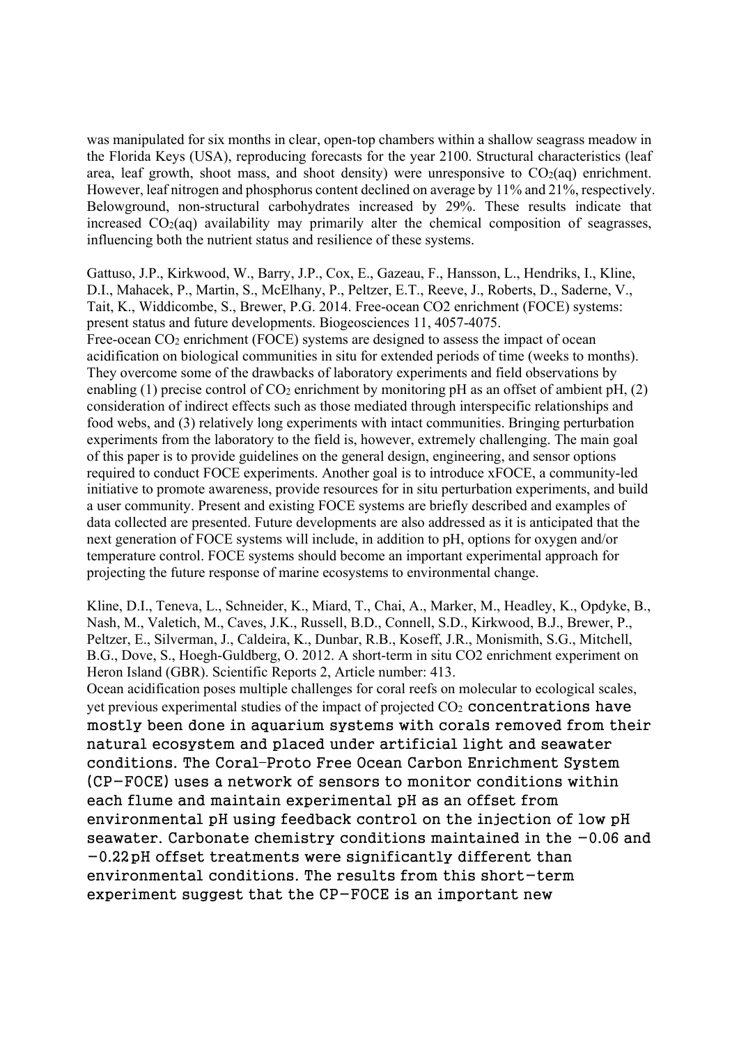was manipulated for six months in clear, open-top chambers within a shallow seagrass meadow in the Florida Keys (USA), reproducing forecasts for the year 2100. Structural characteristics (leaf area, leaf growth, shoot mass, and shoot density) were unresponsive to $CO_2(aq)$ enrichment. However, leaf nitrogen and phosphorus content declined on average by 11% and 21%, respectively. Belowground, non-structural carbohydrates increased by 29%. These results indicate that increased $CO_2(aq)$ availability may primarily alter the chemical composition of seagrasses, influencing both the nutrient status and resilience of these systems.

Gattuso, J.P., Kirkwood, W., Barry, J.P., Cox, E., Gazeau, F., Hansson, L., Hendriks, I., Kline, D.I., Mahacek, P., Martin, S., McElhany, P., Peltzer, E.T., Reeve, J., Roberts, D., Saderne, V., Tait, K., Widdicombe, S., Brewer, P.G. 2014. Free-ocean CO2 enrichment (FOCE) systems: present status and future developments. Biogeosciences 11, 4057-4075.
Free-ocean $CO_2$ enrichment (FOCE) systems are designed to assess the impact of ocean acidification on biological communities in situ for extended periods of time (weeks to months). They overcome some of the drawbacks of laboratory experiments and field observations by enabling (1) precise control of $CO_2$ enrichment by monitoring pH as an offset of ambient pH, (2) consideration of indirect effects such as those mediated through interspecific relationships and food webs, and (3) relatively long experiments with intact communities. Bringing perturbation experiments from the laboratory to the field is, however, extremely challenging. The main goal of this paper is to provide guidelines on the general design, engineering, and sensor options required to conduct FOCE experiments. Another goal is to introduce xFOCE, a community-led initiative to promote awareness, provide resources for in situ perturbation experiments, and build a user community. Present and existing FOCE systems are briefly described and examples of data collected are presented. Future developments are also addressed as it is anticipated that the next generation of FOCE systems will include, in addition to pH, options for oxygen and/or temperature control. FOCE systems should become an important experimental approach for projecting the future response of marine ecosystems to environmental change.

Kline, D.I., Teneva, L., Schneider, K., Miard, T., Chai, A., Marker, M., Headley, K., Opdyke, B., Nash, M., Valetich, M., Caves, J.K., Russell, B.D., Connell, S.D., Kirkwood, B.J., Brewer, P., Peltzer, E., Silverman, J., Caldeira, K., Dunbar, R.B., Koseff, J.R., Monismith, S.G., Mitchell, B.G., Dove, S., Hoegh-Guldberg, O. 2012. A short-term in situ CO2 enrichment experiment on Heron Island (GBR). Scientific Reports 2, Article number: 413.
Ocean acidification poses multiple challenges for coral reefs on molecular to ecological scales, yet previous experimental studies of the impact of projected $CO_2$ concentrations have mostly been done in aquarium systems with corals removed from their natural ecosystem and placed under artificial light and seawater conditions. The Coral-Proto Free Ocean Carbon Enrichment System (CP-FOCE) uses a network of sensors to monitor conditions within each flume and maintain experimental pH as an offset from environmental pH using feedback control on the injection of low pH seawater. Carbonate chemistry conditions maintained in the −0.06 and −0.22 pH offset treatments were significantly different than environmental conditions. The results from this short-term experiment suggest that the CP-FOCE is an important new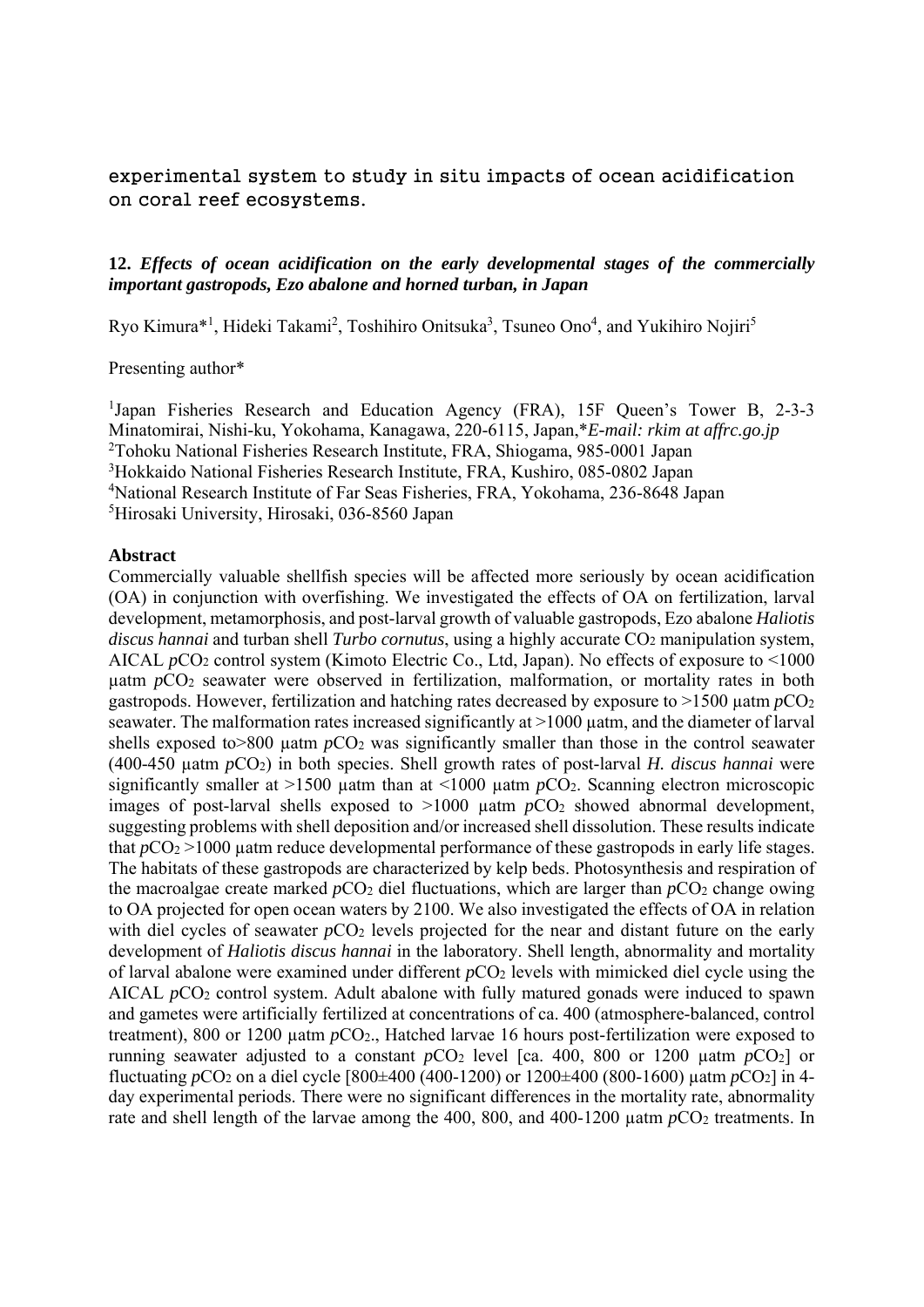experimental system to study in situ impacts of ocean acidification on coral reef ecosystems.

## 12. *Effects of ocean acidification on the early developmental stages of the commercially important gastropods, Ezo abalone and horned turban, in Japan*

Ryo Kimura*[1], Hideki Takami[2], Toshihiro Onitsuka[3], Tsuneo Ono[4], and Yukihiro Nojiri[5]

Presenting author*

[1]Japan Fisheries Research and Education Agency (FRA), 15F Queen's Tower B, 2-3-3 Minatomirai, Nishi-ku, Yokohama, Kanagawa, 220-6115, Japan,**E-mail: rkim at affrc.go.jp*
[2]Tohoku National Fisheries Research Institute, FRA, Shiogama, 985-0001 Japan
[3]Hokkaido National Fisheries Research Institute, FRA, Kushiro, 085-0802 Japan
[4]National Research Institute of Far Seas Fisheries, FRA, Yokohama, 236-8648 Japan
[5]Hirosaki University, Hirosaki, 036-8560 Japan

**Abstract**

Commercially valuable shellfish species will be affected more seriously by ocean acidification (OA) in conjunction with overfishing. We investigated the effects of OA on fertilization, larval development, metamorphosis, and post-larval growth of valuable gastropods, Ezo abalone *Haliotis discus hannai* and turban shell *Turbo cornutus*, using a highly accurate $CO_2$ manipulation system, AICAL $pCO_2$ control system (Kimoto Electric Co., Ltd, Japan). No effects of exposure to <1000 µatm $pCO_2$ seawater were observed in fertilization, malformation, or mortality rates in both gastropods. However, fertilization and hatching rates decreased by exposure to >1500 µatm $pCO_2$ seawater. The malformation rates increased significantly at >1000 µatm, and the diameter of larval shells exposed to>800 µatm $pCO_2$ was significantly smaller than those in the control seawater (400-450 µatm $pCO_2$) in both species. Shell growth rates of post-larval *H. discus hannai* were significantly smaller at >1500 µatm than at <1000 µatm $pCO_2$. Scanning electron microscopic images of post-larval shells exposed to >1000 µatm $pCO_2$ showed abnormal development, suggesting problems with shell deposition and/or increased shell dissolution. These results indicate that $pCO_2$ >1000 µatm reduce developmental performance of these gastropods in early life stages. The habitats of these gastropods are characterized by kelp beds. Photosynthesis and respiration of the macroalgae create marked $pCO_2$ diel fluctuations, which are larger than $pCO_2$ change owing to OA projected for open ocean waters by 2100. We also investigated the effects of OA in relation with diel cycles of seawater $pCO_2$ levels projected for the near and distant future on the early development of *Haliotis discus hannai* in the laboratory. Shell length, abnormality and mortality of larval abalone were examined under different $pCO_2$ levels with mimicked diel cycle using the AICAL $pCO_2$ control system. Adult abalone with fully matured gonads were induced to spawn and gametes were artificially fertilized at concentrations of ca. 400 (atmosphere-balanced, control treatment), 800 or 1200 µatm $pCO_2$., Hatched larvae 16 hours post-fertilization were exposed to running seawater adjusted to a constant $pCO_2$ level [ca. 400, 800 or 1200 µatm $pCO_2$] or fluctuating $pCO_2$ on a diel cycle [800±400 (400-1200) or 1200±400 (800-1600) µatm $pCO_2$] in 4-day experimental periods. There were no significant differences in the mortality rate, abnormality rate and shell length of the larvae among the 400, 800, and 400-1200 µatm $pCO_2$ treatments. In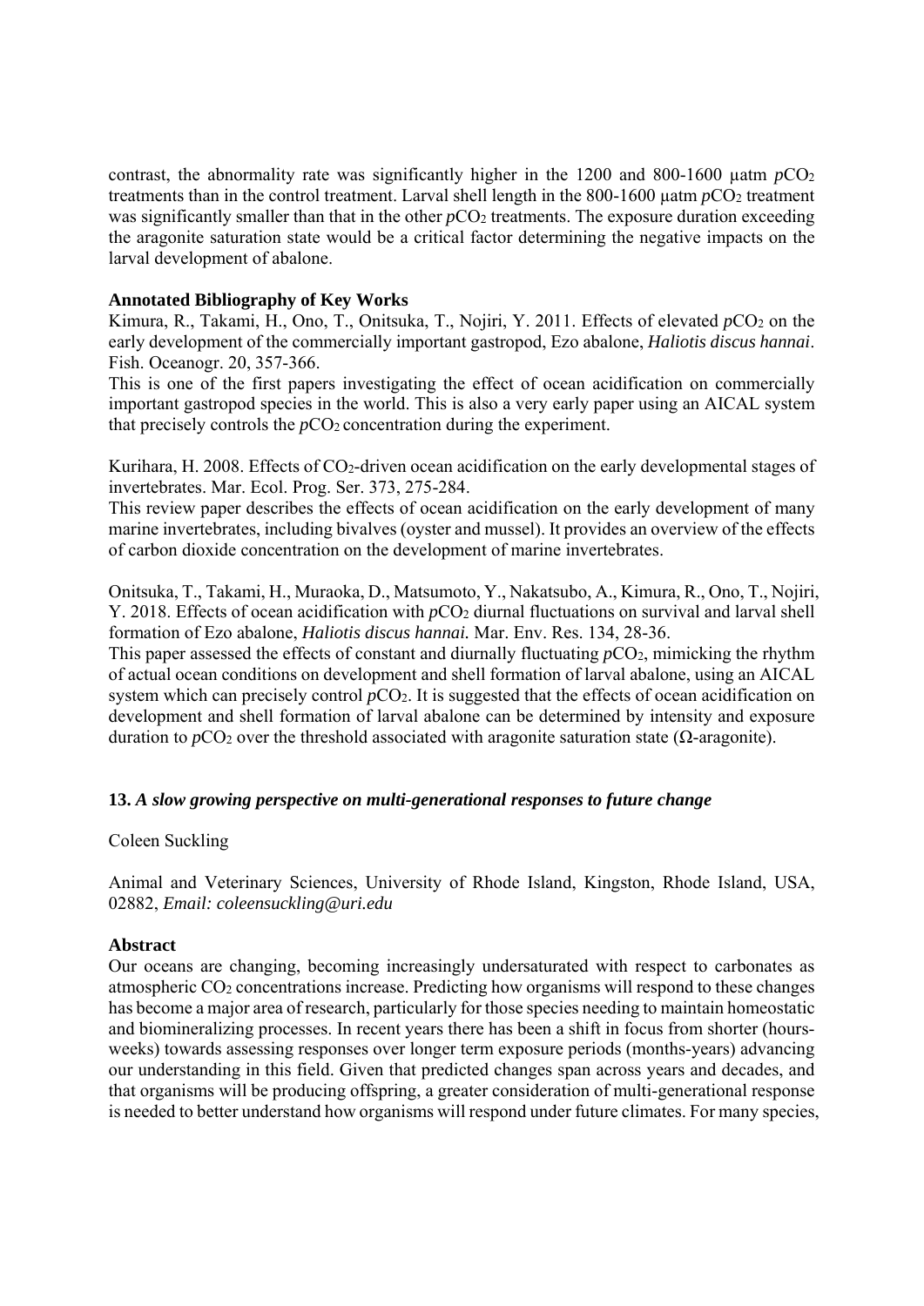contrast, the abnormality rate was significantly higher in the 1200 and 800-1600 µatm $pCO_2$ treatments than in the control treatment. Larval shell length in the 800-1600 µatm $pCO_2$ treatment was significantly smaller than that in the other $pCO_2$ treatments. The exposure duration exceeding the aragonite saturation state would be a critical factor determining the negative impacts on the larval development of abalone.

**Annotated Bibliography of Key Works**

Kimura, R., Takami, H., Ono, T., Onitsuka, T., Nojiri, Y. 2011. Effects of elevated $pCO_2$ on the early development of the commercially important gastropod, Ezo abalone, *Haliotis discus hannai*. Fish. Oceanogr. 20, 357-366.

This is one of the first papers investigating the effect of ocean acidification on commercially important gastropod species in the world. This is also a very early paper using an AICAL system that precisely controls the $pCO_2$ concentration during the experiment.

Kurihara, H. 2008. Effects of $CO_2$-driven ocean acidification on the early developmental stages of invertebrates. Mar. Ecol. Prog. Ser. 373, 275-284.

This review paper describes the effects of ocean acidification on the early development of many marine invertebrates, including bivalves (oyster and mussel). It provides an overview of the effects of carbon dioxide concentration on the development of marine invertebrates.

Onitsuka, T., Takami, H., Muraoka, D., Matsumoto, Y., Nakatsubo, A., Kimura, R., Ono, T., Nojiri, Y. 2018. Effects of ocean acidification with $pCO_2$ diurnal fluctuations on survival and larval shell formation of Ezo abalone, *Haliotis discus hannai.* Mar. Env. Res. 134, 28-36.

This paper assessed the effects of constant and diurnally fluctuating $pCO_2$, mimicking the rhythm of actual ocean conditions on development and shell formation of larval abalone, using an AICAL system which can precisely control $pCO_2$. It is suggested that the effects of ocean acidification on development and shell formation of larval abalone can be determined by intensity and exposure duration to $pCO_2$ over the threshold associated with aragonite saturation state ($\Omega$-aragonite).

### 13. *A slow growing perspective on multi-generational responses to future change*

Coleen Suckling

Animal and Veterinary Sciences, University of Rhode Island, Kingston, Rhode Island, USA, 02882, *Email: coleensuckling@uri.edu*

**Abstract**

Our oceans are changing, becoming increasingly undersaturated with respect to carbonates as atmospheric $CO_2$ concentrations increase. Predicting how organisms will respond to these changes has become a major area of research, particularly for those species needing to maintain homeostatic and biomineralizing processes. In recent years there has been a shift in focus from shorter (hours-weeks) towards assessing responses over longer term exposure periods (months-years) advancing our understanding in this field. Given that predicted changes span across years and decades, and that organisms will be producing offspring, a greater consideration of multi-generational response is needed to better understand how organisms will respond under future climates. For many species,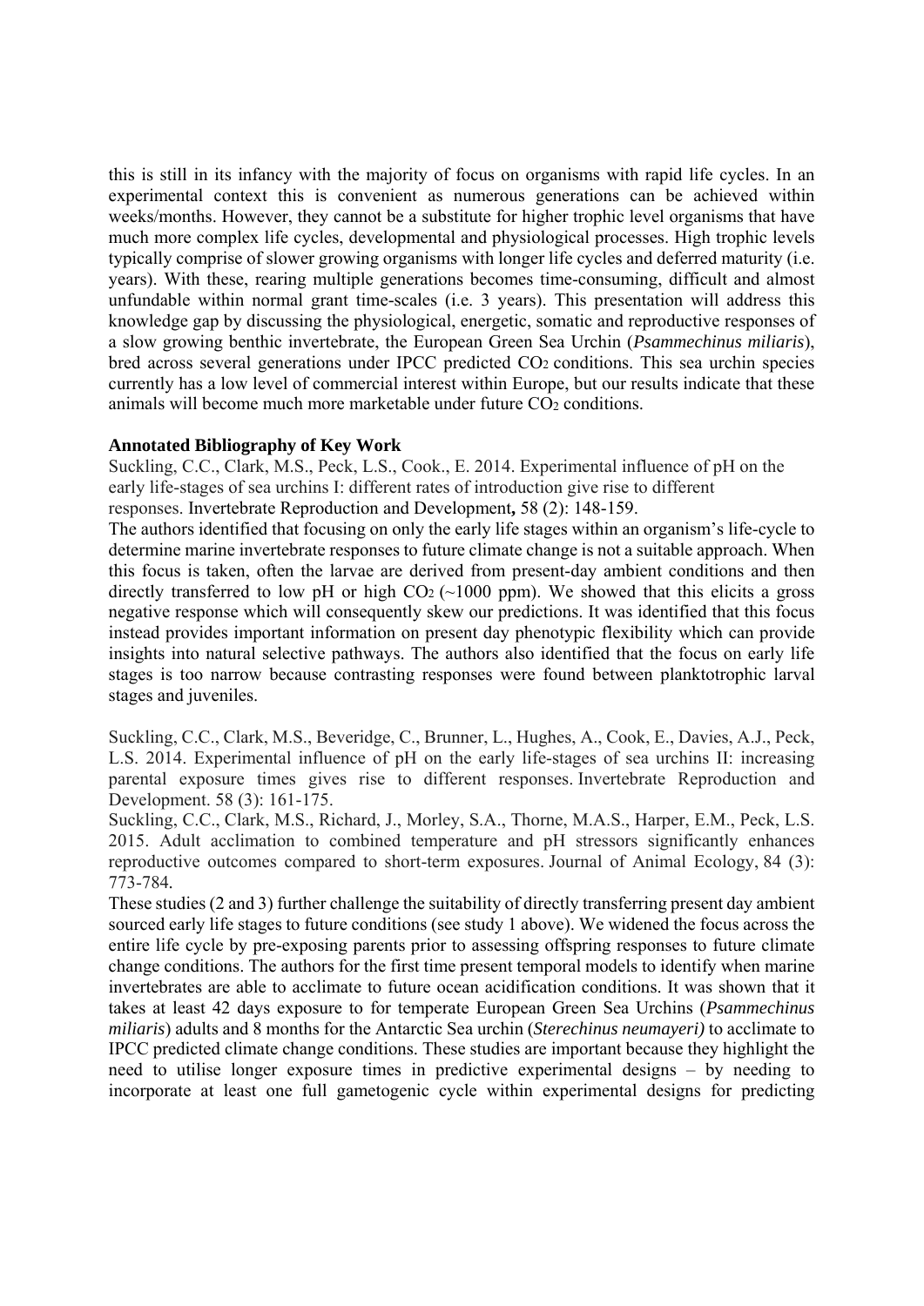this is still in its infancy with the majority of focus on organisms with rapid life cycles. In an experimental context this is convenient as numerous generations can be achieved within weeks/months. However, they cannot be a substitute for higher trophic level organisms that have much more complex life cycles, developmental and physiological processes. High trophic levels typically comprise of slower growing organisms with longer life cycles and deferred maturity (i.e. years). With these, rearing multiple generations becomes time-consuming, difficult and almost unfundable within normal grant time-scales (i.e. 3 years). This presentation will address this knowledge gap by discussing the physiological, energetic, somatic and reproductive responses of a slow growing benthic invertebrate, the European Green Sea Urchin (*Psammechinus miliaris*), bred across several generations under IPCC predicted $CO_2$ conditions. This sea urchin species currently has a low level of commercial interest within Europe, but our results indicate that these animals will become much more marketable under future $CO_2$ conditions.

**Annotated Bibliography of Key Work**

Suckling, C.C., Clark, M.S., Peck, L.S., Cook., E. 2014. Experimental influence of pH on the early life-stages of sea urchins I: different rates of introduction give rise to different responses. Invertebrate Reproduction and Development**,** 58 (2): 148-159.

The authors identified that focusing on only the early life stages within an organism's life-cycle to determine marine invertebrate responses to future climate change is not a suitable approach. When this focus is taken, often the larvae are derived from present-day ambient conditions and then directly transferred to low pH or high $CO_2$ (~1000 ppm). We showed that this elicits a gross negative response which will consequently skew our predictions. It was identified that this focus instead provides important information on present day phenotypic flexibility which can provide insights into natural selective pathways. The authors also identified that the focus on early life stages is too narrow because contrasting responses were found between planktotrophic larval stages and juveniles.

Suckling, C.C., Clark, M.S., Beveridge, C., Brunner, L., Hughes, A., Cook, E., Davies, A.J., Peck, L.S. 2014. Experimental influence of pH on the early life-stages of sea urchins II: increasing parental exposure times gives rise to different responses. Invertebrate Reproduction and Development. 58 (3): 161-175.

Suckling, C.C., Clark, M.S., Richard, J., Morley, S.A., Thorne, M.A.S., Harper, E.M., Peck, L.S. 2015. Adult acclimation to combined temperature and pH stressors significantly enhances reproductive outcomes compared to short-term exposures. Journal of Animal Ecology, 84 (3): 773-784.

These studies (2 and 3) further challenge the suitability of directly transferring present day ambient sourced early life stages to future conditions (see study 1 above). We widened the focus across the entire life cycle by pre-exposing parents prior to assessing offspring responses to future climate change conditions. The authors for the first time present temporal models to identify when marine invertebrates are able to acclimate to future ocean acidification conditions. It was shown that it takes at least 42 days exposure to for temperate European Green Sea Urchins (*Psammechinus miliaris*) adults and 8 months for the Antarctic Sea urchin (*Sterechinus neumayeri)* to acclimate to IPCC predicted climate change conditions. These studies are important because they highlight the need to utilise longer exposure times in predictive experimental designs – by needing to incorporate at least one full gametogenic cycle within experimental designs for predicting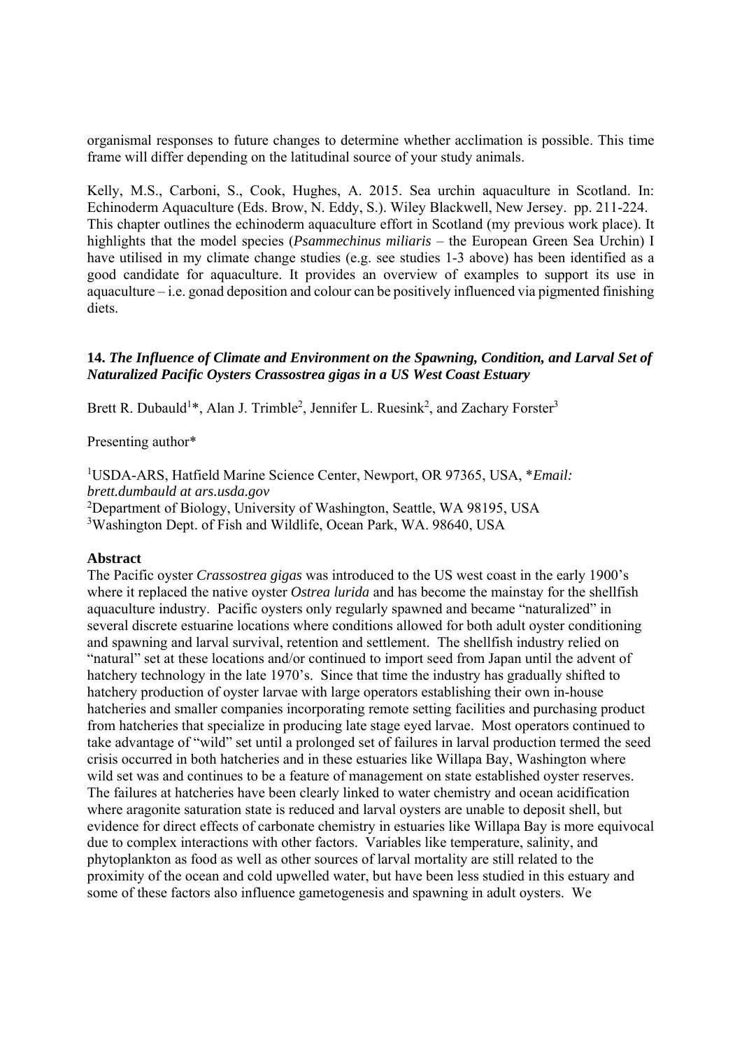organismal responses to future changes to determine whether acclimation is possible. This time frame will differ depending on the latitudinal source of your study animals.

Kelly, M.S., Carboni, S., Cook, Hughes, A. 2015. Sea urchin aquaculture in Scotland. In: Echinoderm Aquaculture (Eds. Brow, N. Eddy, S.). Wiley Blackwell, New Jersey. pp. 211-224. This chapter outlines the echinoderm aquaculture effort in Scotland (my previous work place). It highlights that the model species (*Psammechinus miliaris* – the European Green Sea Urchin) I have utilised in my climate change studies (e.g. see studies 1-3 above) has been identified as a good candidate for aquaculture. It provides an overview of examples to support its use in aquaculture – i.e. gonad deposition and colour can be positively influenced via pigmented finishing diets.

### 14. *The Influence of Climate and Environment on the Spawning, Condition, and Larval Set of Naturalized Pacific Oysters Crassostrea gigas in a US West Coast Estuary*

Brett R. Dubauld[1]*, Alan J. Trimble[2], Jennifer L. Ruesink[2], and Zachary Forster[3]

Presenting author*

[1]USDA-ARS, Hatfield Marine Science Center, Newport, OR 97365, USA, \**Email: brett.dumbauld at ars.usda.gov*
[2]Department of Biology, University of Washington, Seattle, WA 98195, USA
[3]Washington Dept. of Fish and Wildlife, Ocean Park, WA. 98640, USA

**Abstract**

The Pacific oyster *Crassostrea gigas* was introduced to the US west coast in the early 1900's where it replaced the native oyster *Ostrea lurida* and has become the mainstay for the shellfish aquaculture industry. Pacific oysters only regularly spawned and became "naturalized" in several discrete estuarine locations where conditions allowed for both adult oyster conditioning and spawning and larval survival, retention and settlement. The shellfish industry relied on "natural" set at these locations and/or continued to import seed from Japan until the advent of hatchery technology in the late 1970's. Since that time the industry has gradually shifted to hatchery production of oyster larvae with large operators establishing their own in-house hatcheries and smaller companies incorporating remote setting facilities and purchasing product from hatcheries that specialize in producing late stage eyed larvae. Most operators continued to take advantage of "wild" set until a prolonged set of failures in larval production termed the seed crisis occurred in both hatcheries and in these estuaries like Willapa Bay, Washington where wild set was and continues to be a feature of management on state established oyster reserves. The failures at hatcheries have been clearly linked to water chemistry and ocean acidification where aragonite saturation state is reduced and larval oysters are unable to deposit shell, but evidence for direct effects of carbonate chemistry in estuaries like Willapa Bay is more equivocal due to complex interactions with other factors. Variables like temperature, salinity, and phytoplankton as food as well as other sources of larval mortality are still related to the proximity of the ocean and cold upwelled water, but have been less studied in this estuary and some of these factors also influence gametogenesis and spawning in adult oysters. We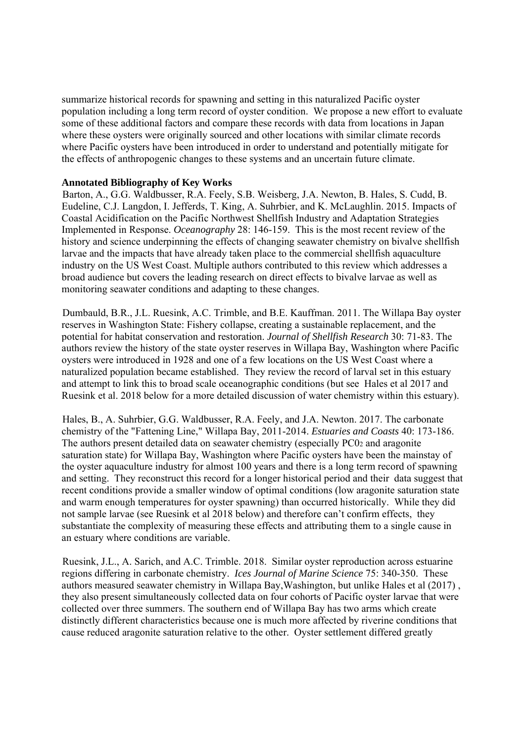summarize historical records for spawning and setting in this naturalized Pacific oyster population including a long term record of oyster condition. We propose a new effort to evaluate some of these additional factors and compare these records with data from locations in Japan where these oysters were originally sourced and other locations with similar climate records where Pacific oysters have been introduced in order to understand and potentially mitigate for the effects of anthropogenic changes to these systems and an uncertain future climate.

**Annotated Bibliography of Key Works**

Barton, A., G.G. Waldbusser, R.A. Feely, S.B. Weisberg, J.A. Newton, B. Hales, S. Cudd, B. Eudeline, C.J. Langdon, I. Jefferds, T. King, A. Suhrbier, and K. McLaughlin. 2015. Impacts of Coastal Acidification on the Pacific Northwest Shellfish Industry and Adaptation Strategies Implemented in Response. *Oceanography* 28: 146-159. This is the most recent review of the history and science underpinning the effects of changing seawater chemistry on bivalve shellfish larvae and the impacts that have already taken place to the commercial shellfish aquaculture industry on the US West Coast. Multiple authors contributed to this review which addresses a broad audience but covers the leading research on direct effects to bivalve larvae as well as monitoring seawater conditions and adapting to these changes.

Dumbauld, B.R., J.L. Ruesink, A.C. Trimble, and B.E. Kauffman. 2011. The Willapa Bay oyster reserves in Washington State: Fishery collapse, creating a sustainable replacement, and the potential for habitat conservation and restoration. *Journal of Shellfish Research* 30: 71-83. The authors review the history of the state oyster reserves in Willapa Bay, Washington where Pacific oysters were introduced in 1928 and one of a few locations on the US West Coast where a naturalized population became established. They review the record of larval set in this estuary and attempt to link this to broad scale oceanographic conditions (but see Hales et al 2017 and Ruesink et al. 2018 below for a more detailed discussion of water chemistry within this estuary).

Hales, B., A. Suhrbier, G.G. Waldbusser, R.A. Feely, and J.A. Newton. 2017. The carbonate chemistry of the "Fattening Line," Willapa Bay, 2011-2014. *Estuaries and Coasts* 40: 173-186. The authors present detailed data on seawater chemistry (especially $PC0_2$ and aragonite saturation state) for Willapa Bay, Washington where Pacific oysters have been the mainstay of the oyster aquaculture industry for almost 100 years and there is a long term record of spawning and setting. They reconstruct this record for a longer historical period and their data suggest that recent conditions provide a smaller window of optimal conditions (low aragonite saturation state and warm enough temperatures for oyster spawning) than occurred historically. While they did not sample larvae (see Ruesink et al 2018 below) and therefore can't confirm effects, they substantiate the complexity of measuring these effects and attributing them to a single cause in an estuary where conditions are variable.

Ruesink, J.L., A. Sarich, and A.C. Trimble. 2018. Similar oyster reproduction across estuarine regions differing in carbonate chemistry. *Ices Journal of Marine Science* 75: 340-350. These authors measured seawater chemistry in Willapa Bay,Washington, but unlike Hales et al (2017) , they also present simultaneously collected data on four cohorts of Pacific oyster larvae that were collected over three summers. The southern end of Willapa Bay has two arms which create distinctly different characteristics because one is much more affected by riverine conditions that cause reduced aragonite saturation relative to the other. Oyster settlement differed greatly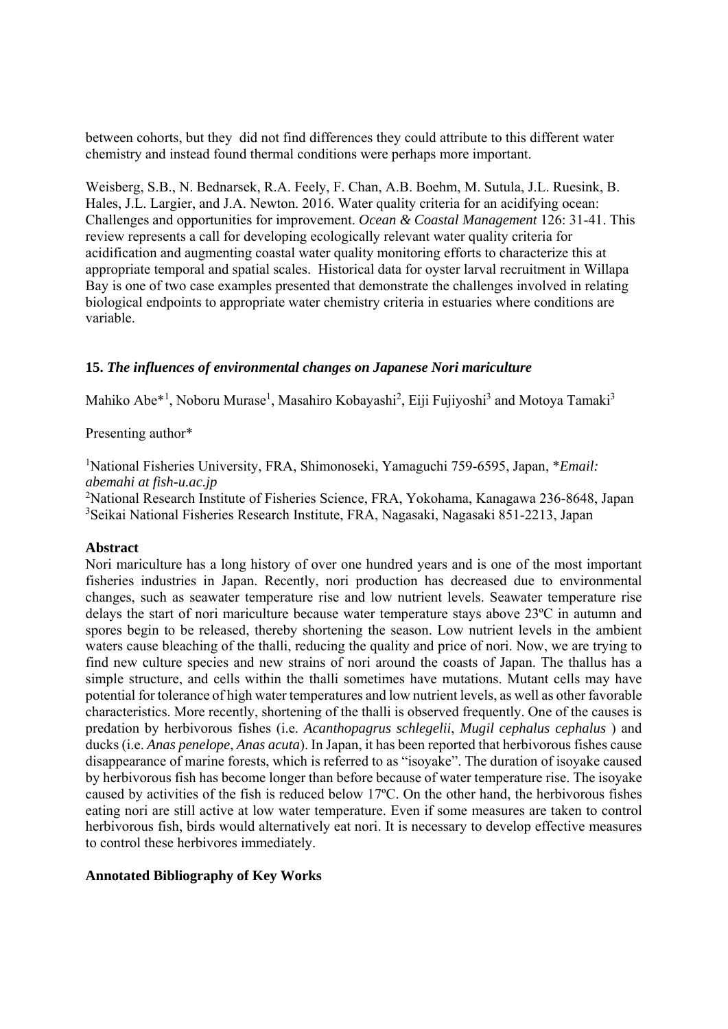between cohorts, but they did not find differences they could attribute to this different water chemistry and instead found thermal conditions were perhaps more important.

Weisberg, S.B., N. Bednarsek, R.A. Feely, F. Chan, A.B. Boehm, M. Sutula, J.L. Ruesink, B. Hales, J.L. Largier, and J.A. Newton. 2016. Water quality criteria for an acidifying ocean: Challenges and opportunities for improvement. *Ocean & Coastal Management* 126: 31-41. This review represents a call for developing ecologically relevant water quality criteria for acidification and augmenting coastal water quality monitoring efforts to characterize this at appropriate temporal and spatial scales. Historical data for oyster larval recruitment in Willapa Bay is one of two case examples presented that demonstrate the challenges involved in relating biological endpoints to appropriate water chemistry criteria in estuaries where conditions are variable.

### 15. *The influences of environmental changes on Japanese Nori mariculture*

Mahiko Abe*[1], Noboru Murase[1], Masahiro Kobayashi[2], Eiji Fujiyoshi[3] and Motoya Tamaki[3]

Presenting author*

[1]National Fisheries University, FRA, Shimonoseki, Yamaguchi 759-6595, Japan, **Email: abemahi at fish-u.ac.jp*

[2]National Research Institute of Fisheries Science, FRA, Yokohama, Kanagawa 236-8648, Japan

[3]Seikai National Fisheries Research Institute, FRA, Nagasaki, Nagasaki 851-2213, Japan

**Abstract**

Nori mariculture has a long history of over one hundred years and is one of the most important fisheries industries in Japan. Recently, nori production has decreased due to environmental changes, such as seawater temperature rise and low nutrient levels. Seawater temperature rise delays the start of nori mariculture because water temperature stays above 23ºC in autumn and spores begin to be released, thereby shortening the season. Low nutrient levels in the ambient waters cause bleaching of the thalli, reducing the quality and price of nori. Now, we are trying to find new culture species and new strains of nori around the coasts of Japan. The thallus has a simple structure, and cells within the thalli sometimes have mutations. Mutant cells may have potential for tolerance of high water temperatures and low nutrient levels, as well as other favorable characteristics. More recently, shortening of the thalli is observed frequently. One of the causes is predation by herbivorous fishes (i.e. *Acanthopagrus schlegelii*, *Mugil cephalus cephalus* ) and ducks (i.e. *Anas penelope*, *Anas acuta*). In Japan, it has been reported that herbivorous fishes cause disappearance of marine forests, which is referred to as "isoyake". The duration of isoyake caused by herbivorous fish has become longer than before because of water temperature rise. The isoyake caused by activities of the fish is reduced below 17ºC. On the other hand, the herbivorous fishes eating nori are still active at low water temperature. Even if some measures are taken to control herbivorous fish, birds would alternatively eat nori. It is necessary to develop effective measures to control these herbivores immediately.

**Annotated Bibliography of Key Works**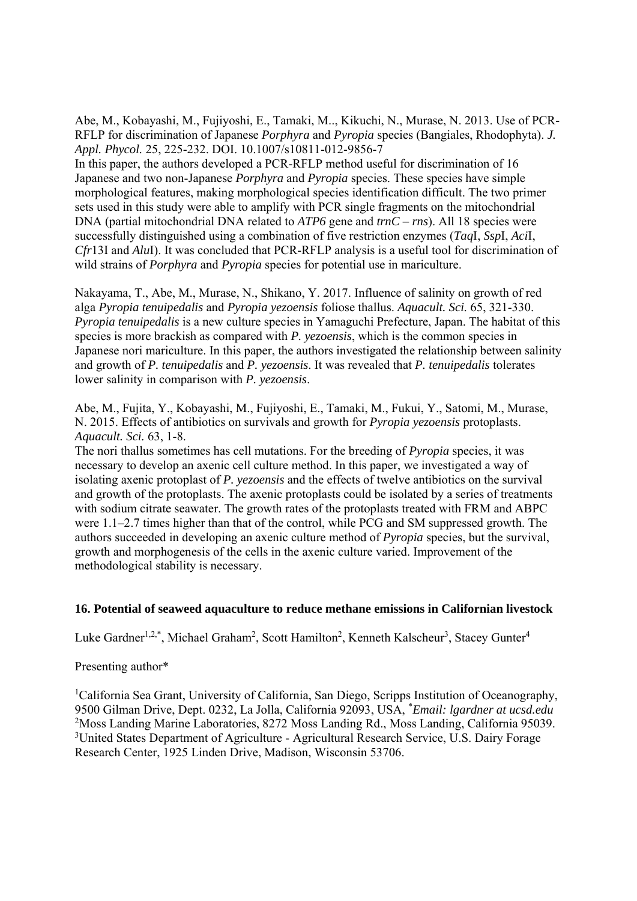Abe, M., Kobayashi, M., Fujiyoshi, E., Tamaki, M.., Kikuchi, N., Murase, N. 2013. Use of PCR-RFLP for discrimination of Japanese *Porphyra* and *Pyropia* species (Bangiales, Rhodophyta). *J. Appl. Phycol.* 25, 225-232. DOI. 10.1007/s10811-012-9856-7

In this paper, the authors developed a PCR-RFLP method useful for discrimination of 16 Japanese and two non-Japanese *Porphyra* and *Pyropia* species. These species have simple morphological features, making morphological species identification difficult. The two primer sets used in this study were able to amplify with PCR single fragments on the mitochondrial DNA (partial mitochondrial DNA related to *ATP6* gene and *trnC* – *rns*). All 18 species were successfully distinguished using a combination of five restriction enzymes (*Taq*I, *Ssp*I, *Aci*I, *Cfr*13I and *Alu*I). It was concluded that PCR-RFLP analysis is a useful tool for discrimination of wild strains of *Porphyra* and *Pyropia* species for potential use in mariculture.

Nakayama, T., Abe, M., Murase, N., Shikano, Y. 2017. Influence of salinity on growth of red alga *Pyropia tenuipedalis* and *Pyropia yezoensis* foliose thallus. *Aquacult. Sci.* 65, 321-330.
*Pyropia tenuipedalis* is a new culture species in Yamaguchi Prefecture, Japan. The habitat of this species is more brackish as compared with *P. yezoensis*, which is the common species in Japanese nori mariculture. In this paper, the authors investigated the relationship between salinity and growth of *P. tenuipedalis* and *P. yezoensis*. It was revealed that *P. tenuipedalis* tolerates lower salinity in comparison with *P. yezoensis*.

Abe, M., Fujita, Y., Kobayashi, M., Fujiyoshi, E., Tamaki, M., Fukui, Y., Satomi, M., Murase, N. 2015. Effects of antibiotics on survivals and growth for *Pyropia yezoensis* protoplasts. *Aquacult. Sci.* 63, 1-8.

The nori thallus sometimes has cell mutations. For the breeding of *Pyropia* species, it was necessary to develop an axenic cell culture method. In this paper, we investigated a way of isolating axenic protoplast of *P. yezoensis* and the effects of twelve antibiotics on the survival and growth of the protoplasts. The axenic protoplasts could be isolated by a series of treatments with sodium citrate seawater. The growth rates of the protoplasts treated with FRM and ABPC were 1.1–2.7 times higher than that of the control, while PCG and SM suppressed growth. The authors succeeded in developing an axenic culture method of *Pyropia* species, but the survival, growth and morphogenesis of the cells in the axenic culture varied. Improvement of the methodological stability is necessary.

### 16. Potential of seaweed aquaculture to reduce methane emissions in Californian livestock

Luke Gardner[1,2,*], Michael Graham[2], Scott Hamilton[2], Kenneth Kalscheur[3], Stacey Gunter[4]

Presenting author*

[1]California Sea Grant, University of California, San Diego, Scripps Institution of Oceanography, 9500 Gilman Drive, Dept. 0232, La Jolla, California 92093, USA, [*]*Email: lgardner at ucsd.edu*
[2]Moss Landing Marine Laboratories, 8272 Moss Landing Rd., Moss Landing, California 95039.
[3]United States Department of Agriculture - Agricultural Research Service, U.S. Dairy Forage Research Center, 1925 Linden Drive, Madison, Wisconsin 53706.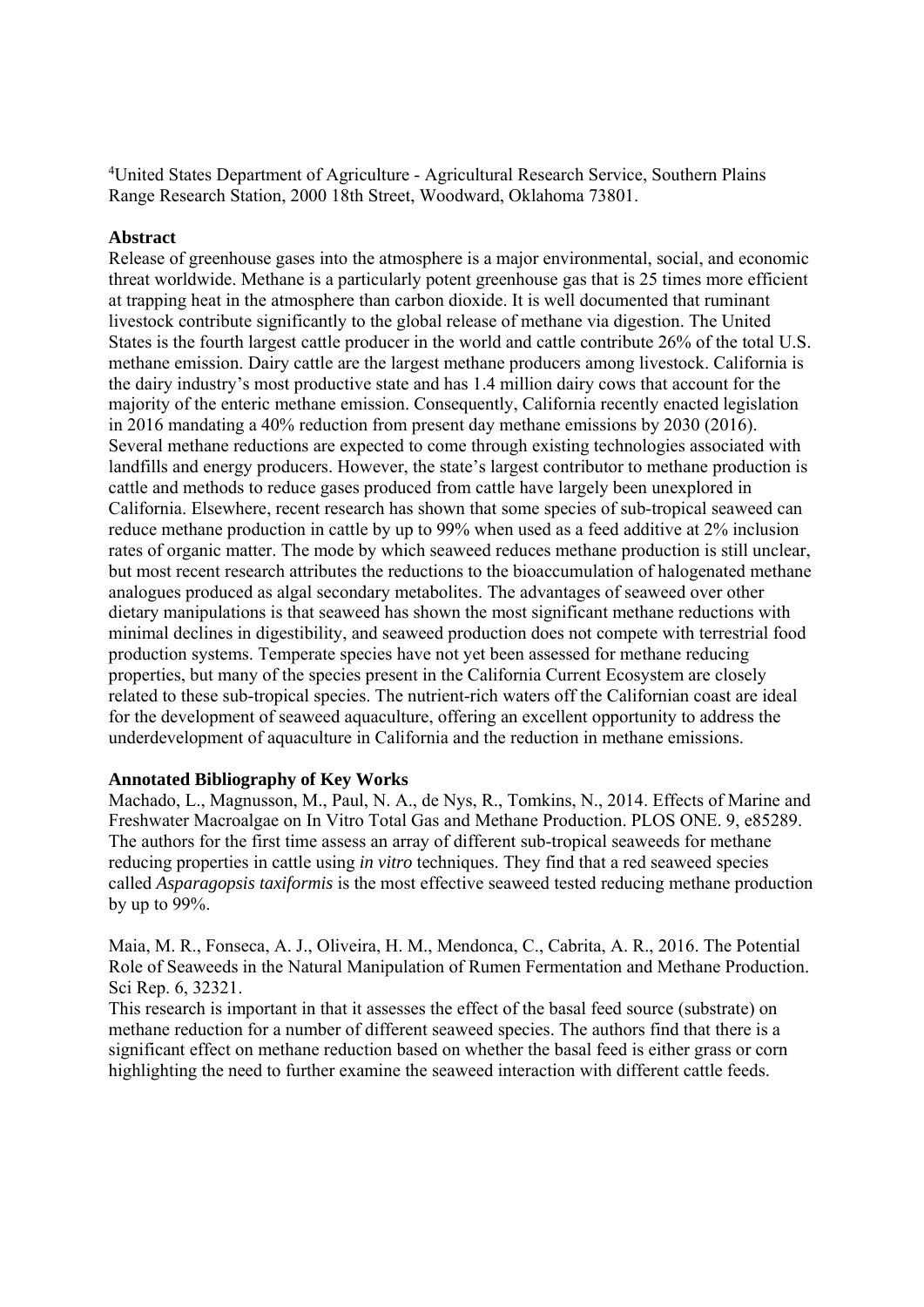[4]United States Department of Agriculture - Agricultural Research Service, Southern Plains Range Research Station, 2000 18th Street, Woodward, Oklahoma 73801.

**Abstract**

Release of greenhouse gases into the atmosphere is a major environmental, social, and economic threat worldwide. Methane is a particularly potent greenhouse gas that is 25 times more efficient at trapping heat in the atmosphere than carbon dioxide. It is well documented that ruminant livestock contribute significantly to the global release of methane via digestion. The United States is the fourth largest cattle producer in the world and cattle contribute 26% of the total U.S. methane emission. Dairy cattle are the largest methane producers among livestock. California is the dairy industry's most productive state and has 1.4 million dairy cows that account for the majority of the enteric methane emission. Consequently, California recently enacted legislation in 2016 mandating a 40% reduction from present day methane emissions by 2030 (2016). Several methane reductions are expected to come through existing technologies associated with landfills and energy producers. However, the state's largest contributor to methane production is cattle and methods to reduce gases produced from cattle have largely been unexplored in California. Elsewhere, recent research has shown that some species of sub-tropical seaweed can reduce methane production in cattle by up to 99% when used as a feed additive at 2% inclusion rates of organic matter. The mode by which seaweed reduces methane production is still unclear, but most recent research attributes the reductions to the bioaccumulation of halogenated methane analogues produced as algal secondary metabolites. The advantages of seaweed over other dietary manipulations is that seaweed has shown the most significant methane reductions with minimal declines in digestibility, and seaweed production does not compete with terrestrial food production systems. Temperate species have not yet been assessed for methane reducing properties, but many of the species present in the California Current Ecosystem are closely related to these sub-tropical species. The nutrient-rich waters off the Californian coast are ideal for the development of seaweed aquaculture, offering an excellent opportunity to address the underdevelopment of aquaculture in California and the reduction in methane emissions.

**Annotated Bibliography of Key Works**

Machado, L., Magnusson, M., Paul, N. A., de Nys, R., Tomkins, N., 2014. Effects of Marine and Freshwater Macroalgae on In Vitro Total Gas and Methane Production. PLOS ONE. 9, e85289.
The authors for the first time assess an array of different sub-tropical seaweeds for methane reducing properties in cattle using *in vitro* techniques. They find that a red seaweed species called *Asparagopsis taxiformis* is the most effective seaweed tested reducing methane production by up to 99%.

Maia, M. R., Fonseca, A. J., Oliveira, H. M., Mendonca, C., Cabrita, A. R., 2016. The Potential Role of Seaweeds in the Natural Manipulation of Rumen Fermentation and Methane Production. Sci Rep. 6, 32321.
This research is important in that it assesses the effect of the basal feed source (substrate) on methane reduction for a number of different seaweed species. The authors find that there is a significant effect on methane reduction based on whether the basal feed is either grass or corn highlighting the need to further examine the seaweed interaction with different cattle feeds.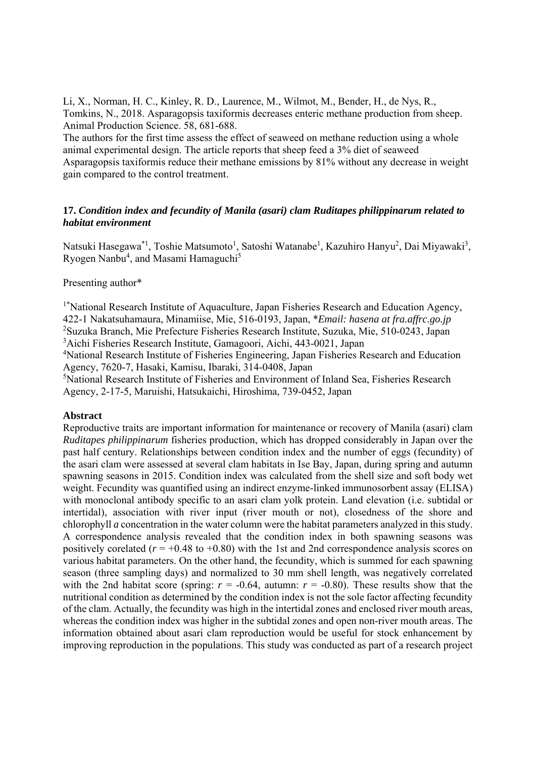Li, X., Norman, H. C., Kinley, R. D., Laurence, M., Wilmot, M., Bender, H., de Nys, R., Tomkins, N., 2018. Asparagopsis taxiformis decreases enteric methane production from sheep. Animal Production Science. 58, 681-688.

The authors for the first time assess the effect of seaweed on methane reduction using a whole animal experimental design. The article reports that sheep feed a 3% diet of seaweed Asparagopsis taxiformis reduce their methane emissions by 81% without any decrease in weight gain compared to the control treatment.

### 17. *Condition index and fecundity of Manila (asari) clam Ruditapes philippinarum related to habitat environment*

Natsuki Hasegawa*[1], Toshie Matsumoto[1], Satoshi Watanabe[1], Kazuhiro Hanyu[2], Dai Miyawaki[3], Ryogen Nanbu[4], and Masami Hamaguchi[5]

Presenting author*

[1*]National Research Institute of Aquaculture, Japan Fisheries Research and Education Agency, 422-1 Nakatsuhamaura, Minamiise, Mie, 516-0193, Japan, **Email: hasena at fra.affrc.go.jp*

[2]Suzuka Branch, Mie Prefecture Fisheries Research Institute, Suzuka, Mie, 510-0243, Japan

[3]Aichi Fisheries Research Institute, Gamagoori, Aichi, 443-0021, Japan

[4]National Research Institute of Fisheries Engineering, Japan Fisheries Research and Education Agency, 7620-7, Hasaki, Kamisu, Ibaraki, 314-0408, Japan

[5]National Research Institute of Fisheries and Environment of Inland Sea, Fisheries Research Agency, 2-17-5, Maruishi, Hatsukaichi, Hiroshima, 739-0452, Japan

**Abstract**

Reproductive traits are important information for maintenance or recovery of Manila (asari) clam *Ruditapes philippinarum* fisheries production, which has dropped considerably in Japan over the past half century. Relationships between condition index and the number of eggs (fecundity) of the asari clam were assessed at several clam habitats in Ise Bay, Japan, during spring and autumn spawning seasons in 2015. Condition index was calculated from the shell size and soft body wet weight. Fecundity was quantified using an indirect enzyme-linked immunosorbent assay (ELISA) with monoclonal antibody specific to an asari clam yolk protein. Land elevation (i.e. subtidal or intertidal), association with river input (river mouth or not), closedness of the shore and chlorophyll *a* concentration in the water column were the habitat parameters analyzed in this study. A correspondence analysis revealed that the condition index in both spawning seasons was positively corelated ($r = +0.48$ to $+0.80$) with the 1st and 2nd correspondence analysis scores on various habitat parameters. On the other hand, the fecundity, which is summed for each spawning season (three sampling days) and normalized to 30 mm shell length, was negatively correlated with the 2nd habitat score (spring: $r = -0.64$, autumn: $r = -0.80$). These results show that the nutritional condition as determined by the condition index is not the sole factor affecting fecundity of the clam. Actually, the fecundity was high in the intertidal zones and enclosed river mouth areas, whereas the condition index was higher in the subtidal zones and open non-river mouth areas. The information obtained about asari clam reproduction would be useful for stock enhancement by improving reproduction in the populations. This study was conducted as part of a research project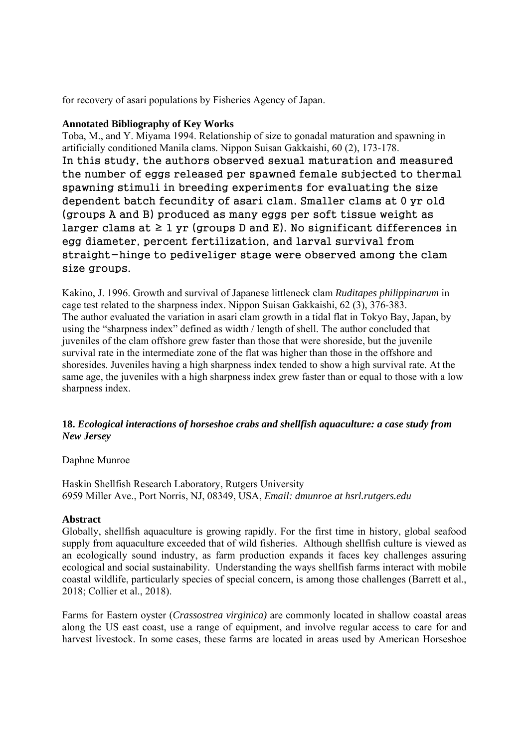for recovery of asari populations by Fisheries Agency of Japan.

**Annotated Bibliography of Key Works**

Toba, M., and Y. Miyama 1994. Relationship of size to gonadal maturation and spawning in artificially conditioned Manila clams. Nippon Suisan Gakkaishi, 60 (2), 173-178.
In this study, the authors observed sexual maturation and measured the number of eggs released per spawned female subjected to thermal spawning stimuli in breeding experiments for evaluating the size dependent batch fecundity of asari clam. Smaller clams at 0 yr old (groups A and B) produced as many eggs per soft tissue weight as larger clams at ≥ 1 yr (groups D and E). No significant differences in egg diameter, percent fertilization, and larval survival from straight–hinge to pediveliger stage were observed among the clam size groups.

Kakino, J. 1996. Growth and survival of Japanese littleneck clam *Ruditapes philippinarum* in cage test related to the sharpness index. Nippon Suisan Gakkaishi, 62 (3), 376-383.
The author evaluated the variation in asari clam growth in a tidal flat in Tokyo Bay, Japan, by using the "sharpness index" defined as width / length of shell. The author concluded that juveniles of the clam offshore grew faster than those that were shoreside, but the juvenile survival rate in the intermediate zone of the flat was higher than those in the offshore and shoresides. Juveniles having a high sharpness index tended to show a high survival rate. At the same age, the juveniles with a high sharpness index grew faster than or equal to those with a low sharpness index.

### 18. *Ecological interactions of horseshoe crabs and shellfish aquaculture: a case study from New Jersey*

Daphne Munroe

Haskin Shellfish Research Laboratory, Rutgers University
6959 Miller Ave., Port Norris, NJ, 08349, USA, *Email: dmunroe at hsrl.rutgers.edu*

**Abstract**

Globally, shellfish aquaculture is growing rapidly. For the first time in history, global seafood supply from aquaculture exceeded that of wild fisheries. Although shellfish culture is viewed as an ecologically sound industry, as farm production expands it faces key challenges assuring ecological and social sustainability. Understanding the ways shellfish farms interact with mobile coastal wildlife, particularly species of special concern, is among those challenges (Barrett et al., 2018; Collier et al., 2018).

Farms for Eastern oyster (*Crassostrea virginica)* are commonly located in shallow coastal areas along the US east coast, use a range of equipment, and involve regular access to care for and harvest livestock. In some cases, these farms are located in areas used by American Horseshoe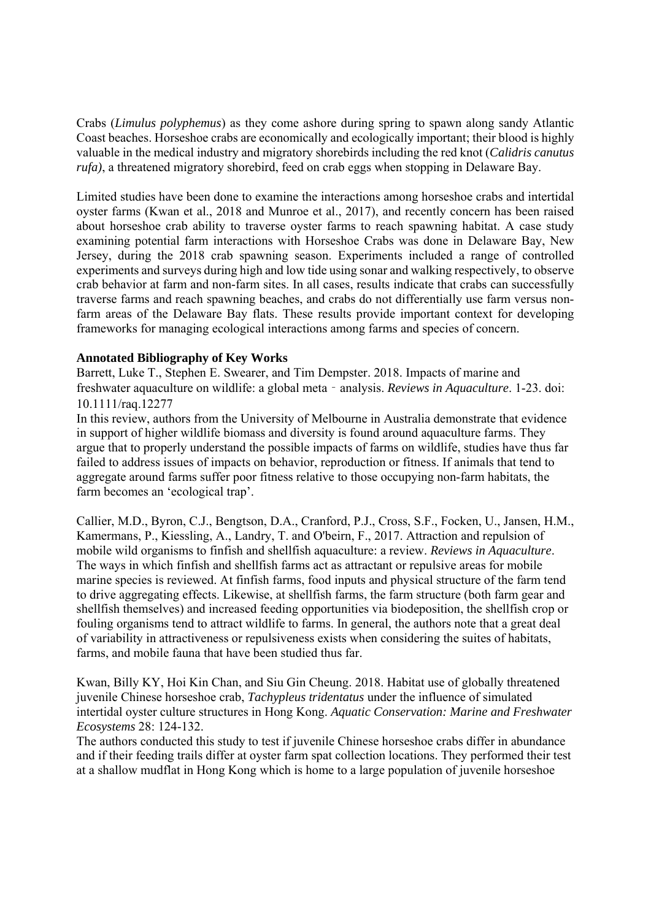Crabs (*Limulus polyphemus*) as they come ashore during spring to spawn along sandy Atlantic Coast beaches. Horseshoe crabs are economically and ecologically important; their blood is highly valuable in the medical industry and migratory shorebirds including the red knot (*Calidris canutus rufa)*, a threatened migratory shorebird, feed on crab eggs when stopping in Delaware Bay.

Limited studies have been done to examine the interactions among horseshoe crabs and intertidal oyster farms (Kwan et al., 2018 and Munroe et al., 2017), and recently concern has been raised about horseshoe crab ability to traverse oyster farms to reach spawning habitat. A case study examining potential farm interactions with Horseshoe Crabs was done in Delaware Bay, New Jersey, during the 2018 crab spawning season. Experiments included a range of controlled experiments and surveys during high and low tide using sonar and walking respectively, to observe crab behavior at farm and non-farm sites. In all cases, results indicate that crabs can successfully traverse farms and reach spawning beaches, and crabs do not differentially use farm versus non-farm areas of the Delaware Bay flats. These results provide important context for developing frameworks for managing ecological interactions among farms and species of concern.

**Annotated Bibliography of Key Works**

Barrett, Luke T., Stephen E. Swearer, and Tim Dempster. 2018. Impacts of marine and freshwater aquaculture on wildlife: a global meta‐analysis. *Reviews in Aquaculture*. 1-23. doi: 10.1111/raq.12277

In this review, authors from the University of Melbourne in Australia demonstrate that evidence in support of higher wildlife biomass and diversity is found around aquaculture farms. They argue that to properly understand the possible impacts of farms on wildlife, studies have thus far failed to address issues of impacts on behavior, reproduction or fitness. If animals that tend to aggregate around farms suffer poor fitness relative to those occupying non-farm habitats, the farm becomes an 'ecological trap'.

Callier, M.D., Byron, C.J., Bengtson, D.A., Cranford, P.J., Cross, S.F., Focken, U., Jansen, H.M., Kamermans, P., Kiessling, A., Landry, T. and O'beirn, F., 2017. Attraction and repulsion of mobile wild organisms to finfish and shellfish aquaculture: a review. *Reviews in Aquaculture*.

The ways in which finfish and shellfish farms act as attractant or repulsive areas for mobile marine species is reviewed. At finfish farms, food inputs and physical structure of the farm tend to drive aggregating effects. Likewise, at shellfish farms, the farm structure (both farm gear and shellfish themselves) and increased feeding opportunities via biodeposition, the shellfish crop or fouling organisms tend to attract wildlife to farms. In general, the authors note that a great deal of variability in attractiveness or repulsiveness exists when considering the suites of habitats, farms, and mobile fauna that have been studied thus far.

Kwan, Billy KY, Hoi Kin Chan, and Siu Gin Cheung. 2018. Habitat use of globally threatened juvenile Chinese horseshoe crab, *Tachypleus tridentatus* under the influence of simulated intertidal oyster culture structures in Hong Kong. *Aquatic Conservation: Marine and Freshwater Ecosystems* 28: 124-132.

The authors conducted this study to test if juvenile Chinese horseshoe crabs differ in abundance and if their feeding trails differ at oyster farm spat collection locations. They performed their test at a shallow mudflat in Hong Kong which is home to a large population of juvenile horseshoe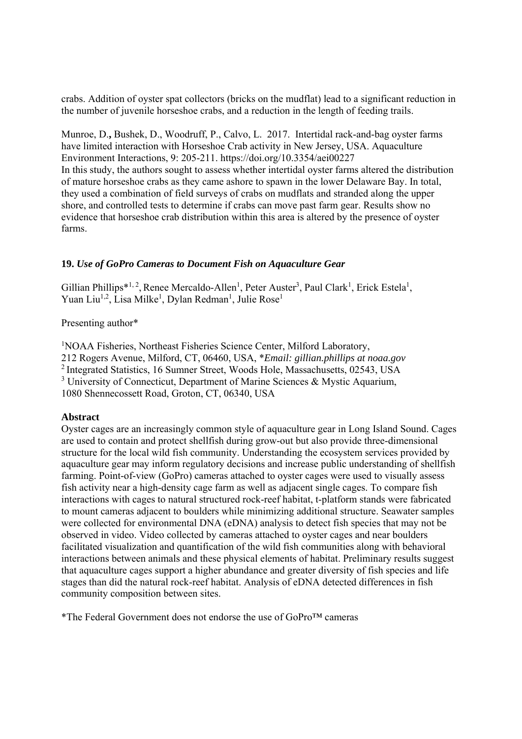crabs. Addition of oyster spat collectors (bricks on the mudflat) lead to a significant reduction in the number of juvenile horseshoe crabs, and a reduction in the length of feeding trails.

Munroe, D.**,** Bushek, D., Woodruff, P., Calvo, L. 2017. Intertidal rack-and-bag oyster farms have limited interaction with Horseshoe Crab activity in New Jersey, USA. Aquaculture Environment Interactions, 9: 205-211. https://doi.org/10.3354/aei00227
In this study, the authors sought to assess whether intertidal oyster farms altered the distribution of mature horseshoe crabs as they came ashore to spawn in the lower Delaware Bay. In total, they used a combination of field surveys of crabs on mudflats and stranded along the upper shore, and controlled tests to determine if crabs can move past farm gear. Results show no evidence that horseshoe crab distribution within this area is altered by the presence of oyster farms.

### 19. *Use of GoPro Cameras to Document Fish on Aquaculture Gear*

Gillian Phillips*[1, 2], Renee Mercaldo-Allen[1], Peter Auster[3], Paul Clark[1], Erick Estela[1], Yuan Liu[1,2], Lisa Milke[1], Dylan Redman[1], Julie Rose[1]

Presenting author*

[1]NOAA Fisheries, Northeast Fisheries Science Center, Milford Laboratory,
212 Rogers Avenue, Milford, CT, 06460, USA, **Email: gillian.phillips at noaa.gov*
[2] Integrated Statistics, 16 Sumner Street, Woods Hole, Massachusetts, 02543, USA
[3] University of Connecticut, Department of Marine Sciences & Mystic Aquarium,
1080 Shennecossett Road, Groton, CT, 06340, USA

**Abstract**
Oyster cages are an increasingly common style of aquaculture gear in Long Island Sound. Cages are used to contain and protect shellfish during grow-out but also provide three-dimensional structure for the local wild fish community. Understanding the ecosystem services provided by aquaculture gear may inform regulatory decisions and increase public understanding of shellfish farming. Point-of-view (GoPro) cameras attached to oyster cages were used to visually assess fish activity near a high-density cage farm as well as adjacent single cages. To compare fish interactions with cages to natural structured rock-reef habitat, t-platform stands were fabricated to mount cameras adjacent to boulders while minimizing additional structure. Seawater samples were collected for environmental DNA (eDNA) analysis to detect fish species that may not be observed in video. Video collected by cameras attached to oyster cages and near boulders facilitated visualization and quantification of the wild fish communities along with behavioral interactions between animals and these physical elements of habitat. Preliminary results suggest that aquaculture cages support a higher abundance and greater diversity of fish species and life stages than did the natural rock-reef habitat. Analysis of eDNA detected differences in fish community composition between sites.

*The Federal Government does not endorse the use of GoPro™ cameras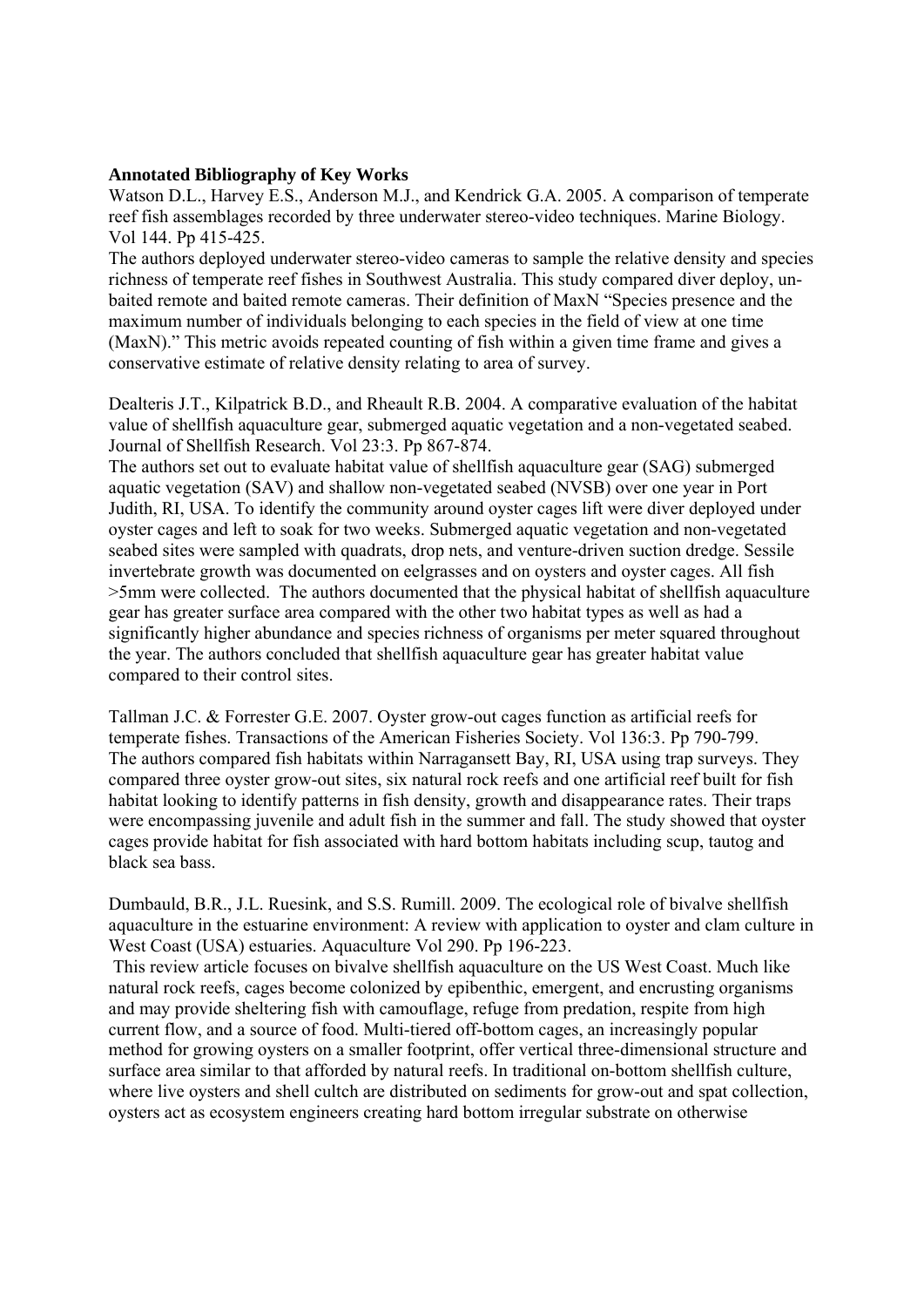**Annotated Bibliography of Key Works**

Watson D.L., Harvey E.S., Anderson M.J., and Kendrick G.A. 2005. A comparison of temperate reef fish assemblages recorded by three underwater stereo-video techniques. Marine Biology. Vol 144. Pp 415-425.

The authors deployed underwater stereo-video cameras to sample the relative density and species richness of temperate reef fishes in Southwest Australia. This study compared diver deploy, un-baited remote and baited remote cameras. Their definition of MaxN "Species presence and the maximum number of individuals belonging to each species in the field of view at one time (MaxN)." This metric avoids repeated counting of fish within a given time frame and gives a conservative estimate of relative density relating to area of survey.

Dealteris J.T., Kilpatrick B.D., and Rheault R.B. 2004. A comparative evaluation of the habitat value of shellfish aquaculture gear, submerged aquatic vegetation and a non-vegetated seabed. Journal of Shellfish Research. Vol 23:3. Pp 867-874.

The authors set out to evaluate habitat value of shellfish aquaculture gear (SAG) submerged aquatic vegetation (SAV) and shallow non-vegetated seabed (NVSB) over one year in Port Judith, RI, USA. To identify the community around oyster cages lift were diver deployed under oyster cages and left to soak for two weeks. Submerged aquatic vegetation and non-vegetated seabed sites were sampled with quadrats, drop nets, and venture-driven suction dredge. Sessile invertebrate growth was documented on eelgrasses and on oysters and oyster cages. All fish >5mm were collected. The authors documented that the physical habitat of shellfish aquaculture gear has greater surface area compared with the other two habitat types as well as had a significantly higher abundance and species richness of organisms per meter squared throughout the year. The authors concluded that shellfish aquaculture gear has greater habitat value compared to their control sites.

Tallman J.C. & Forrester G.E. 2007. Oyster grow-out cages function as artificial reefs for temperate fishes. Transactions of the American Fisheries Society. Vol 136:3. Pp 790-799.

The authors compared fish habitats within Narragansett Bay, RI, USA using trap surveys. They compared three oyster grow-out sites, six natural rock reefs and one artificial reef built for fish habitat looking to identify patterns in fish density, growth and disappearance rates. Their traps were encompassing juvenile and adult fish in the summer and fall. The study showed that oyster cages provide habitat for fish associated with hard bottom habitats including scup, tautog and black sea bass.

Dumbauld, B.R., J.L. Ruesink, and S.S. Rumill. 2009. The ecological role of bivalve shellfish aquaculture in the estuarine environment: A review with application to oyster and clam culture in West Coast (USA) estuaries. Aquaculture Vol 290. Pp 196-223.

This review article focuses on bivalve shellfish aquaculture on the US West Coast. Much like natural rock reefs, cages become colonized by epibenthic, emergent, and encrusting organisms and may provide sheltering fish with camouflage, refuge from predation, respite from high current flow, and a source of food. Multi-tiered off-bottom cages, an increasingly popular method for growing oysters on a smaller footprint, offer vertical three-dimensional structure and surface area similar to that afforded by natural reefs. In traditional on-bottom shellfish culture, where live oysters and shell cultch are distributed on sediments for grow-out and spat collection, oysters act as ecosystem engineers creating hard bottom irregular substrate on otherwise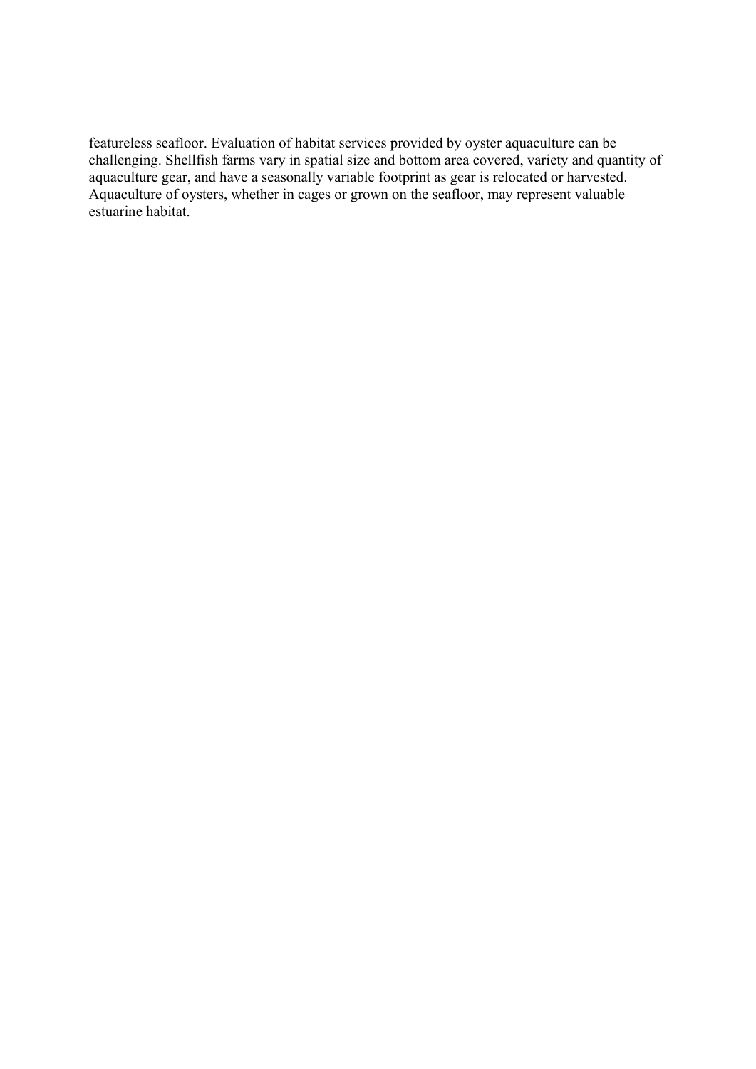featureless seafloor. Evaluation of habitat services provided by oyster aquaculture can be challenging. Shellfish farms vary in spatial size and bottom area covered, variety and quantity of aquaculture gear, and have a seasonally variable footprint as gear is relocated or harvested. Aquaculture of oysters, whether in cages or grown on the seafloor, may represent valuable estuarine habitat.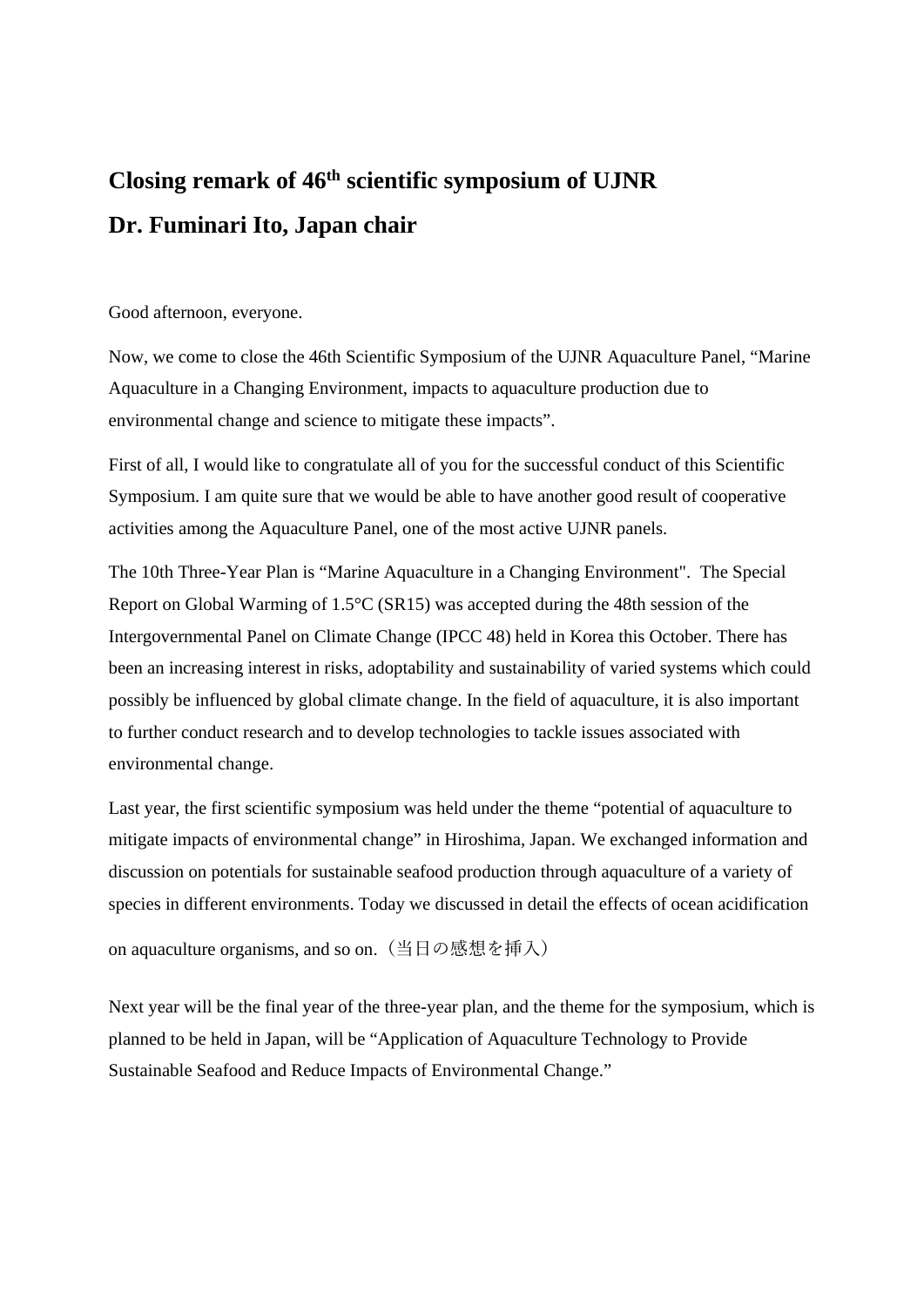# Closing remark of 46th scientific symposium of UJNR

# Dr. Fuminari Ito, Japan chair

Good afternoon, everyone.

Now, we come to close the 46th Scientific Symposium of the UJNR Aquaculture Panel, "Marine Aquaculture in a Changing Environment, impacts to aquaculture production due to environmental change and science to mitigate these impacts".

First of all, I would like to congratulate all of you for the successful conduct of this Scientific Symposium. I am quite sure that we would be able to have another good result of cooperative activities among the Aquaculture Panel, one of the most active UJNR panels.

The 10th Three-Year Plan is "Marine Aquaculture in a Changing Environment". The Special Report on Global Warming of 1.5°C (SR15) was accepted during the 48th session of the Intergovernmental Panel on Climate Change (IPCC 48) held in Korea this October. There has been an increasing interest in risks, adoptability and sustainability of varied systems which could possibly be influenced by global climate change. In the field of aquaculture, it is also important to further conduct research and to develop technologies to tackle issues associated with environmental change.

Last year, the first scientific symposium was held under the theme "potential of aquaculture to mitigate impacts of environmental change" in Hiroshima, Japan. We exchanged information and discussion on potentials for sustainable seafood production through aquaculture of a variety of species in different environments. Today we discussed in detail the effects of ocean acidification on aquaculture organisms, and so on.（当日の感想を挿入）

Next year will be the final year of the three-year plan, and the theme for the symposium, which is planned to be held in Japan, will be "Application of Aquaculture Technology to Provide Sustainable Seafood and Reduce Impacts of Environmental Change."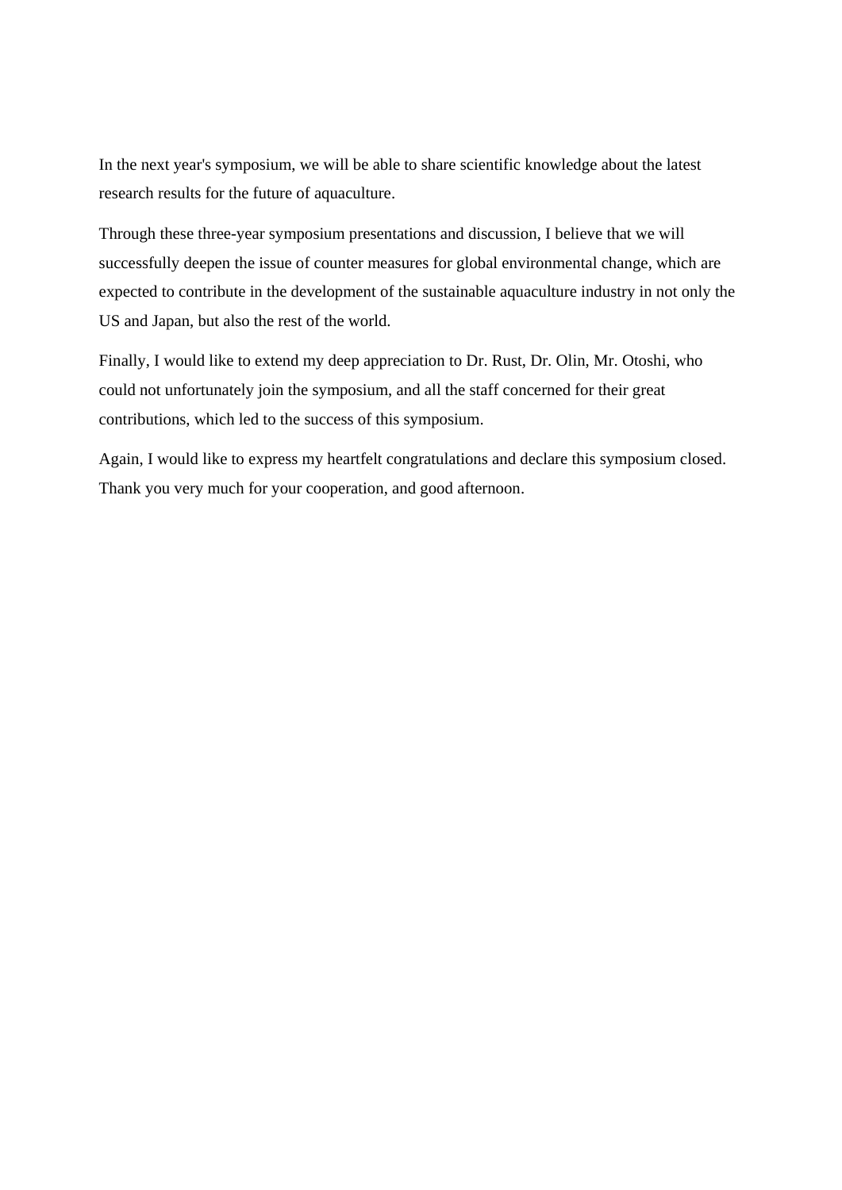In the next year's symposium, we will be able to share scientific knowledge about the latest research results for the future of aquaculture.

Through these three-year symposium presentations and discussion, I believe that we will successfully deepen the issue of counter measures for global environmental change, which are expected to contribute in the development of the sustainable aquaculture industry in not only the US and Japan, but also the rest of the world.

Finally, I would like to extend my deep appreciation to Dr. Rust, Dr. Olin, Mr. Otoshi, who could not unfortunately join the symposium, and all the staff concerned for their great contributions, which led to the success of this symposium.

Again, I would like to express my heartfelt congratulations and declare this symposium closed. Thank you very much for your cooperation, and good afternoon.